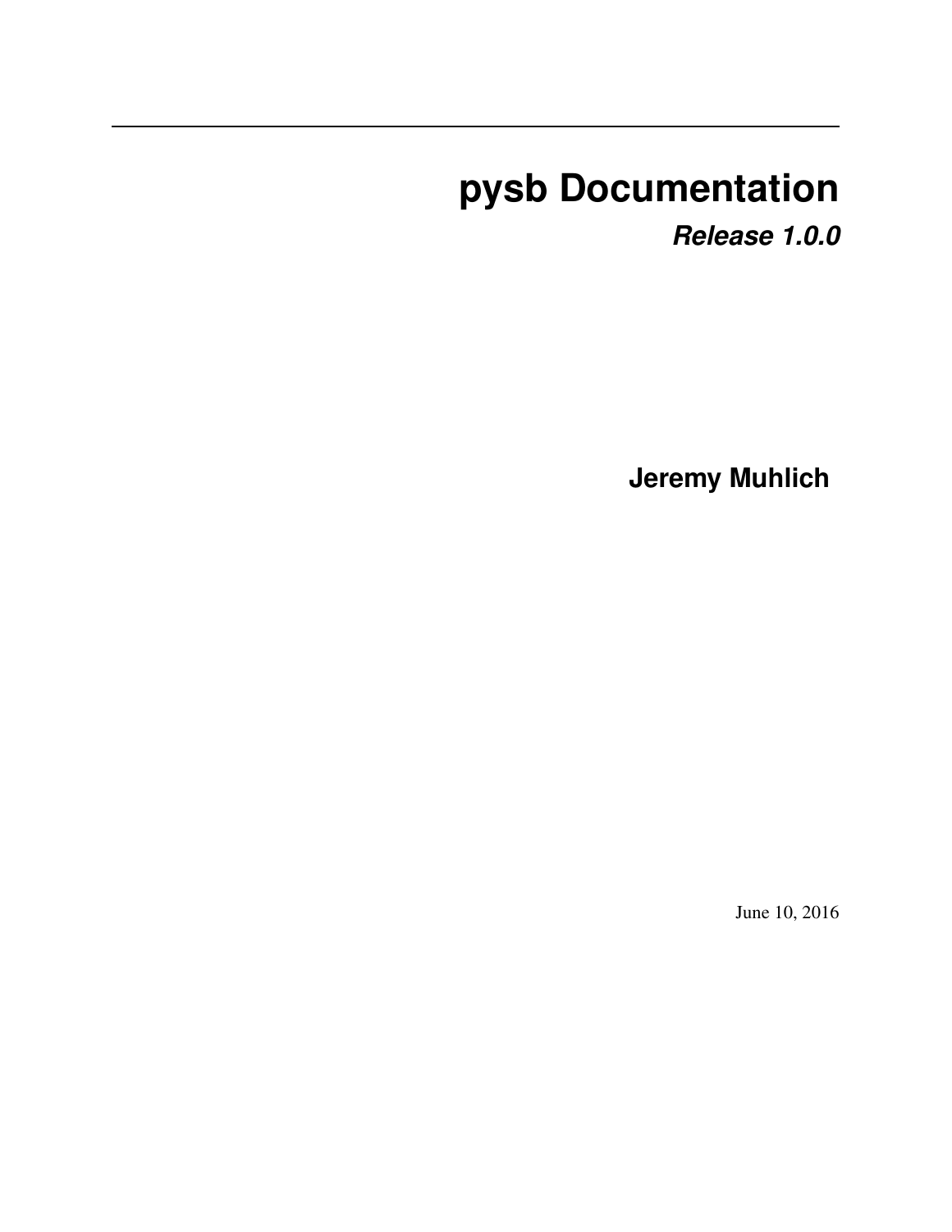# pysb Documentation

***Release 1.0.0***

**Jeremy Muhlich**

June 10, 2016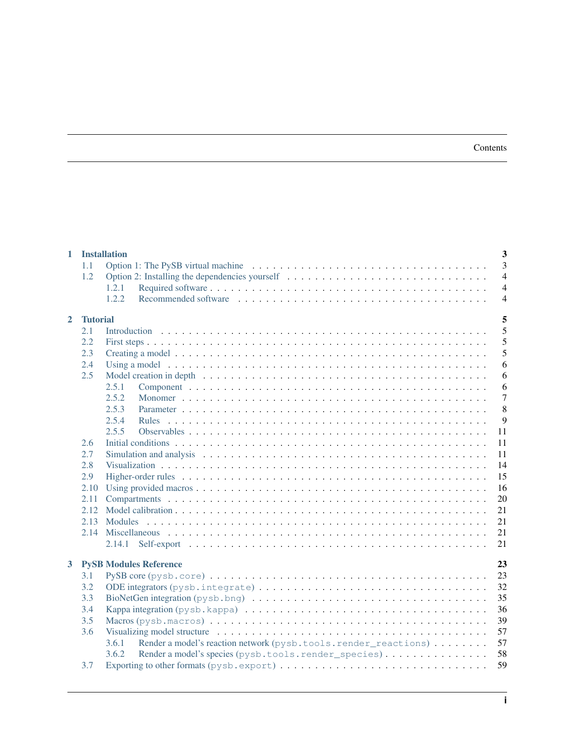# Contents

- **1 Installation** — 3
  - 1.1 Option 1: The PySB virtual machine — 3
  - 1.2 Option 2: Installing the dependencies yourself — 4
    - 1.2.1 Required software — 4
    - 1.2.2 Recommended software — 4
- **2 Tutorial** — 5
  - 2.1 Introduction — 5
  - 2.2 First steps — 5
  - 2.3 Creating a model — 5
  - 2.4 Using a model — 6
  - 2.5 Model creation in depth — 6
    - 2.5.1 Component — 6
    - 2.5.2 Monomer — 7
    - 2.5.3 Parameter — 8
    - 2.5.4 Rules — 9
    - 2.5.5 Observables — 11
  - 2.6 Initial conditions — 11
  - 2.7 Simulation and analysis — 11
  - 2.8 Visualization — 14
  - 2.9 Higher-order rules — 15
  - 2.10 Using provided macros — 16
  - 2.11 Compartments — 20
  - 2.12 Model calibration — 21
  - 2.13 Modules — 21
  - 2.14 Miscellaneous — 21
    - 2.14.1 Self-export — 21
- **3 PySB Modules Reference** — 23
  - 3.1 PySB core (`pysb.core`) — 23
  - 3.2 ODE integrators (`pysb.integrate`) — 32
  - 3.3 BioNetGen integration (`pysb.bng`) — 35
  - 3.4 Kappa integration (`pysb.kappa`) — 36
  - 3.5 Macros (`pysb.macros`) — 39
  - 3.6 Visualizing model structure — 57
    - 3.6.1 Render a model's reaction network (`pysb.tools.render_reactions`) — 57
    - 3.6.2 Render a model's species (`pysb.tools.render_species`) — 58
  - 3.7 Exporting to other formats (`pysb.export`) — 59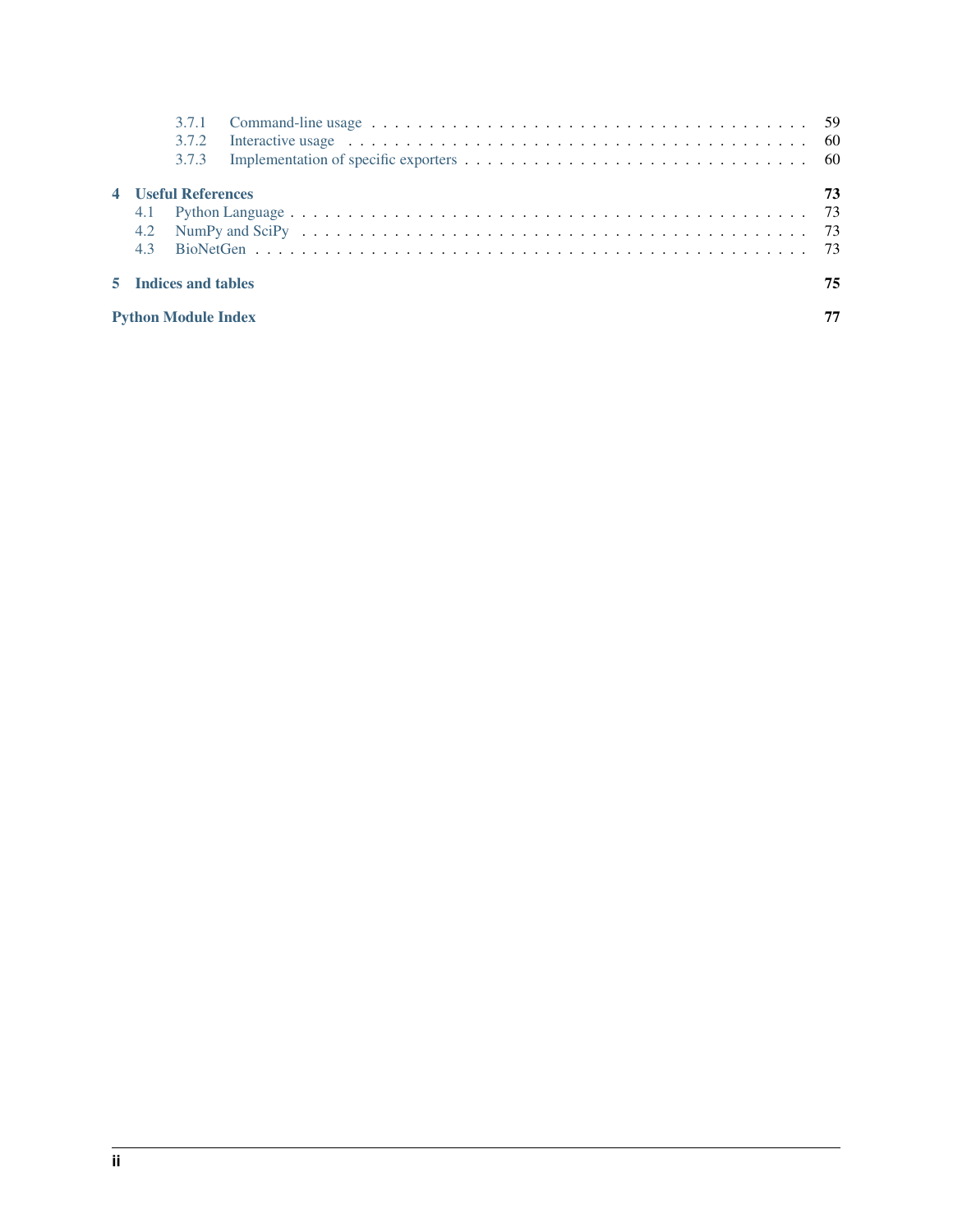3.7.1 Command-line usage . . . . . . . . . . . . . . . . . . . . . . . . . . . . . . . . . . . . 59
3.7.2 Interactive usage . . . . . . . . . . . . . . . . . . . . . . . . . . . . . . . . . . . . . . 60
3.7.3 Implementation of specific exporters . . . . . . . . . . . . . . . . . . . . . . . . . . . . 60

**4 Useful References** **73**

4.1 Python Language . . . . . . . . . . . . . . . . . . . . . . . . . . . . . . . . . . . . . . . . 73
4.2 NumPy and SciPy . . . . . . . . . . . . . . . . . . . . . . . . . . . . . . . . . . . . . . . . 73
4.3 BioNetGen . . . . . . . . . . . . . . . . . . . . . . . . . . . . . . . . . . . . . . . . . . . . 73

**5 Indices and tables** **75**

**Python Module Index** **77**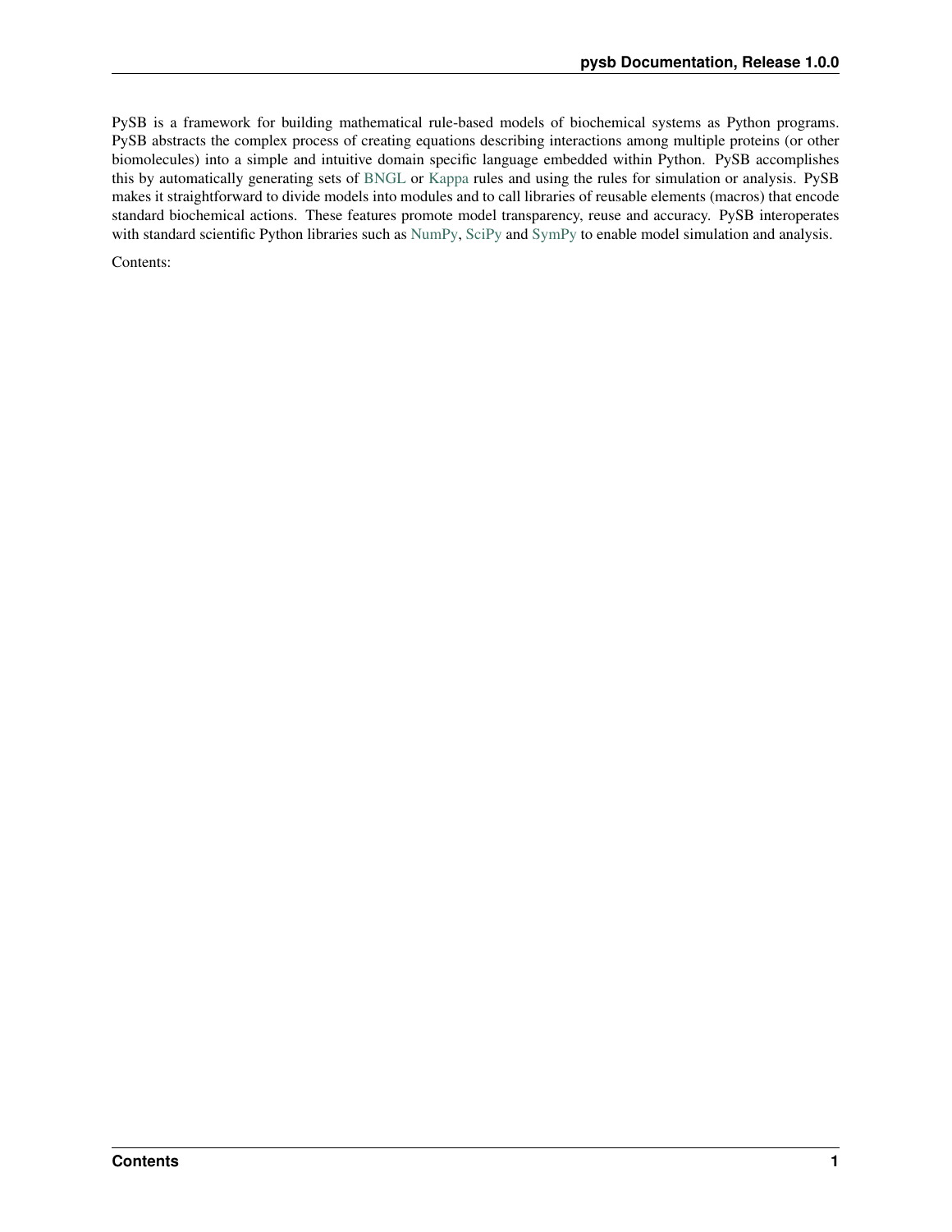PySB is a framework for building mathematical rule-based models of biochemical systems as Python programs. PySB abstracts the complex process of creating equations describing interactions among multiple proteins (or other biomolecules) into a simple and intuitive domain specific language embedded within Python. PySB accomplishes this by automatically generating sets of BNGL or Kappa rules and using the rules for simulation or analysis. PySB makes it straightforward to divide models into modules and to call libraries of reusable elements (macros) that encode standard biochemical actions. These features promote model transparency, reuse and accuracy. PySB interoperates with standard scientific Python libraries such as NumPy, SciPy and SymPy to enable model simulation and analysis.

Contents: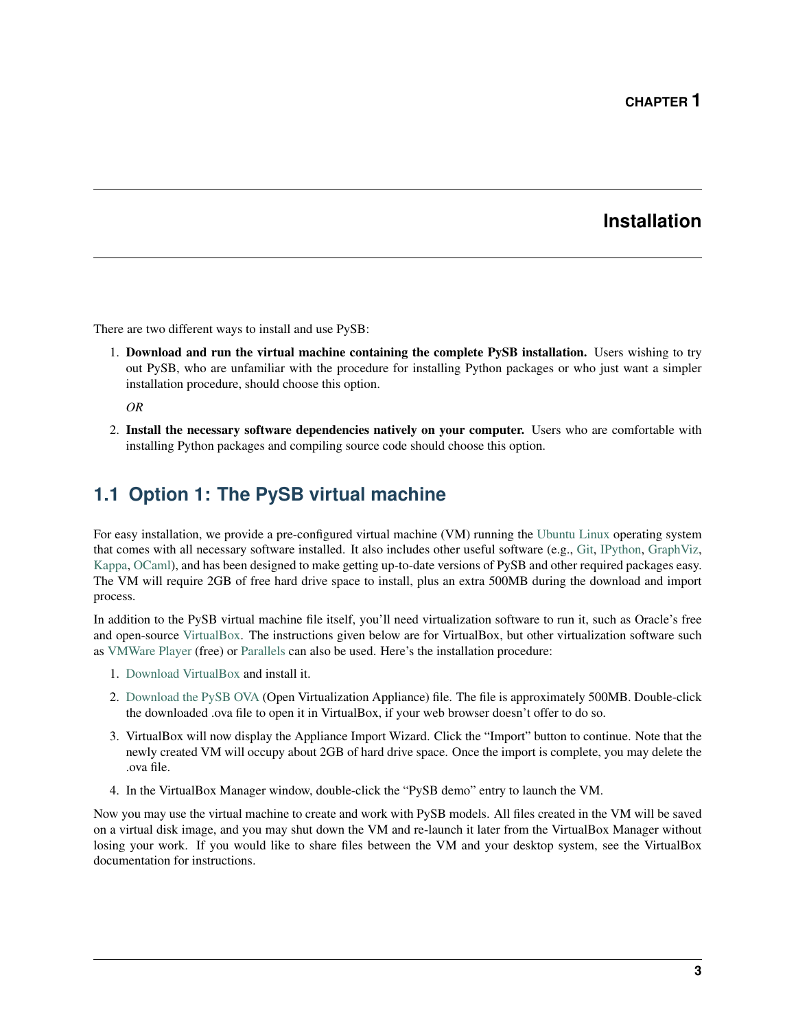# CHAPTER 1

# Installation

There are two different ways to install and use PySB:

1. **Download and run the virtual machine containing the complete PySB installation.** Users wishing to try out PySB, who are unfamiliar with the procedure for installing Python packages or who just want a simpler installation procedure, should choose this option.

   *OR*

2. **Install the necessary software dependencies natively on your computer.** Users who are comfortable with installing Python packages and compiling source code should choose this option.

## 1.1 Option 1: The PySB virtual machine

For easy installation, we provide a pre-configured virtual machine (VM) running the Ubuntu Linux operating system that comes with all necessary software installed. It also includes other useful software (e.g., Git, IPython, GraphViz, Kappa, OCaml), and has been designed to make getting up-to-date versions of PySB and other required packages easy. The VM will require 2GB of free hard drive space to install, plus an extra 500MB during the download and import process.

In addition to the PySB virtual machine file itself, you'll need virtualization software to run it, such as Oracle's free and open-source VirtualBox. The instructions given below are for VirtualBox, but other virtualization software such as VMWare Player (free) or Parallels can also be used. Here's the installation procedure:

1. Download VirtualBox and install it.
2. Download the PySB OVA (Open Virtualization Appliance) file. The file is approximately 500MB. Double-click the downloaded .ova file to open it in VirtualBox, if your web browser doesn't offer to do so.
3. VirtualBox will now display the Appliance Import Wizard. Click the "Import" button to continue. Note that the newly created VM will occupy about 2GB of hard drive space. Once the import is complete, you may delete the .ova file.
4. In the VirtualBox Manager window, double-click the "PySB demo" entry to launch the VM.

Now you may use the virtual machine to create and work with PySB models. All files created in the VM will be saved on a virtual disk image, and you may shut down the VM and re-launch it later from the VirtualBox Manager without losing your work. If you would like to share files between the VM and your desktop system, see the VirtualBox documentation for instructions.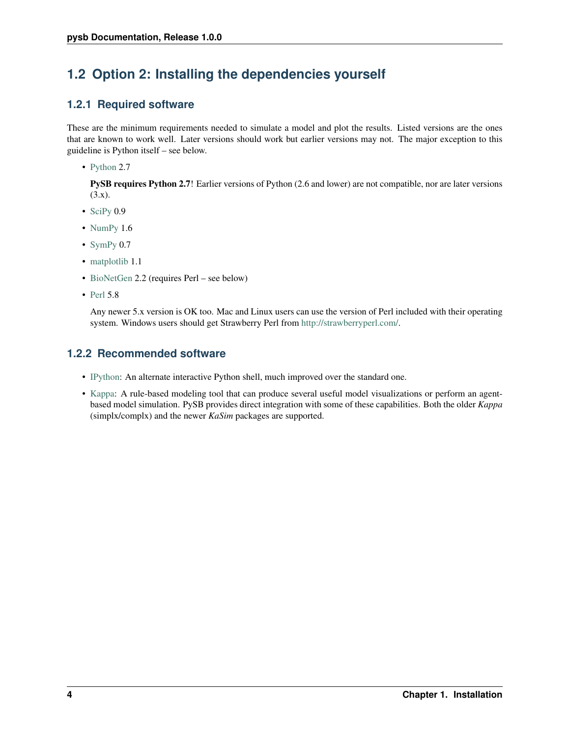## 1.2 Option 2: Installing the dependencies yourself

### 1.2.1 Required software

These are the minimum requirements needed to simulate a model and plot the results. Listed versions are the ones that are known to work well. Later versions should work but earlier versions may not. The major exception to this guideline is Python itself – see below.

- Python 2.7

  **PySB requires Python 2.7**! Earlier versions of Python (2.6 and lower) are not compatible, nor are later versions (3.x).

- SciPy 0.9
- NumPy 1.6
- SymPy 0.7
- matplotlib 1.1
- BioNetGen 2.2 (requires Perl – see below)
- Perl 5.8

  Any newer 5.x version is OK too. Mac and Linux users can use the version of Perl included with their operating system. Windows users should get Strawberry Perl from http://strawberryperl.com/.

### 1.2.2 Recommended software

- IPython: An alternate interactive Python shell, much improved over the standard one.
- Kappa: A rule-based modeling tool that can produce several useful model visualizations or perform an agent-based model simulation. PySB provides direct integration with some of these capabilities. Both the older *Kappa* (simplx/complx) and the newer *KaSim* packages are supported.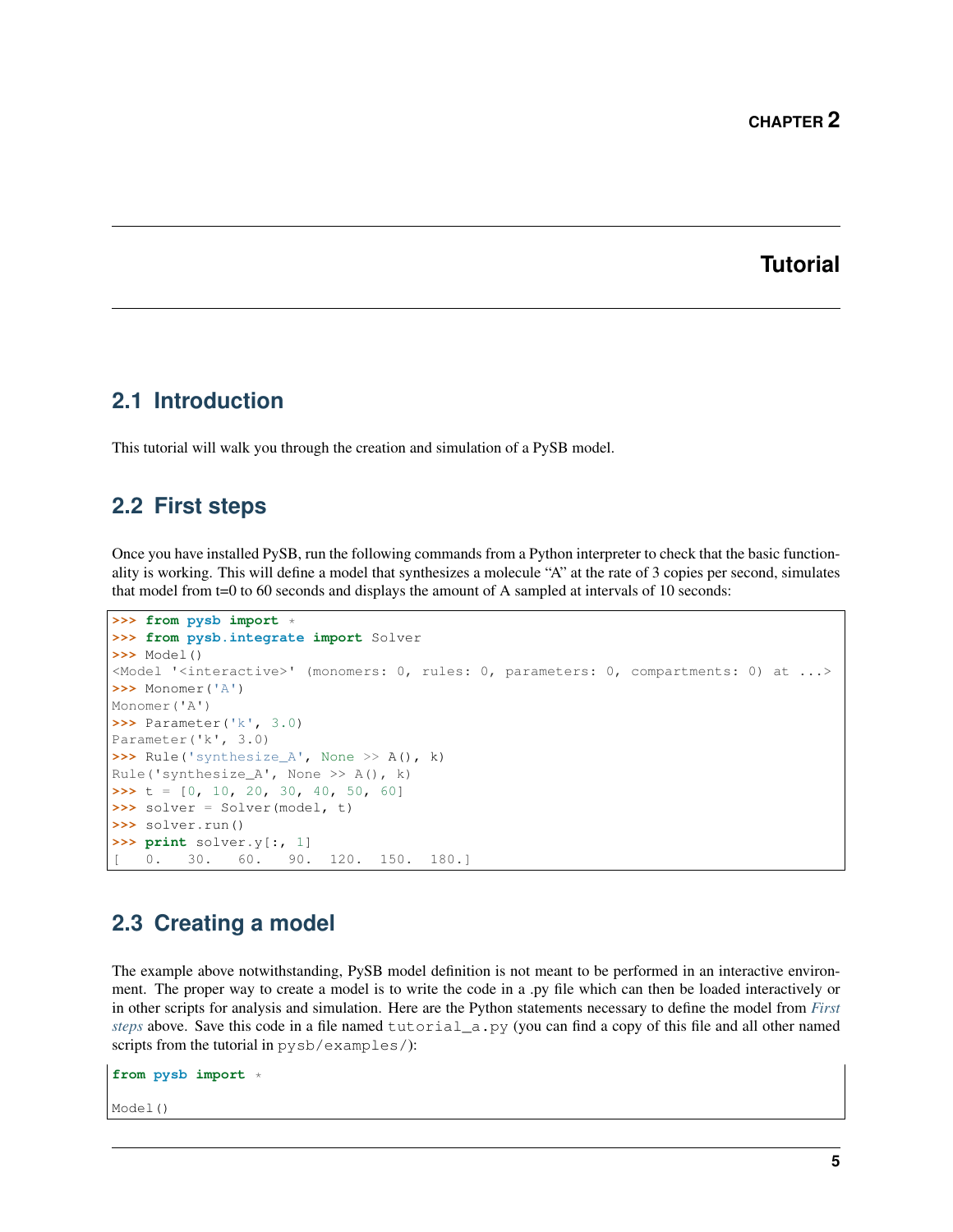# CHAPTER 2

# Tutorial

## 2.1 Introduction

This tutorial will walk you through the creation and simulation of a PySB model.

## 2.2 First steps

Once you have installed PySB, run the following commands from a Python interpreter to check that the basic functionality is working. This will define a model that synthesizes a molecule "A" at the rate of 3 copies per second, simulates that model from t=0 to 60 seconds and displays the amount of A sampled at intervals of 10 seconds:

```
>>> from pysb import *
>>> from pysb.integrate import Solver
>>> Model()
<Model '<interactive>' (monomers: 0, rules: 0, parameters: 0, compartments: 0) at ...>
>>> Monomer('A')
Monomer('A')
>>> Parameter('k', 3.0)
Parameter('k', 3.0)
>>> Rule('synthesize_A', None >> A(), k)
Rule('synthesize_A', None >> A(), k)
>>> t = [0, 10, 20, 30, 40, 50, 60]
>>> solver = Solver(model, t)
>>> solver.run()
>>> print solver.y[:, 1]
[   0.   30.   60.   90.  120.  150.  180.]
```

## 2.3 Creating a model

The example above notwithstanding, PySB model definition is not meant to be performed in an interactive environment. The proper way to create a model is to write the code in a .py file which can then be loaded interactively or in other scripts for analysis and simulation. Here are the Python statements necessary to define the model from *First steps* above. Save this code in a file named `tutorial_a.py` (you can find a copy of this file and all other named scripts from the tutorial in `pysb/examples/`):

```
from pysb import *

Model()
```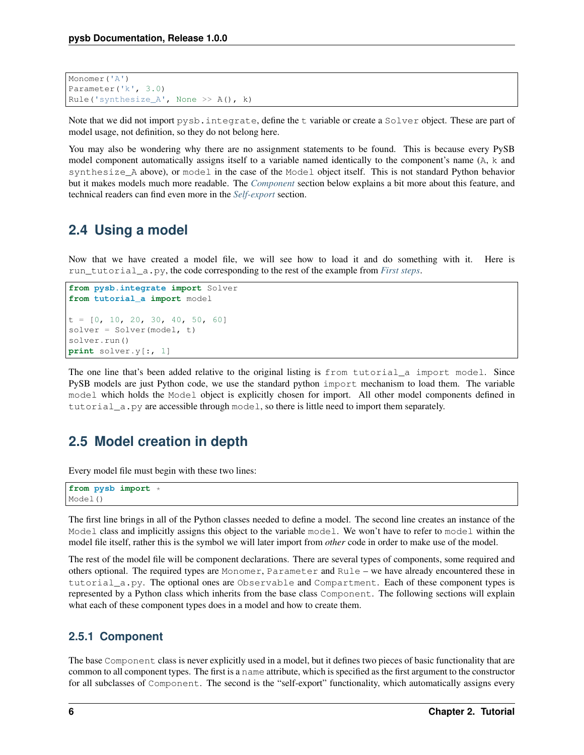```
Monomer('A')
Parameter('k', 3.0)
Rule('synthesize_A', None >> A(), k)
```

Note that we did not import `pysb.integrate`, define the `t` variable or create a `Solver` object. These are part of model usage, not definition, so they do not belong here.

You may also be wondering why there are no assignment statements to be found. This is because every PySB model component automatically assigns itself to a variable named identically to the component's name (`A`, `k` and `synthesize_A` above), or `model` in the case of the `Model` object itself. This is not standard Python behavior but it makes models much more readable. The *Component* section below explains a bit more about this feature, and technical readers can find even more in the *Self-export* section.

## 2.4 Using a model

Now that we have created a model file, we will see how to load it and do something with it. Here is `run_tutorial_a.py`, the code corresponding to the rest of the example from *First steps*.

```
from pysb.integrate import Solver
from tutorial_a import model

t = [0, 10, 20, 30, 40, 50, 60]
solver = Solver(model, t)
solver.run()
print solver.y[:, 1]
```

The one line that's been added relative to the original listing is `from tutorial_a import model`. Since PySB models are just Python code, we use the standard python `import` mechanism to load them. The variable `model` which holds the `Model` object is explicitly chosen for import. All other model components defined in `tutorial_a.py` are accessible through `model`, so there is little need to import them separately.

## 2.5 Model creation in depth

Every model file must begin with these two lines:

```
from pysb import *
Model()
```

The first line brings in all of the Python classes needed to define a model. The second line creates an instance of the `Model` class and implicitly assigns this object to the variable `model`. We won't have to refer to `model` within the model file itself, rather this is the symbol we will later import from *other* code in order to make use of the model.

The rest of the model file will be component declarations. There are several types of components, some required and others optional. The required types are `Monomer`, `Parameter` and `Rule` – we have already encountered these in `tutorial_a.py`. The optional ones are `Observable` and `Compartment`. Each of these component types is represented by a Python class which inherits from the base class `Component`. The following sections will explain what each of these component types does in a model and how to create them.

### 2.5.1 Component

The base `Component` class is never explicitly used in a model, but it defines two pieces of basic functionality that are common to all component types. The first is a `name` attribute, which is specified as the first argument to the constructor for all subclasses of `Component`. The second is the "self-export" functionality, which automatically assigns every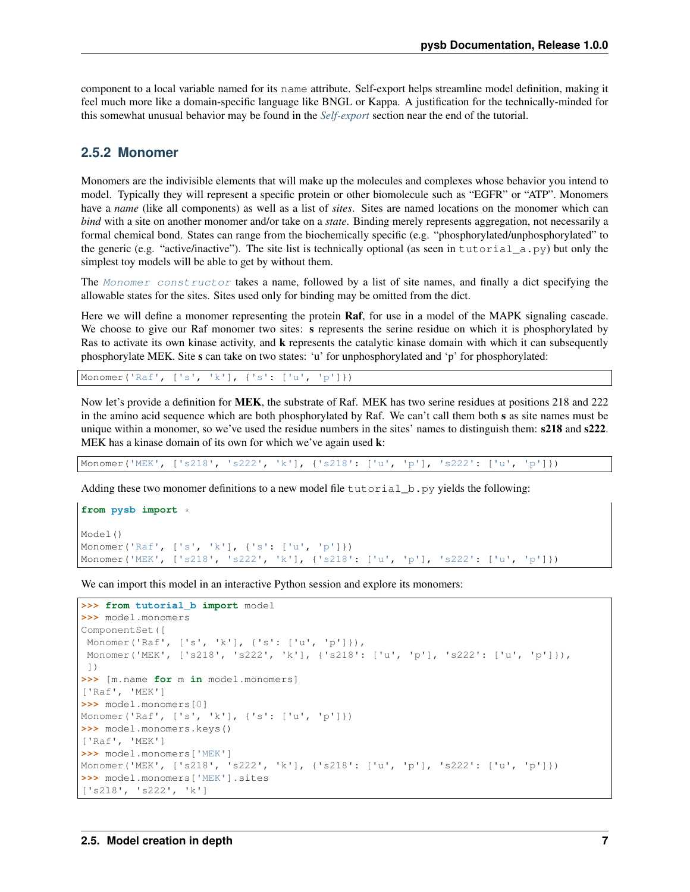component to a local variable named for its `name` attribute. Self-export helps streamline model definition, making it feel much more like a domain-specific language like BNGL or Kappa. A justification for the technically-minded for this somewhat unusual behavior may be found in the *Self-export* section near the end of the tutorial.

### 2.5.2 Monomer

Monomers are the indivisible elements that will make up the molecules and complexes whose behavior you intend to model. Typically they will represent a specific protein or other biomolecule such as "EGFR" or "ATP". Monomers have a *name* (like all components) as well as a list of *sites*. Sites are named locations on the monomer which can *bind* with a site on another monomer and/or take on a *state*. Binding merely represents aggregation, not necessarily a formal chemical bond. States can range from the biochemically specific (e.g. "phosphorylated/unphosphorylated" to the generic (e.g. "active/inactive"). The site list is technically optional (as seen in `tutorial_a.py`) but only the simplest toy models will be able to get by without them.

The *`Monomer constructor`* takes a name, followed by a list of site names, and finally a dict specifying the allowable states for the sites. Sites used only for binding may be omitted from the dict.

Here we will define a monomer representing the protein **Raf**, for use in a model of the MAPK signaling cascade. We choose to give our Raf monomer two sites: **s** represents the serine residue on which it is phosphorylated by Ras to activate its own kinase activity, and **k** represents the catalytic kinase domain with which it can subsequently phosphorylate MEK. Site **s** can take on two states: 'u' for unphosphorylated and 'p' for phosphorylated:

```
Monomer('Raf', ['s', 'k'], {'s': ['u', 'p']})
```

Now let's provide a definition for **MEK**, the substrate of Raf. MEK has two serine residues at positions 218 and 222 in the amino acid sequence which are both phosphorylated by Raf. We can't call them both **s** as site names must be unique within a monomer, so we've used the residue numbers in the sites' names to distinguish them: **s218** and **s222**. MEK has a kinase domain of its own for which we've again used **k**:

```
Monomer('MEK', ['s218', 's222', 'k'], {'s218': ['u', 'p'], 's222': ['u', 'p']})
```

Adding these two monomer definitions to a new model file `tutorial_b.py` yields the following:

```
from pysb import *

Model()
Monomer('Raf', ['s', 'k'], {'s': ['u', 'p']})
Monomer('MEK', ['s218', 's222', 'k'], {'s218': ['u', 'p'], 's222': ['u', 'p']})
```

We can import this model in an interactive Python session and explore its monomers:

```
>>> from tutorial_b import model
>>> model.monomers
ComponentSet([
 Monomer('Raf', ['s', 'k'], {'s': ['u', 'p']}),
 Monomer('MEK', ['s218', 's222', 'k'], {'s218': ['u', 'p'], 's222': ['u', 'p']}),
 ])
>>> [m.name for m in model.monomers]
['Raf', 'MEK']
>>> model.monomers[0]
Monomer('Raf', ['s', 'k'], {'s': ['u', 'p']})
>>> model.monomers.keys()
['Raf', 'MEK']
>>> model.monomers['MEK']
Monomer('MEK', ['s218', 's222', 'k'], {'s218': ['u', 'p'], 's222': ['u', 'p']})
>>> model.monomers['MEK'].sites
['s218', 's222', 'k']
```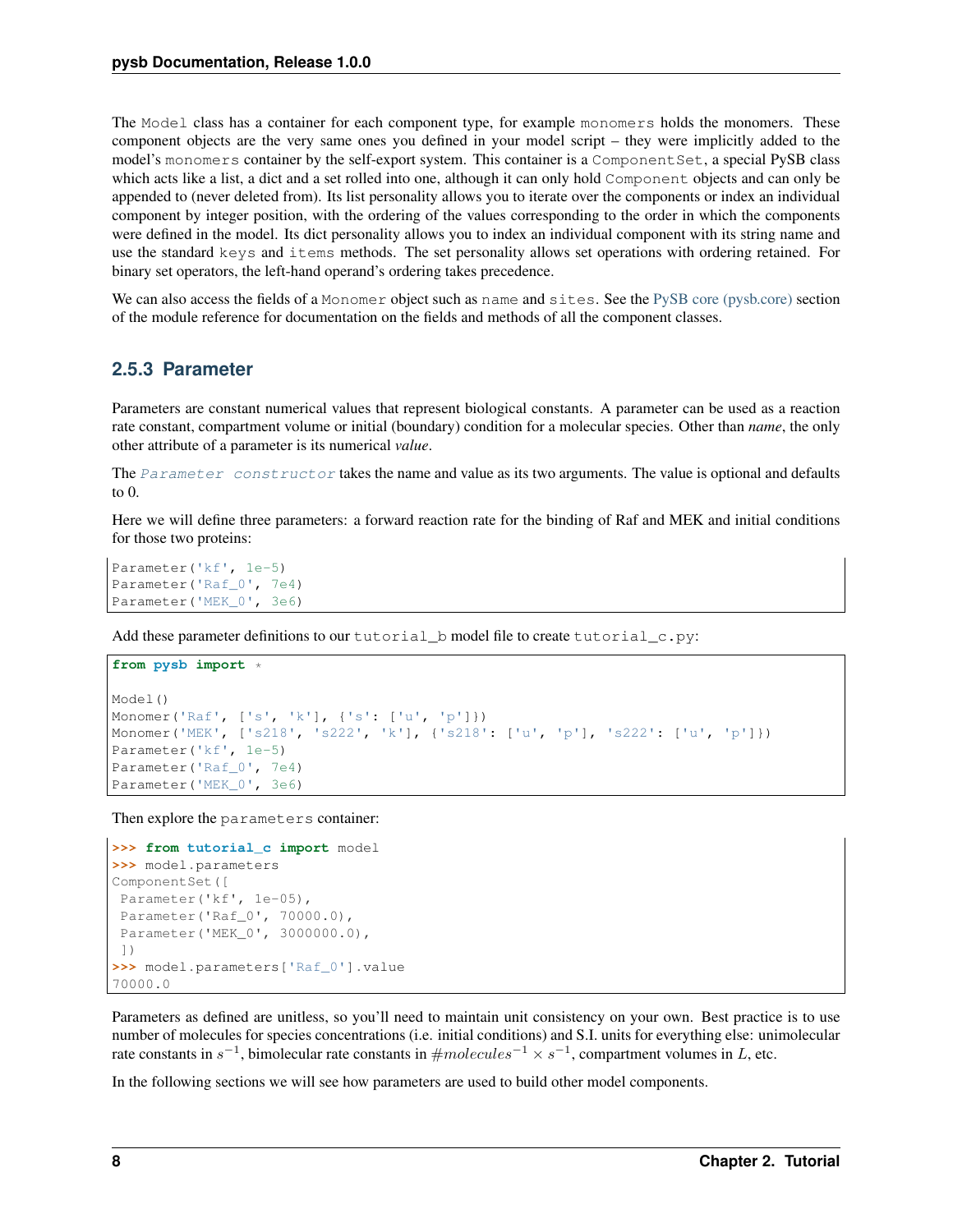The `Model` class has a container for each component type, for example `monomers` holds the monomers. These component objects are the very same ones you defined in your model script – they were implicitly added to the model's `monomers` container by the self-export system. This container is a `ComponentSet`, a special PySB class which acts like a list, a dict and a set rolled into one, although it can only hold `Component` objects and can only be appended to (never deleted from). Its list personality allows you to iterate over the components or index an individual component by integer position, with the ordering of the values corresponding to the order in which the components were defined in the model. Its dict personality allows you to index an individual component with its string name and use the standard `keys` and `items` methods. The set personality allows set operations with ordering retained. For binary set operators, the left-hand operand's ordering takes precedence.

We can also access the fields of a `Monomer` object such as `name` and `sites`. See the PySB core (pysb.core) section of the module reference for documentation on the fields and methods of all the component classes.

### 2.5.3 Parameter

Parameters are constant numerical values that represent biological constants. A parameter can be used as a reaction rate constant, compartment volume or initial (boundary) condition for a molecular species. Other than *name*, the only other attribute of a parameter is its numerical *value*.

The `Parameter constructor` takes the name and value as its two arguments. The value is optional and defaults to 0.

Here we will define three parameters: a forward reaction rate for the binding of Raf and MEK and initial conditions for those two proteins:

```
Parameter('kf', 1e-5)
Parameter('Raf_0', 7e4)
Parameter('MEK_0', 3e6)
```

Add these parameter definitions to our `tutorial_b` model file to create `tutorial_c.py`:

```
from pysb import *

Model()
Monomer('Raf', ['s', 'k'], {'s': ['u', 'p']})
Monomer('MEK', ['s218', 's222', 'k'], {'s218': ['u', 'p'], 's222': ['u', 'p']})
Parameter('kf', 1e-5)
Parameter('Raf_0', 7e4)
Parameter('MEK_0', 3e6)
```

Then explore the `parameters` container:

```
>>> from tutorial_c import model
>>> model.parameters
ComponentSet([
 Parameter('kf', 1e-05),
 Parameter('Raf_0', 70000.0),
 Parameter('MEK_0', 3000000.0),
 ])
>>> model.parameters['Raf_0'].value
70000.0
```

Parameters as defined are unitless, so you'll need to maintain unit consistency on your own. Best practice is to use number of molecules for species concentrations (i.e. initial conditions) and S.I. units for everything else: unimolecular rate constants in $s^{-1}$, bimolecular rate constants in $\#molecules^{-1} \times s^{-1}$, compartment volumes in $L$, etc.

In the following sections we will see how parameters are used to build other model components.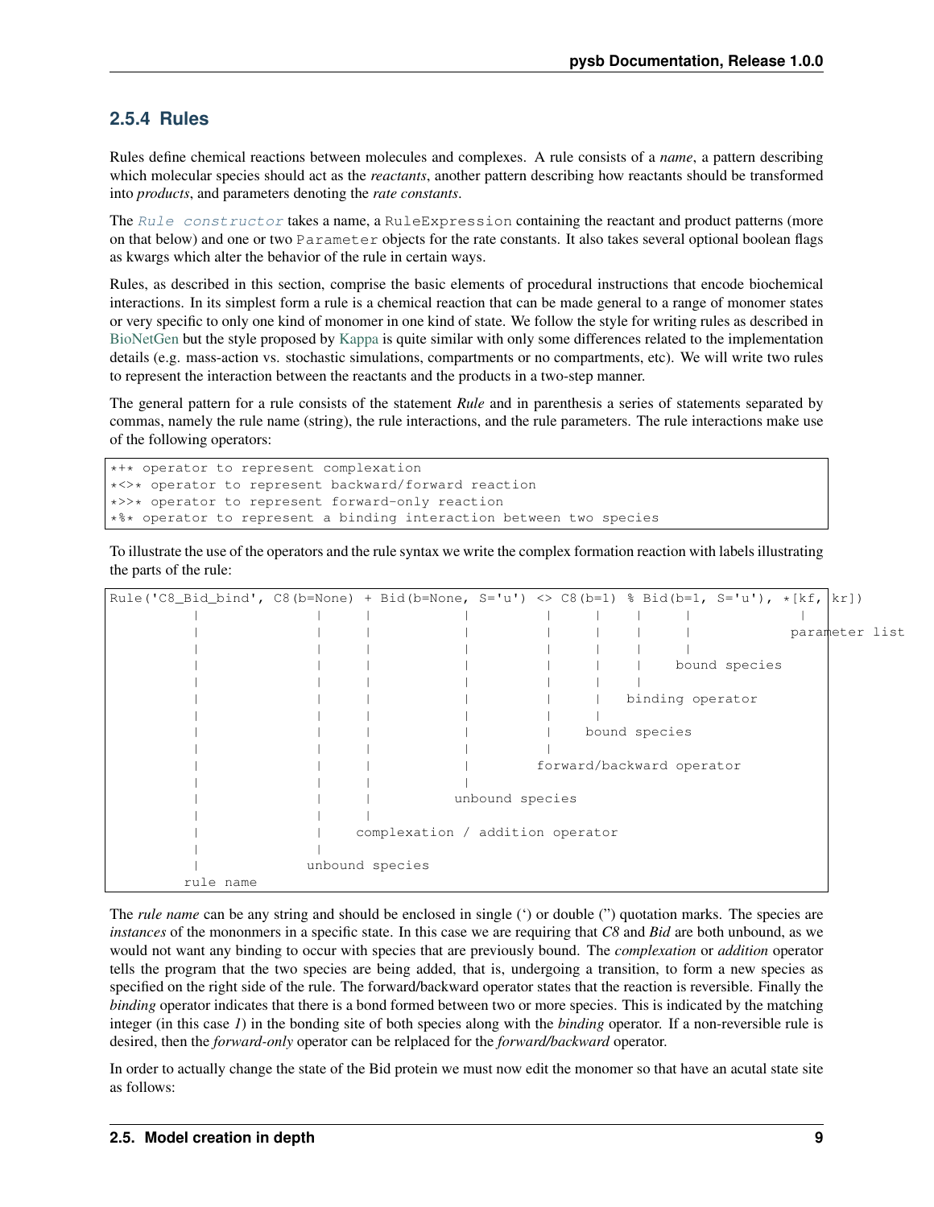### 2.5.4 Rules

Rules define chemical reactions between molecules and complexes. A rule consists of a *name*, a pattern describing which molecular species should act as the *reactants*, another pattern describing how reactants should be transformed into *products*, and parameters denoting the *rate constants*.

The *Rule constructor* takes a name, a `RuleExpression` containing the reactant and product patterns (more on that below) and one or two `Parameter` objects for the rate constants. It also takes several optional boolean flags as kwargs which alter the behavior of the rule in certain ways.

Rules, as described in this section, comprise the basic elements of procedural instructions that encode biochemical interactions. In its simplest form a rule is a chemical reaction that can be made general to a range of monomer states or very specific to only one kind of monomer in one kind of state. We follow the style for writing rules as described in BioNetGen but the style proposed by Kappa is quite similar with only some differences related to the implementation details (e.g. mass-action vs. stochastic simulations, compartments or no compartments, etc). We will write two rules to represent the interaction between the reactants and the products in a two-step manner.

The general pattern for a rule consists of the statement *Rule* and in parenthesis a series of statements separated by commas, namely the rule name (string), the rule interactions, and the rule parameters. The rule interactions make use of the following operators:

```
*+* operator to represent complexation
*<>* operator to represent backward/forward reaction
*>>* operator to represent forward-only reaction
*%* operator to represent a binding interaction between two species
```

To illustrate the use of the operators and the rule syntax we write the complex formation reaction with labels illustrating the parts of the rule:

```
Rule('C8_Bid_bind', C8(b=None) + Bid(b=None, S='u') <> C8(b=1) % Bid(b=1, S='u'), *[kf, kr])
          |              |     |           |         |     |    |     |             |
          |              |     |           |         |     |    |     |            parameter list
          |              |     |           |         |     |    |     |
          |              |     |           |         |     |    |    bound species
          |              |     |           |         |     |    |
          |              |     |           |         |     |   binding operator
          |              |     |           |         |     |
          |              |     |           |         |    bound species
          |              |     |           |         |
          |              |     |           |        forward/backward operator
          |              |     |           |
          |              |     |          unbound species
          |              |     |
          |              |    complexation / addition operator
          |              |
          |             unbound species
         rule name
```

The *rule name* can be any string and should be enclosed in single (') or double (") quotation marks. The species are *instances* of the mononmers in a specific state. In this case we are requiring that *C8* and *Bid* are both unbound, as we would not want any binding to occur with species that are previously bound. The *complexation* or *addition* operator tells the program that the two species are being added, that is, undergoing a transition, to form a new species as specified on the right side of the rule. The forward/backward operator states that the reaction is reversible. Finally the *binding* operator indicates that there is a bond formed between two or more species. This is indicated by the matching integer (in this case *1*) in the bonding site of both species along with the *binding* operator. If a non-reversible rule is desired, then the *forward-only* operator can be relplaced for the *forward/backward* operator.

In order to actually change the state of the Bid protein we must now edit the monomer so that have an acutal state site as follows: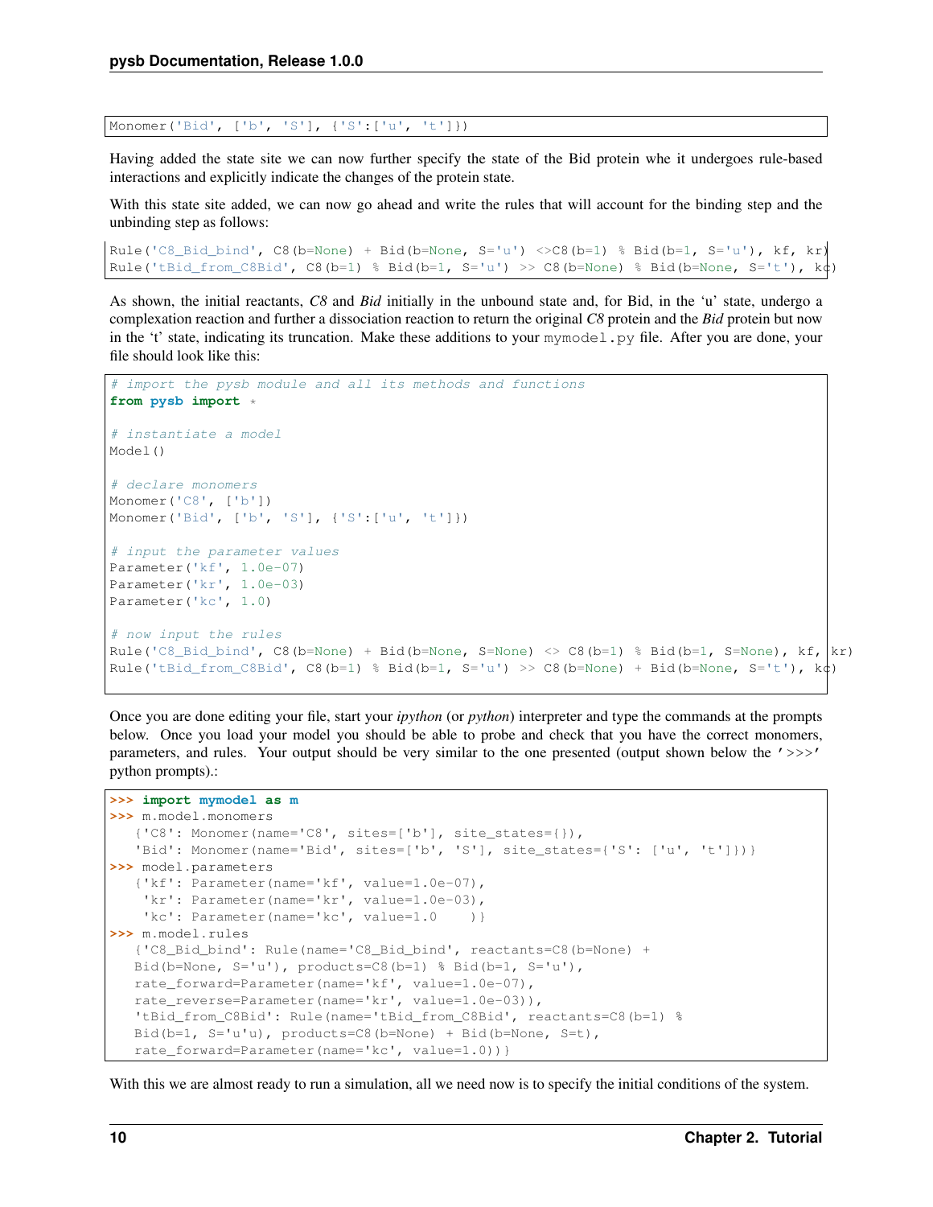```
Monomer('Bid', ['b', 'S'], {'S':['u', 't']})
```

Having added the state site we can now further specify the state of the Bid protein whe it undergoes rule-based interactions and explicitly indicate the changes of the protein state.

With this state site added, we can now go ahead and write the rules that will account for the binding step and the unbinding step as follows:

```
Rule('C8_Bid_bind', C8(b=None) + Bid(b=None, S='u') <>C8(b=1) % Bid(b=1, S='u'), kf, kr)
Rule('tBid_from_C8Bid', C8(b=1) % Bid(b=1, S='u') >> C8(b=None) % Bid(b=None, S='t'), kc)
```

As shown, the initial reactants, *C8* and *Bid* initially in the unbound state and, for Bid, in the 'u' state, undergo a complexation reaction and further a dissociation reaction to return the original *C8* protein and the *Bid* protein but now in the 't' state, indicating its truncation. Make these additions to your `mymodel.py` file. After you are done, your file should look like this:

```
# import the pysb module and all its methods and functions
from pysb import *

# instantiate a model
Model()

# declare monomers
Monomer('C8', ['b'])
Monomer('Bid', ['b', 'S'], {'S':['u', 't']})

# input the parameter values
Parameter('kf', 1.0e-07)
Parameter('kr', 1.0e-03)
Parameter('kc', 1.0)

# now input the rules
Rule('C8_Bid_bind', C8(b=None) + Bid(b=None, S=None) <> C8(b=1) % Bid(b=1, S=None), kf, kr)
Rule('tBid_from_C8Bid', C8(b=1) % Bid(b=1, S='u') >> C8(b=None) + Bid(b=None, S='t'), kc)
```

Once you are done editing your file, start your *ipython* (or *python*) interpreter and type the commands at the prompts below. Once you load your model you should be able to probe and check that you have the correct monomers, parameters, and rules. Your output should be very similar to the one presented (output shown below the '>>>' python prompts).:

```
>>> import mymodel as m
>>> m.model.monomers
   {'C8': Monomer(name='C8', sites=['b'], site_states={}),
   'Bid': Monomer(name='Bid', sites=['b', 'S'], site_states={'S': ['u', 't']})}
>>> model.parameters
   {'kf': Parameter(name='kf', value=1.0e-07),
    'kr': Parameter(name='kr', value=1.0e-03),
    'kc': Parameter(name='kc', value=1.0    )}
>>> m.model.rules
   {'C8_Bid_bind': Rule(name='C8_Bid_bind', reactants=C8(b=None) +
   Bid(b=None, S='u'), products=C8(b=1) % Bid(b=1, S='u'),
   rate_forward=Parameter(name='kf', value=1.0e-07),
   rate_reverse=Parameter(name='kr', value=1.0e-03)),
   'tBid_from_C8Bid': Rule(name='tBid_from_C8Bid', reactants=C8(b=1) %
   Bid(b=1, S='u'u), products=C8(b=None) + Bid(b=None, S=t),
   rate_forward=Parameter(name='kc', value=1.0))}
```

With this we are almost ready to run a simulation, all we need now is to specify the initial conditions of the system.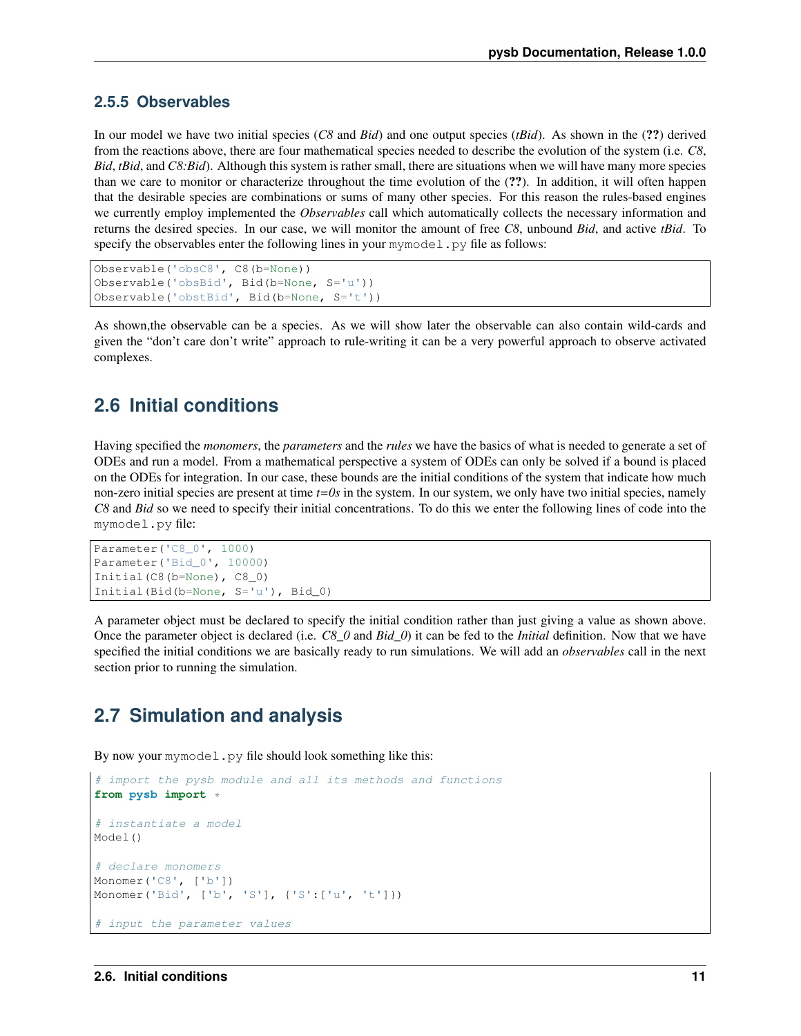### 2.5.5 Observables

In our model we have two initial species (*C8* and *Bid*) and one output species (*tBid*). As shown in the (**??**) derived from the reactions above, there are four mathematical species needed to describe the evolution of the system (i.e. *C8*, *Bid*, *tBid*, and *C8:Bid*). Although this system is rather small, there are situations when we will have many more species than we care to monitor or characterize throughout the time evolution of the (**??**). In addition, it will often happen that the desirable species are combinations or sums of many other species. For this reason the rules-based engines we currently employ implemented the *Observables* call which automatically collects the necessary information and returns the desired species. In our case, we will monitor the amount of free *C8*, unbound *Bid*, and active *tBid*. To specify the observables enter the following lines in your `mymodel.py` file as follows:

```
Observable('obsC8', C8(b=None))
Observable('obsBid', Bid(b=None, S='u'))
Observable('obstBid', Bid(b=None, S='t'))
```

As shown,the observable can be a species. As we will show later the observable can also contain wild-cards and given the "don't care don't write" approach to rule-writing it can be a very powerful approach to observe activated complexes.

## 2.6 Initial conditions

Having specified the *monomers*, the *parameters* and the *rules* we have the basics of what is needed to generate a set of ODEs and run a model. From a mathematical perspective a system of ODEs can only be solved if a bound is placed on the ODEs for integration. In our case, these bounds are the initial conditions of the system that indicate how much non-zero initial species are present at time *t=0s* in the system. In our system, we only have two initial species, namely *C8* and *Bid* so we need to specify their initial concentrations. To do this we enter the following lines of code into the `mymodel.py` file:

```
Parameter('C8_0', 1000)
Parameter('Bid_0', 10000)
Initial(C8(b=None), C8_0)
Initial(Bid(b=None, S='u'), Bid_0)
```

A parameter object must be declared to specify the initial condition rather than just giving a value as shown above. Once the parameter object is declared (i.e. *C8_0* and *Bid_0*) it can be fed to the *Initial* definition. Now that we have specified the initial conditions we are basically ready to run simulations. We will add an *observables* call in the next section prior to running the simulation.

## 2.7 Simulation and analysis

By now your `mymodel.py` file should look something like this:

```python
# import the pysb module and all its methods and functions
from pysb import *

# instantiate a model
Model()

# declare monomers
Monomer('C8', ['b'])
Monomer('Bid', ['b', 'S'], {'S':['u', 't']})

# input the parameter values
```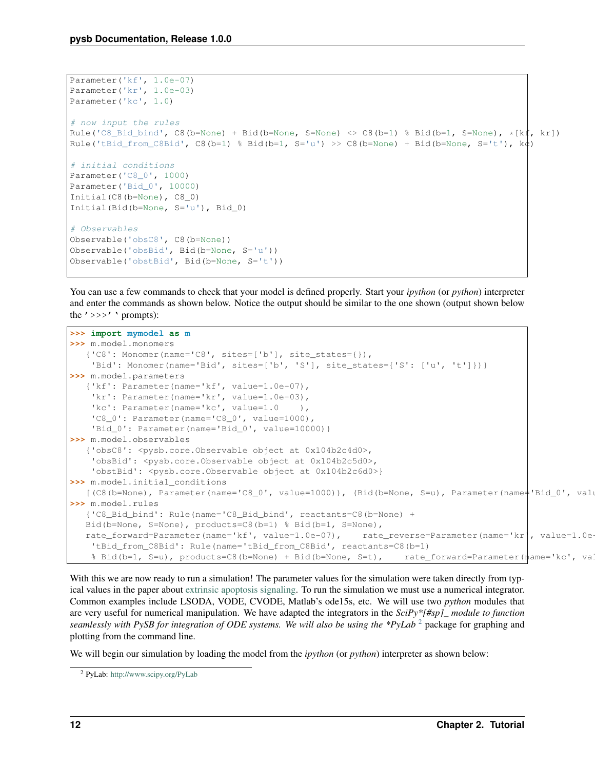```
Parameter('kf', 1.0e-07)
Parameter('kr', 1.0e-03)
Parameter('kc', 1.0)

# now input the rules
Rule('C8_Bid_bind', C8(b=None) + Bid(b=None, S=None) <> C8(b=1) % Bid(b=1, S=None), *[kf, kr])
Rule('tBid_from_C8Bid', C8(b=1) % Bid(b=1, S='u') >> C8(b=None) + Bid(b=None, S='t'), kc)

# initial conditions
Parameter('C8_0', 1000)
Parameter('Bid_0', 10000)
Initial(C8(b=None), C8_0)
Initial(Bid(b=None, S='u'), Bid_0)

# Observables
Observable('obsC8', C8(b=None))
Observable('obsBid', Bid(b=None, S='u'))
Observable('obstBid', Bid(b=None, S='t'))
```

You can use a few commands to check that your model is defined properly. Start your *ipython* (or *python*) interpreter and enter the commands as shown below. Notice the output should be similar to the one shown (output shown below the '>>>'` prompts):

```
>>> import mymodel as m
>>> m.model.monomers
   {'C8': Monomer(name='C8', sites=['b'], site_states={}),
    'Bid': Monomer(name='Bid', sites=['b', 'S'], site_states={'S': ['u', 't']})}
>>> m.model.parameters
   {'kf': Parameter(name='kf', value=1.0e-07),
    'kr': Parameter(name='kr', value=1.0e-03),
    'kc': Parameter(name='kc', value=1.0    ),
    'C8_0': Parameter(name='C8_0', value=1000),
    'Bid_0': Parameter(name='Bid_0', value=10000)}
>>> m.model.observables
   {'obsC8': <pysb.core.Observable object at 0x104b2c4d0>,
    'obsBid': <pysb.core.Observable object at 0x104b2c5d0>,
    'obstBid': <pysb.core.Observable object at 0x104b2c6d0>}
>>> m.model.initial_conditions
   [(C8(b=None), Parameter(name='C8_0', value=1000)), (Bid(b=None, S=u), Parameter(name='Bid_0', valu
>>> m.model.rules
   {'C8_Bid_bind': Rule(name='C8_Bid_bind', reactants=C8(b=None) +
   Bid(b=None, S=None), products=C8(b=1) % Bid(b=1, S=None),
   rate_forward=Parameter(name='kf', value=1.0e-07),    rate_reverse=Parameter(name='kr', value=1.0e-
    'tBid_from_C8Bid': Rule(name='tBid_from_C8Bid', reactants=C8(b=1)
    % Bid(b=1, S=u), products=C8(b=None) + Bid(b=None, S=t),    rate_forward=Parameter(name='kc', val
```

With this we are now ready to run a simulation! The parameter values for the simulation were taken directly from typical values in the paper about extrinsic apoptosis signaling. To run the simulation we must use a numerical integrator. Common examples include LSODA, VODE, CVODE, Matlab's ode15s, etc. We will use two *python* modules that are very useful for numerical manipulation. We have adapted the integrators in the *SciPy*[#sp]_ module to function seamlessly with PySB for integration of ODE systems. We will also be using the *PyLab* [2] package for graphing and plotting from the command line.

We will begin our simulation by loading the model from the *ipython* (or *python*) interpreter as shown below:

[2] PyLab: http://www.scipy.org/PyLab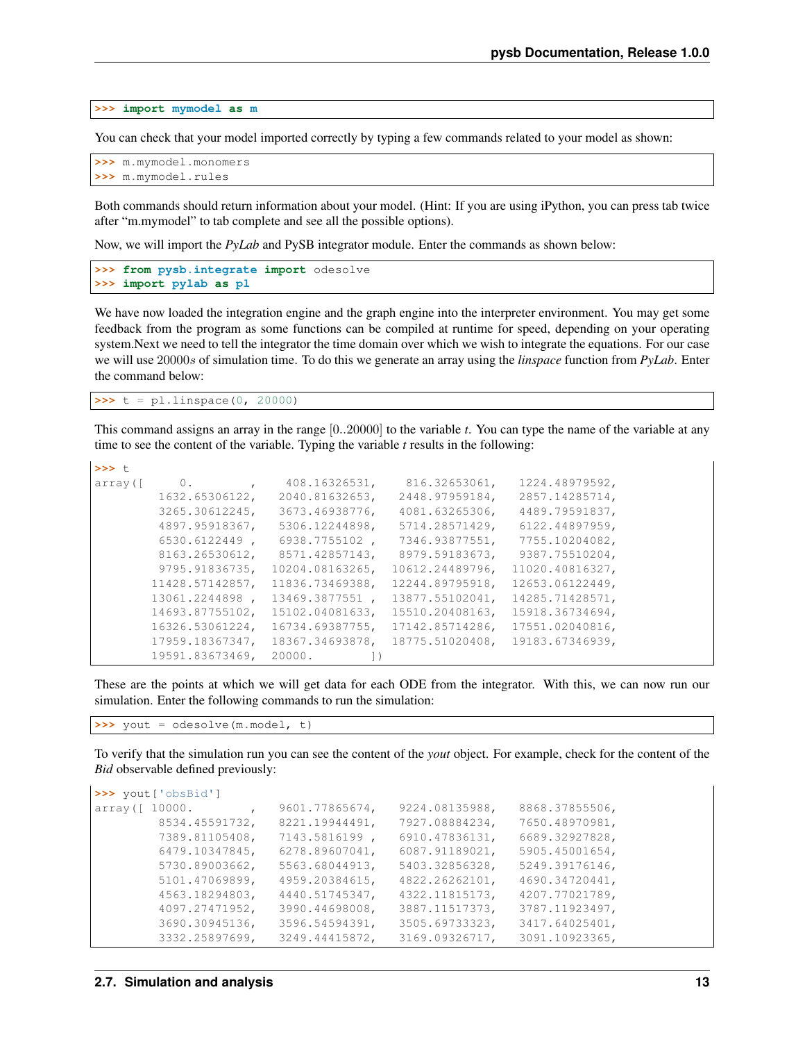```
>>> import mymodel as m
```

You can check that your model imported correctly by typing a few commands related to your model as shown:

```
>>> m.mymodel.monomers
>>> m.mymodel.rules
```

Both commands should return information about your model. (Hint: If you are using iPython, you can press tab twice after "m.mymodel" to tab complete and see all the possible options).

Now, we will import the *PyLab* and PySB integrator module. Enter the commands as shown below:

```
>>> from pysb.integrate import odesolve
>>> import pylab as pl
```

We have now loaded the integration engine and the graph engine into the interpreter environment. You may get some feedback from the program as some functions can be compiled at runtime for speed, depending on your operating system.Next we need to tell the integrator the time domain over which we wish to integrate the equations. For our case we will use 20000*s* of simulation time. To do this we generate an array using the *linspace* function from *PyLab*. Enter the command below:

```
>>> t = pl.linspace(0, 20000)
```

This command assigns an array in the range [0..20000] to the variable *t*. You can type the name of the variable at any time to see the content of the variable. Typing the variable *t* results in the following:

```
>>> t
array([     0.        ,    408.16326531,    816.32653061,   1224.48979592,
         1632.65306122,   2040.81632653,   2448.97959184,   2857.14285714,
         3265.30612245,   3673.46938776,   4081.63265306,   4489.79591837,
         4897.95918367,   5306.12244898,   5714.28571429,   6122.44897959,
         6530.6122449 ,   6938.7755102 ,   7346.93877551,   7755.10204082,
         8163.26530612,   8571.42857143,   8979.59183673,   9387.75510204,
         9795.91836735,  10204.08163265,  10612.24489796,  11020.40816327,
        11428.57142857,  11836.73469388,  12244.89795918,  12653.06122449,
        13061.2244898 ,  13469.3877551 ,  13877.55102041,  14285.71428571,
        14693.87755102,  15102.04081633,  15510.20408163,  15918.36734694,
        16326.53061224,  16734.69387755,  17142.85714286,  17551.02040816,
        17959.18367347,  18367.34693878,  18775.51020408,  19183.67346939,
        19591.83673469,  20000.        ])
```

These are the points at which we will get data for each ODE from the integrator. With this, we can now run our simulation. Enter the following commands to run the simulation:

```
>>> yout = odesolve(m.model, t)
```

To verify that the simulation run you can see the content of the *yout* object. For example, check for the content of the *Bid* observable defined previously:

```
>>> yout['obsBid']
array([ 10000.        ,   9601.77865674,   9224.08135988,   8868.37855506,
         8534.45591732,   8221.19944491,   7927.08884234,   7650.48970981,
         7389.81105408,   7143.5816199 ,   6910.47836131,   6689.32927828,
         6479.10347845,   6278.89607041,   6087.91189021,   5905.45001654,
         5730.89003662,   5563.68044913,   5403.32856328,   5249.39176146,
         5101.47069899,   4959.20384615,   4822.26262101,   4690.34720441,
         4563.18294803,   4440.51745347,   4322.11815173,   4207.77021789,
         4097.27471952,   3990.44698008,   3887.11517373,   3787.11923497,
         3690.30945136,   3596.54594391,   3505.69733323,   3417.64025401,
         3332.25897699,   3249.44415872,   3169.09326717,   3091.10923365,
```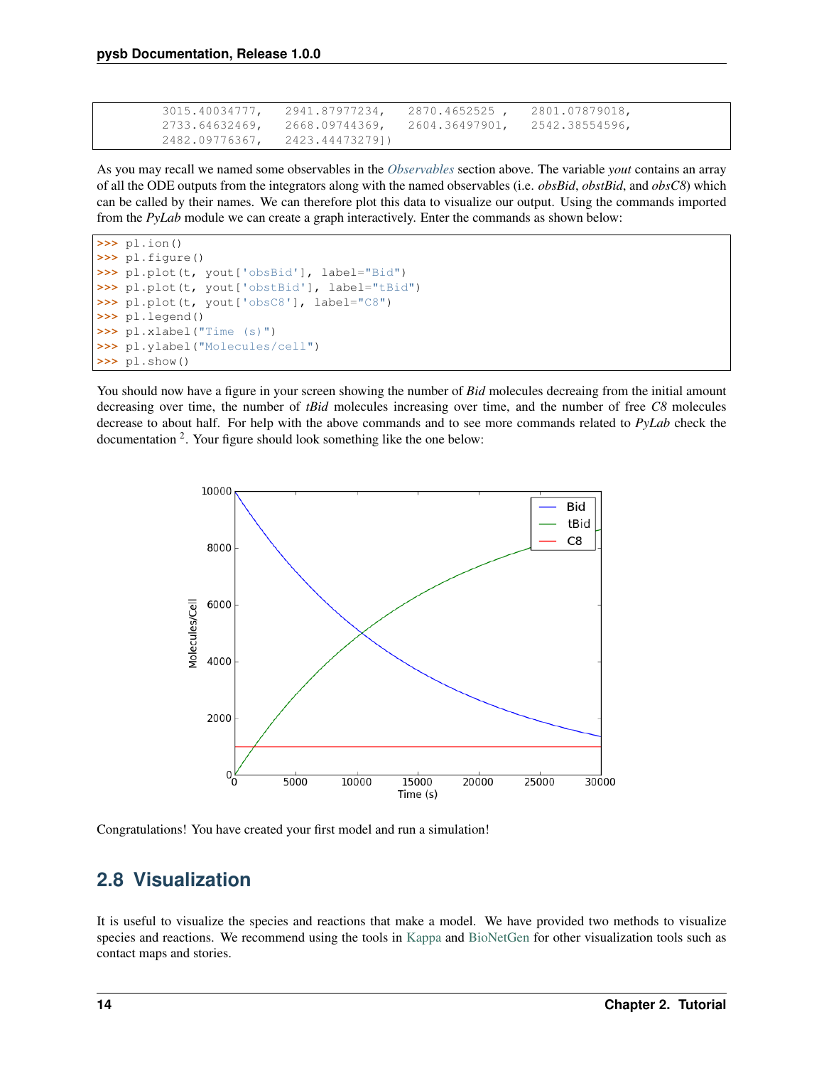```
        3015.40034777,   2941.87977234,   2870.4652525 ,   2801.07879018,
        2733.64632469,   2668.09744369,   2604.36497901,   2542.38554596,
        2482.09776367,   2423.44473279])
```

As you may recall we named some observables in the *Observables* section above. The variable *yout* contains an array of all the ODE outputs from the integrators along with the named observables (i.e. *obsBid*, *obstBid*, and *obsC8*) which can be called by their names. We can therefore plot this data to visualize our output. Using the commands imported from the *PyLab* module we can create a graph interactively. Enter the commands as shown below:

```
>>> pl.ion()
>>> pl.figure()
>>> pl.plot(t, yout['obsBid'], label="Bid")
>>> pl.plot(t, yout['obstBid'], label="tBid")
>>> pl.plot(t, yout['obsC8'], label="C8")
>>> pl.legend()
>>> pl.xlabel("Time (s)")
>>> pl.ylabel("Molecules/cell")
>>> pl.show()
```

You should now have a figure in your screen showing the number of *Bid* molecules decreaing from the initial amount decreasing over time, the number of *tBid* molecules increasing over time, and the number of free *C8* molecules decrease to about half. For help with the above commands and to see more commands related to *PyLab* check the documentation [2]. Your figure should look something like the one below:

Congratulations! You have created your first model and run a simulation!

## 2.8 Visualization

It is useful to visualize the species and reactions that make a model. We have provided two methods to visualize species and reactions. We recommend using the tools in Kappa and BioNetGen for other visualization tools such as contact maps and stories.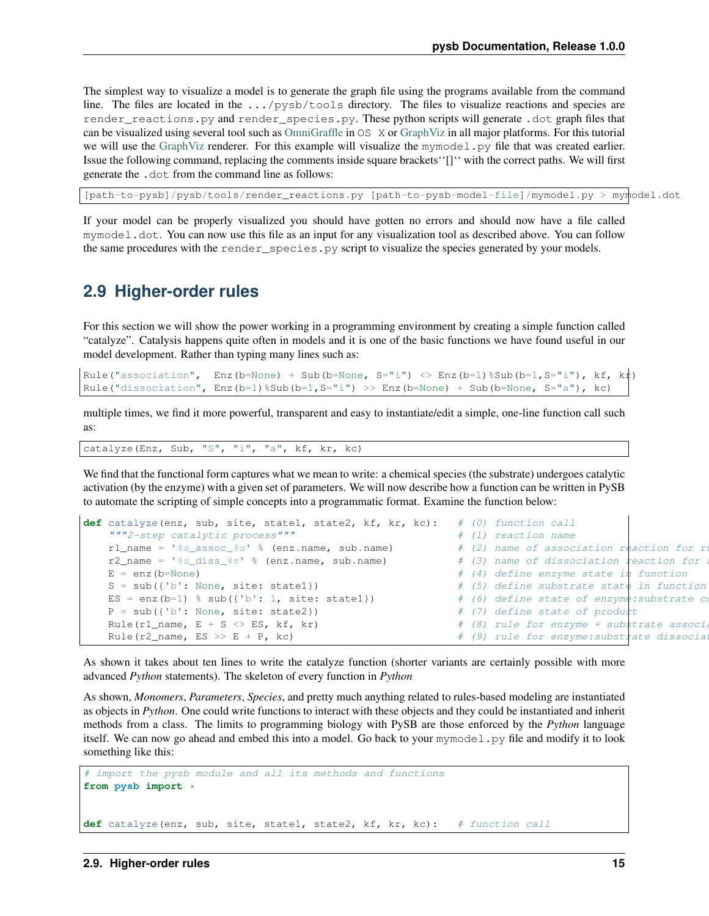The simplest way to visualize a model is to generate the graph file using the programs available from the command line. The files are located in the `.../pysb/tools` directory. The files to visualize reactions and species are `render_reactions.py` and `render_species.py`. These python scripts will generate `.dot` graph files that can be visualized using several tool such as OmniGraffle in `OS X` or GraphViz in all major platforms. For this tutorial we will use the GraphViz renderer. For this example will visualize the `mymodel.py` file that was created earlier. Issue the following command, replacing the comments inside square brackets``[]`` with the correct paths. We will first generate the `.dot` from the command line as follows:

```
[path-to-pysb]/pysb/tools/render_reactions.py [path-to-pysb-model-file]/mymodel.py > mymodel.dot
```

If your model can be properly visualized you should have gotten no errors and should now have a file called `mymodel.dot`. You can now use this file as an input for any visualization tool as described above. You can follow the same procedures with the `render_species.py` script to visualize the species generated by your models.

## 2.9 Higher-order rules

For this section we will show the power working in a programming environment by creating a simple function called "catalyze". Catalysis happens quite often in models and it is one of the basic functions we have found useful in our model development. Rather than typing many lines such as:

```
Rule("association",  Enz(b=None) + Sub(b=None, S="i") <> Enz(b=1)%Sub(b=1,S="i"), kf, kr)
Rule("dissociation", Enz(b=1)%Sub(b=1,S="i") >> Enz(b=None) + Sub(b=None, S="a"), kc)
```

multiple times, we find it more powerful, transparent and easy to instantiate/edit a simple, one-line function call such as:

```
catalyze(Enz, Sub, "S", "i", "a", kf, kr, kc)
```

We find that the functional form captures what we mean to write: a chemical species (the substrate) undergoes catalytic activation (by the enzyme) with a given set of parameters. We will now describe how a function can be written in PySB to automate the scripting of simple concepts into a programmatic format. Examine the function below:

```
def catalyze(enz, sub, site, state1, state2, kf, kr, kc):   # (0) function call
    """2-step catalytic process"""                          # (1) reaction name
    r1_name = '%s_assoc_%s' % (enz.name, sub.name)          # (2) name of association reaction for ru
    r2_name = '%s_diss_%s' % (enz.name, sub.name)           # (3) name of dissociation reaction for r
    E = enz(b=None)                                         # (4) define enzyme state in function
    S = sub({'b': None, site: state1})                      # (5) define substrate state in function
    ES = enz(b=1) % sub({'b': 1, site: state1})             # (6) define state of enzyme:substrate co
    P = sub({'b': None, site: state2})                      # (7) define state of product
    Rule(r1_name, E + S <> ES, kf, kr)                      # (8) rule for enzyme + substrate associa
    Rule(r2_name, ES >> E + P, kc)                          # (9) rule for enzyme:substrate dissociat
```

As shown it takes about ten lines to write the catalyze function (shorter variants are certainly possible with more advanced *Python* statements). The skeleton of every function in *Python*

As shown, *Monomers*, *Parameters*, *Species*, and pretty much anything related to rules-based modeling are instantiated as objects in *Python*. One could write functions to interact with these objects and they could be instantiated and inherit methods from a class. The limits to programming biology with PySB are those enforced by the *Python* language itself. We can now go ahead and embed this into a model. Go back to your `mymodel.py` file and modify it to look something like this:

```
# import the pysb module and all its methods and functions
from pysb import *


def catalyze(enz, sub, site, state1, state2, kf, kr, kc):   # function call
```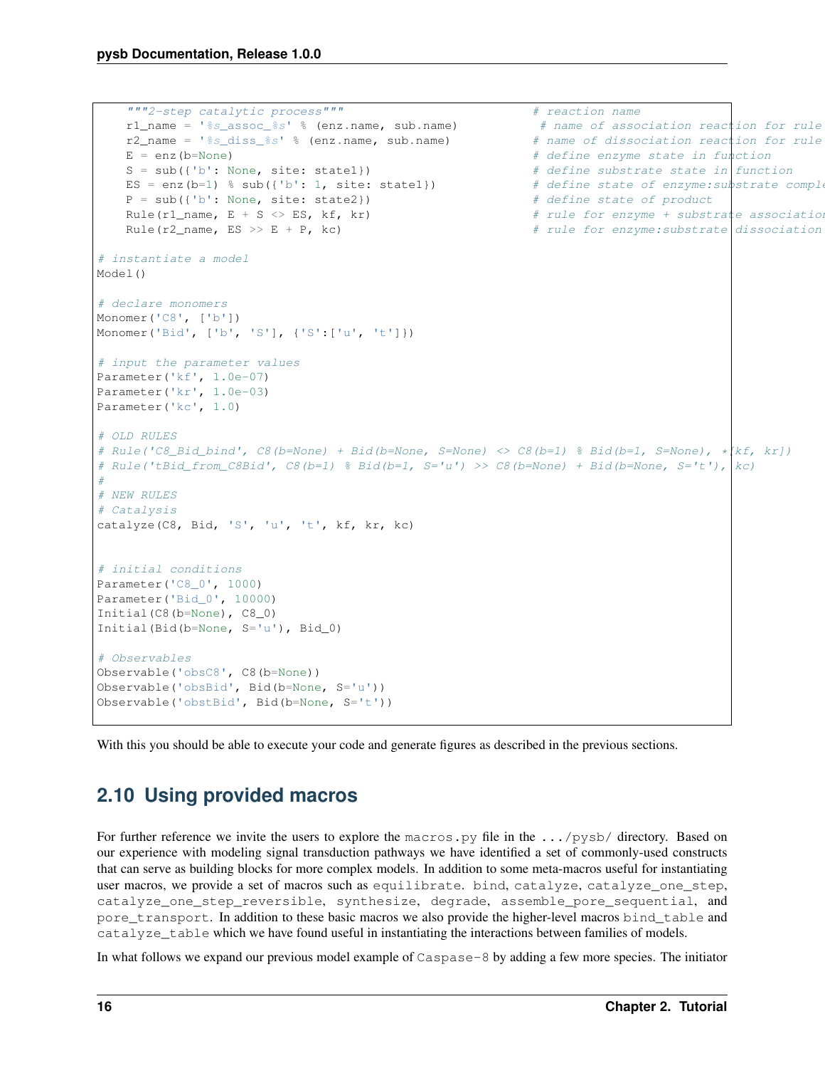```
    """2-step catalytic process"""                          # reaction name
    r1_name = '%s_assoc_%s' % (enz.name, sub.name)          # name of association reaction for rule
    r2_name = '%s_diss_%s' % (enz.name, sub.name)           # name of dissociation reaction for rule
    E = enz(b=None)                                         # define enzyme state in function
    S = sub({'b': None, site: state1})                      # define substrate state in function
    ES = enz(b=1) % sub({'b': 1, site: state1})             # define state of enzyme:substrate comple
    P = sub({'b': None, site: state2})                      # define state of product
    Rule(r1_name, E + S <> ES, kf, kr)                      # rule for enzyme + substrate association
    Rule(r2_name, ES >> E + P, kc)                          # rule for enzyme:substrate dissociation

# instantiate a model
Model()

# declare monomers
Monomer('C8', ['b'])
Monomer('Bid', ['b', 'S'], {'S':['u', 't']})

# input the parameter values
Parameter('kf', 1.0e-07)
Parameter('kr', 1.0e-03)
Parameter('kc', 1.0)

# OLD RULES
# Rule('C8_Bid_bind', C8(b=None) + Bid(b=None, S=None) <> C8(b=1) % Bid(b=1, S=None), *[kf, kr])
# Rule('tBid_from_C8Bid', C8(b=1) % Bid(b=1, S='u') >> C8(b=None) + Bid(b=None, S='t'), kc)
#
# NEW RULES
# Catalysis
catalyze(C8, Bid, 'S', 'u', 't', kf, kr, kc)


# initial conditions
Parameter('C8_0', 1000)
Parameter('Bid_0', 10000)
Initial(C8(b=None), C8_0)
Initial(Bid(b=None, S='u'), Bid_0)

# Observables
Observable('obsC8', C8(b=None))
Observable('obsBid', Bid(b=None, S='u'))
Observable('obstBid', Bid(b=None, S='t'))
```

With this you should be able to execute your code and generate figures as described in the previous sections.

## 2.10 Using provided macros

For further reference we invite the users to explore the `macros.py` file in the `.../pysb/` directory. Based on our experience with modeling signal transduction pathways we have identified a set of commonly-used constructs that can serve as building blocks for more complex models. In addition to some meta-macros useful for instantiating user macros, we provide a set of macros such as `equilibrate`. `bind`, `catalyze`, `catalyze_one_step`, `catalyze_one_step_reversible`, `synthesize`, `degrade`, `assemble_pore_sequential`, and `pore_transport`. In addition to these basic macros we also provide the higher-level macros `bind_table` and `catalyze_table` which we have found useful in instantiating the interactions between families of models.

In what follows we expand our previous model example of `Caspase-8` by adding a few more species. The initiator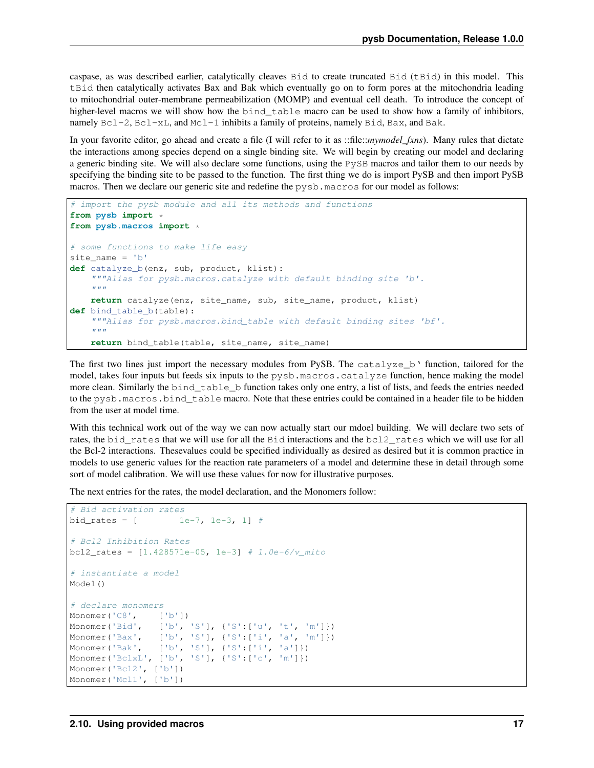caspase, as was described earlier, catalytically cleaves `Bid` to create truncated `Bid` (`tBid`) in this model. This `tBid` then catalytically activates Bax and Bak which eventually go on to form pores at the mitochondria leading to mitochondrial outer-membrane permeabilization (MOMP) and eventual cell death. To introduce the concept of higher-level macros we will show how the `bind_table` macro can be used to show how a family of inhibitors, namely `Bcl-2`, `Bcl-xL`, and `Mcl-1` inhibits a family of proteins, namely `Bid`, `Bax`, and `Bak`.

In your favorite editor, go ahead and create a file (I will refer to it as ::file::*mymodel_fxns*). Many rules that dictate the interactions among species depend on a single binding site. We will begin by creating our model and declaring a generic binding site. We will also declare some functions, using the `PySB` macros and tailor them to our needs by specifying the binding site to be passed to the function. The first thing we do is import PySB and then import PySB macros. Then we declare our generic site and redefine the `pysb.macros` for our model as follows:

```
# import the pysb module and all its methods and functions
from pysb import *
from pysb.macros import *

# some functions to make life easy
site_name = 'b'
def catalyze_b(enz, sub, product, klist):
    """Alias for pysb.macros.catalyze with default binding site 'b'.
    """
    return catalyze(enz, site_name, sub, site_name, product, klist)
def bind_table_b(table):
    """Alias for pysb.macros.bind_table with default binding sites 'bf'.
    """
    return bind_table(table, site_name, site_name)
```

The first two lines just import the necessary modules from PySB. The `catalyze_b`` function, tailored for the model, takes four inputs but feeds six inputs to the `pysb.macros.catalyze` function, hence making the model more clean. Similarly the `bind_table_b` function takes only one entry, a list of lists, and feeds the entries needed to the `pysb.macros.bind_table` macro. Note that these entries could be contained in a header file to be hidden from the user at model time.

With this technical work out of the way we can now actually start our mdoel building. We will declare two sets of rates, the `bid_rates` that we will use for all the `Bid` interactions and the `bcl2_rates` which we will use for all the Bcl-2 interactions. Thesevalues could be specified individually as desired as desired but it is common practice in models to use generic values for the reaction rate parameters of a model and determine these in detail through some sort of model calibration. We will use these values for now for illustrative purposes.

The next entries for the rates, the model declaration, and the Monomers follow:

```
# Bid activation rates
bid_rates = [        1e-7, 1e-3, 1] #

# Bcl2 Inhibition Rates
bcl2_rates = [1.428571e-05, 1e-3] # 1.0e-6/v_mito

# instantiate a model
Model()

# declare monomers
Monomer('C8',    ['b'])
Monomer('Bid',   ['b', 'S'], {'S':['u', 't', 'm']})
Monomer('Bax',   ['b', 'S'], {'S':['i', 'a', 'm']})
Monomer('Bak',   ['b', 'S'], {'S':['i', 'a']})
Monomer('BclxL', ['b', 'S'], {'S':['c', 'm']})
Monomer('Bcl2', ['b'])
Monomer('Mcl1', ['b'])
```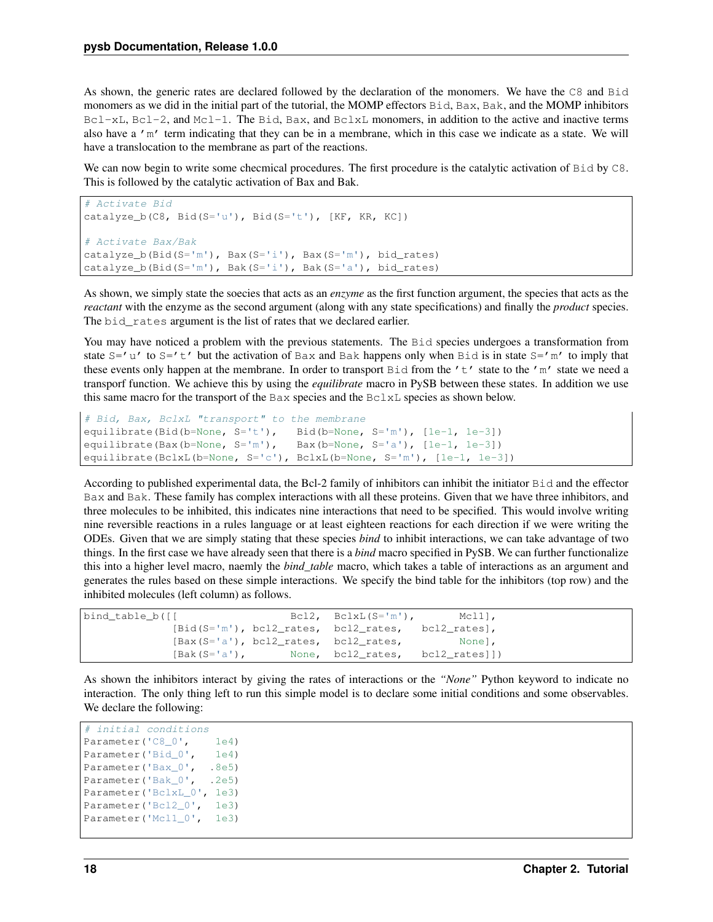As shown, the generic rates are declared followed by the declaration of the monomers. We have the `C8` and `Bid` monomers as we did in the initial part of the tutorial, the MOMP effectors `Bid`, `Bax`, `Bak`, and the MOMP inhibitors `Bcl-xL`, `Bcl-2`, and `Mcl-1`. The `Bid`, `Bax`, and `BclxL` monomers, in addition to the active and inactive terms also have a `'m'` term indicating that they can be in a membrane, which in this case we indicate as a state. We will have a translocation to the membrane as part of the reactions.

We can now begin to write some checmical procedures. The first procedure is the catalytic activation of `Bid` by `C8`. This is followed by the catalytic activation of Bax and Bak.

```
# Activate Bid
catalyze_b(C8, Bid(S='u'), Bid(S='t'), [KF, KR, KC])

# Activate Bax/Bak
catalyze_b(Bid(S='m'), Bax(S='i'), Bax(S='m'), bid_rates)
catalyze_b(Bid(S='m'), Bak(S='i'), Bak(S='a'), bid_rates)
```

As shown, we simply state the soecies that acts as an *enzyme* as the first function argument, the species that acts as the *reactant* with the enzyme as the second argument (along with any state specifications) and finally the *product* species. The `bid_rates` argument is the list of rates that we declared earlier.

You may have noticed a problem with the previous statements. The `Bid` species undergoes a transformation from state `S='u'` to `S='t'` but the activation of `Bax` and `Bak` happens only when `Bid` is in state `S='m'` to imply that these events only happen at the membrane. In order to transport `Bid` from the `'t'` state to the `'m'` state we need a transporf function. We achieve this by using the *equilibrate* macro in PySB between these states. In addition we use this same macro for the transport of the `Bax` species and the `BclxL` species as shown below.

```
# Bid, Bax, BclxL "transport" to the membrane
equilibrate(Bid(b=None, S='t'),   Bid(b=None, S='m'), [1e-1, 1e-3])
equilibrate(Bax(b=None, S='m'),   Bax(b=None, S='a'), [1e-1, 1e-3])
equilibrate(BclxL(b=None, S='c'), BclxL(b=None, S='m'), [1e-1, 1e-3])
```

According to published experimental data, the Bcl-2 family of inhibitors can inhibit the initiator `Bid` and the effector `Bax` and `Bak`. These family has complex interactions with all these proteins. Given that we have three inhibitors, and three molecules to be inhibited, this indicates nine interactions that need to be specified. This would involve writing nine reversible reactions in a rules language or at least eighteen reactions for each direction if we were writing the ODEs. Given that we are simply stating that these species *bind* to inhibit interactions, we can take advantage of two things. In the first case we have already seen that there is a *bind* macro specified in PySB. We can further functionalize this into a higher level macro, naemly the *bind_table* macro, which takes a table of interactions as an argument and generates the rules based on these simple interactions. We specify the bind table for the inhibitors (top row) and the inhibited molecules (left column) as follows.

```
bind_table_b([[                 Bcl2,  BclxL(S='m'),       Mcl1],
              [Bid(S='m'), bcl2_rates,  bcl2_rates,   bcl2_rates],
              [Bax(S='a'), bcl2_rates,  bcl2_rates,         None],
              [Bak(S='a'),       None,  bcl2_rates,   bcl2_rates]])
```

As shown the inhibitors interact by giving the rates of interactions or the *"None"* Python keyword to indicate no interaction. The only thing left to run this simple model is to declare some initial conditions and some observables. We declare the following:

```
# initial conditions
Parameter('C8_0',    1e4)
Parameter('Bid_0',   1e4)
Parameter('Bax_0',  .8e5)
Parameter('Bak_0',  .2e5)
Parameter('BclxL_0', 1e3)
Parameter('Bcl2_0',  1e3)
Parameter('Mcl1_0',  1e3)
```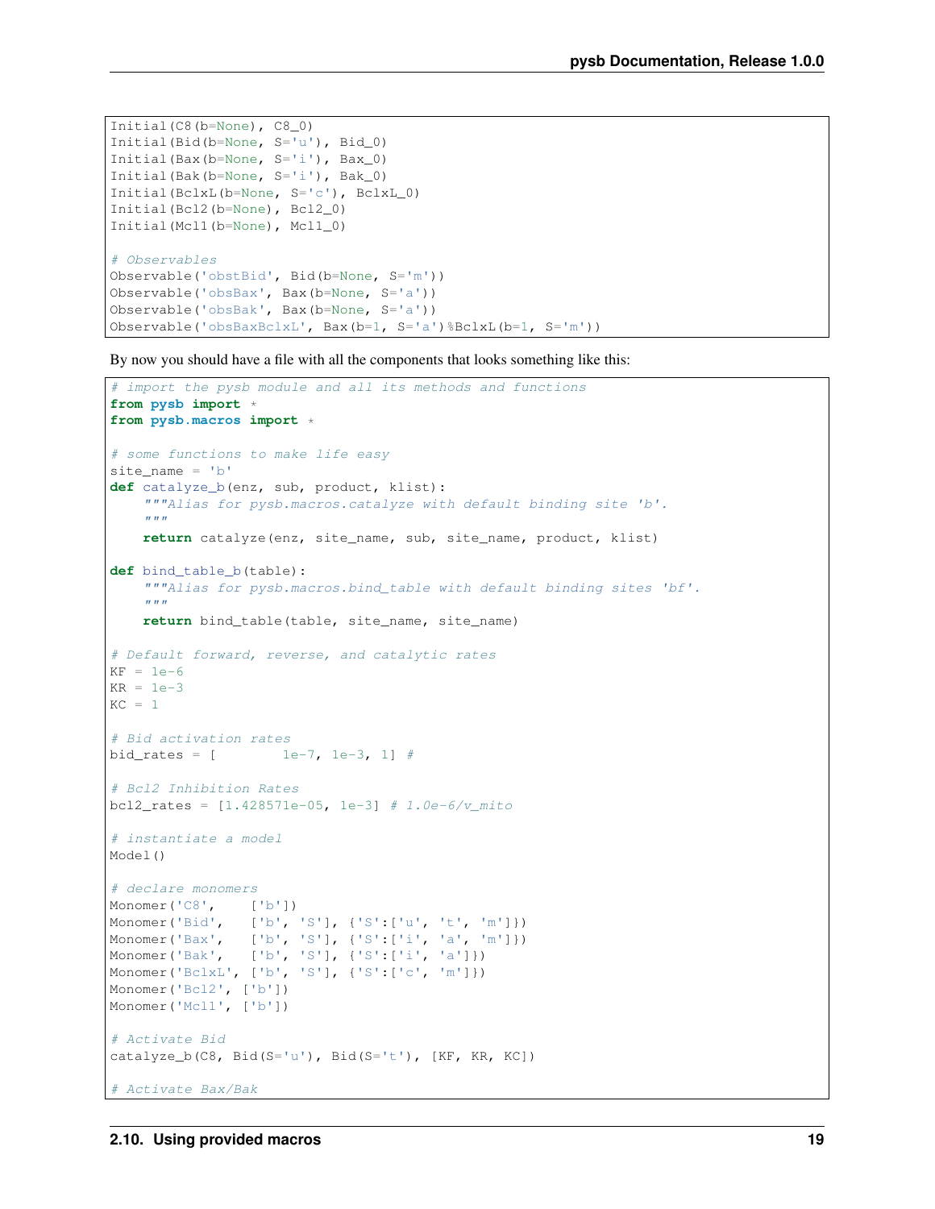```
Initial(C8(b=None), C8_0)
Initial(Bid(b=None, S='u'), Bid_0)
Initial(Bax(b=None, S='i'), Bax_0)
Initial(Bak(b=None, S='i'), Bak_0)
Initial(BclxL(b=None, S='c'), BclxL_0)
Initial(Bcl2(b=None), Bcl2_0)
Initial(Mcl1(b=None), Mcl1_0)

# Observables
Observable('obstBid', Bid(b=None, S='m'))
Observable('obsBax', Bax(b=None, S='a'))
Observable('obsBak', Bax(b=None, S='a'))
Observable('obsBaxBclxL', Bax(b=1, S='a')%BclxL(b=1, S='m'))
```

By now you should have a file with all the components that looks something like this:

```
# import the pysb module and all its methods and functions
from pysb import *
from pysb.macros import *

# some functions to make life easy
site_name = 'b'
def catalyze_b(enz, sub, product, klist):
    """Alias for pysb.macros.catalyze with default binding site 'b'.
    """
    return catalyze(enz, site_name, sub, site_name, product, klist)

def bind_table_b(table):
    """Alias for pysb.macros.bind_table with default binding sites 'bf'.
    """
    return bind_table(table, site_name, site_name)

# Default forward, reverse, and catalytic rates
KF = 1e-6
KR = 1e-3
KC = 1

# Bid activation rates
bid_rates = [        1e-7, 1e-3, 1] #

# Bcl2 Inhibition Rates
bcl2_rates = [1.428571e-05, 1e-3] # 1.0e-6/v_mito

# instantiate a model
Model()

# declare monomers
Monomer('C8',    ['b'])
Monomer('Bid',   ['b', 'S'], {'S':['u', 't', 'm']})
Monomer('Bax',   ['b', 'S'], {'S':['i', 'a', 'm']})
Monomer('Bak',   ['b', 'S'], {'S':['i', 'a']})
Monomer('BclxL', ['b', 'S'], {'S':['c', 'm']})
Monomer('Bcl2', ['b'])
Monomer('Mcl1', ['b'])

# Activate Bid
catalyze_b(C8, Bid(S='u'), Bid(S='t'), [KF, KR, KC])

# Activate Bax/Bak
```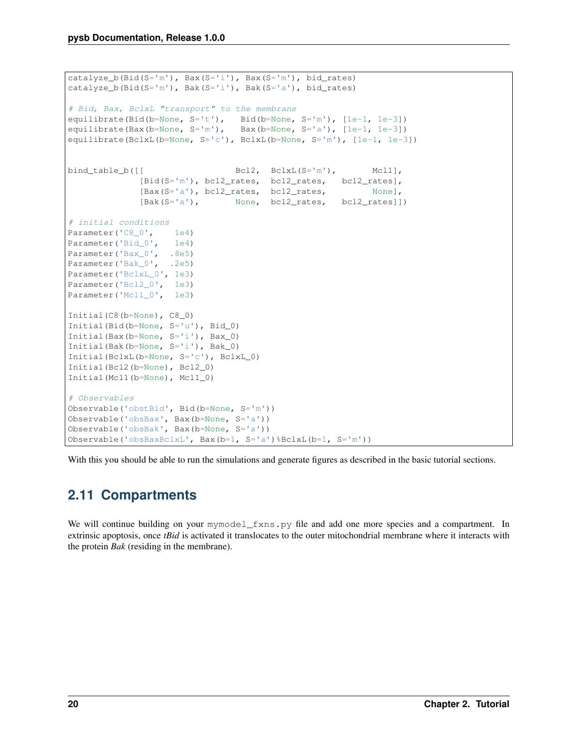```
catalyze_b(Bid(S='m'), Bax(S='i'), Bax(S='m'), bid_rates)
catalyze_b(Bid(S='m'), Bak(S='i'), Bak(S='a'), bid_rates)

# Bid, Bax, BclxL "transport" to the membrane
equilibrate(Bid(b=None, S='t'),   Bid(b=None, S='m'), [1e-1, 1e-3])
equilibrate(Bax(b=None, S='m'),   Bax(b=None, S='a'), [1e-1, 1e-3])
equilibrate(BclxL(b=None, S='c'), BclxL(b=None, S='m'), [1e-1, 1e-3])


bind_table_b([[                  Bcl2,  BclxL(S='m'),       Mcl1],
              [Bid(S='m'), bcl2_rates,  bcl2_rates,   bcl2_rates],
              [Bax(S='a'), bcl2_rates,  bcl2_rates,         None],
              [Bak(S='a'),       None,  bcl2_rates,   bcl2_rates]])

# initial conditions
Parameter('C8_0',    1e4)
Parameter('Bid_0',   1e4)
Parameter('Bax_0',  .8e5)
Parameter('Bak_0',  .2e5)
Parameter('BclxL_0', 1e3)
Parameter('Bcl2_0',  1e3)
Parameter('Mcl1_0',  1e3)

Initial(C8(b=None), C8_0)
Initial(Bid(b=None, S='u'), Bid_0)
Initial(Bax(b=None, S='i'), Bax_0)
Initial(Bak(b=None, S='i'), Bak_0)
Initial(BclxL(b=None, S='c'), BclxL_0)
Initial(Bcl2(b=None), Bcl2_0)
Initial(Mcl1(b=None), Mcl1_0)

# Observables
Observable('obstBid', Bid(b=None, S='m'))
Observable('obsBax', Bax(b=None, S='a'))
Observable('obsBak', Bax(b=None, S='a'))
Observable('obsBaxBclxL', Bax(b=1, S='a')%BclxL(b=1, S='m'))
```

With this you should be able to run the simulations and generate figures as described in the basic tutorial sections.

## 2.11 Compartments

We will continue building on your `mymodel_fxns.py` file and add one more species and a compartment. In extrinsic apoptosis, once *tBid* is activated it translocates to the outer mitochondrial membrane where it interacts with the protein *Bak* (residing in the membrane).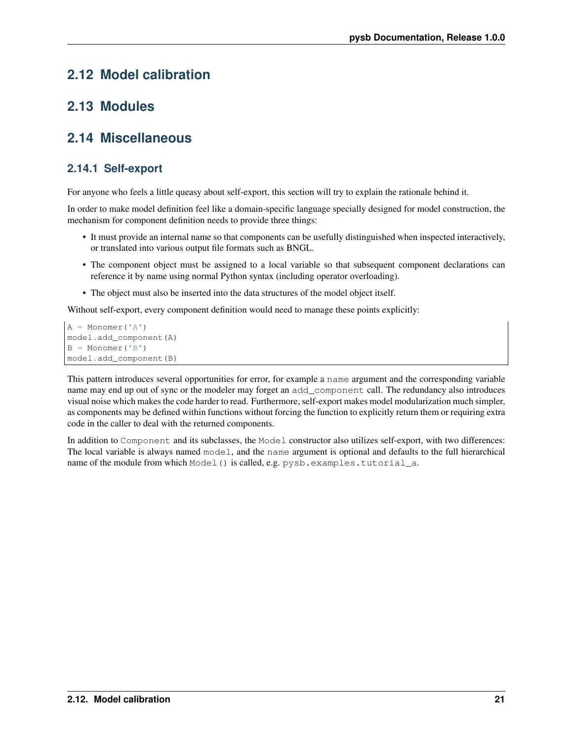## 2.12 Model calibration

## 2.13 Modules

## 2.14 Miscellaneous

### 2.14.1 Self-export

For anyone who feels a little queasy about self-export, this section will try to explain the rationale behind it.

In order to make model definition feel like a domain-specific language specially designed for model construction, the mechanism for component definition needs to provide three things:

- It must provide an internal name so that components can be usefully distinguished when inspected interactively, or translated into various output file formats such as BNGL.
- The component object must be assigned to a local variable so that subsequent component declarations can reference it by name using normal Python syntax (including operator overloading).
- The object must also be inserted into the data structures of the model object itself.

Without self-export, every component definition would need to manage these points explicitly:

```
A = Monomer('A')
model.add_component(A)
B = Monomer('B')
model.add_component(B)
```

This pattern introduces several opportunities for error, for example a `name` argument and the corresponding variable name may end up out of sync or the modeler may forget an `add_component` call. The redundancy also introduces visual noise which makes the code harder to read. Furthermore, self-export makes model modularization much simpler, as components may be defined within functions without forcing the function to explicitly return them or requiring extra code in the caller to deal with the returned components.

In addition to `Component` and its subclasses, the `Model` constructor also utilizes self-export, with two differences: The local variable is always named `model`, and the `name` argument is optional and defaults to the full hierarchical name of the module from which `Model()` is called, e.g. `pysb.examples.tutorial_a`.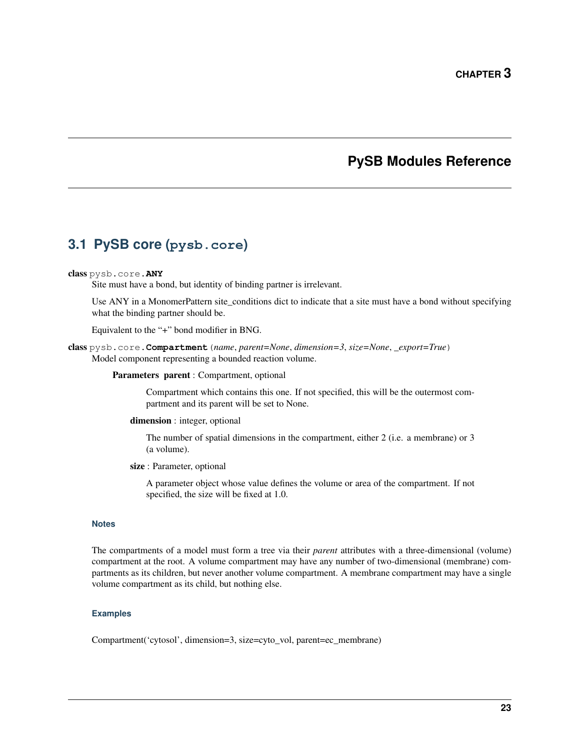# CHAPTER 3

# PySB Modules Reference

## 3.1 PySB core (`pysb.core`)

**class** `pysb.core.`**`ANY`**

Site must have a bond, but identity of binding partner is irrelevant.

Use ANY in a MonomerPattern site_conditions dict to indicate that a site must have a bond without specifying what the binding partner should be.

Equivalent to the "+" bond modifier in BNG.

**class** `pysb.core.`**`Compartment`**(*name*, *parent=None*, *dimension=3*, *size=None*, *_export=True*)

Model component representing a bounded reaction volume.

**Parameters** **parent** : Compartment, optional

Compartment which contains this one. If not specified, this will be the outermost compartment and its parent will be set to None.

**dimension** : integer, optional

The number of spatial dimensions in the compartment, either 2 (i.e. a membrane) or 3 (a volume).

**size** : Parameter, optional

A parameter object whose value defines the volume or area of the compartment. If not specified, the size will be fixed at 1.0.

#### Notes

The compartments of a model must form a tree via their *parent* attributes with a three-dimensional (volume) compartment at the root. A volume compartment may have any number of two-dimensional (membrane) compartments as its children, but never another volume compartment. A membrane compartment may have a single volume compartment as its child, but nothing else.

#### Examples

Compartment('cytosol', dimension=3, size=cyto_vol, parent=ec_membrane)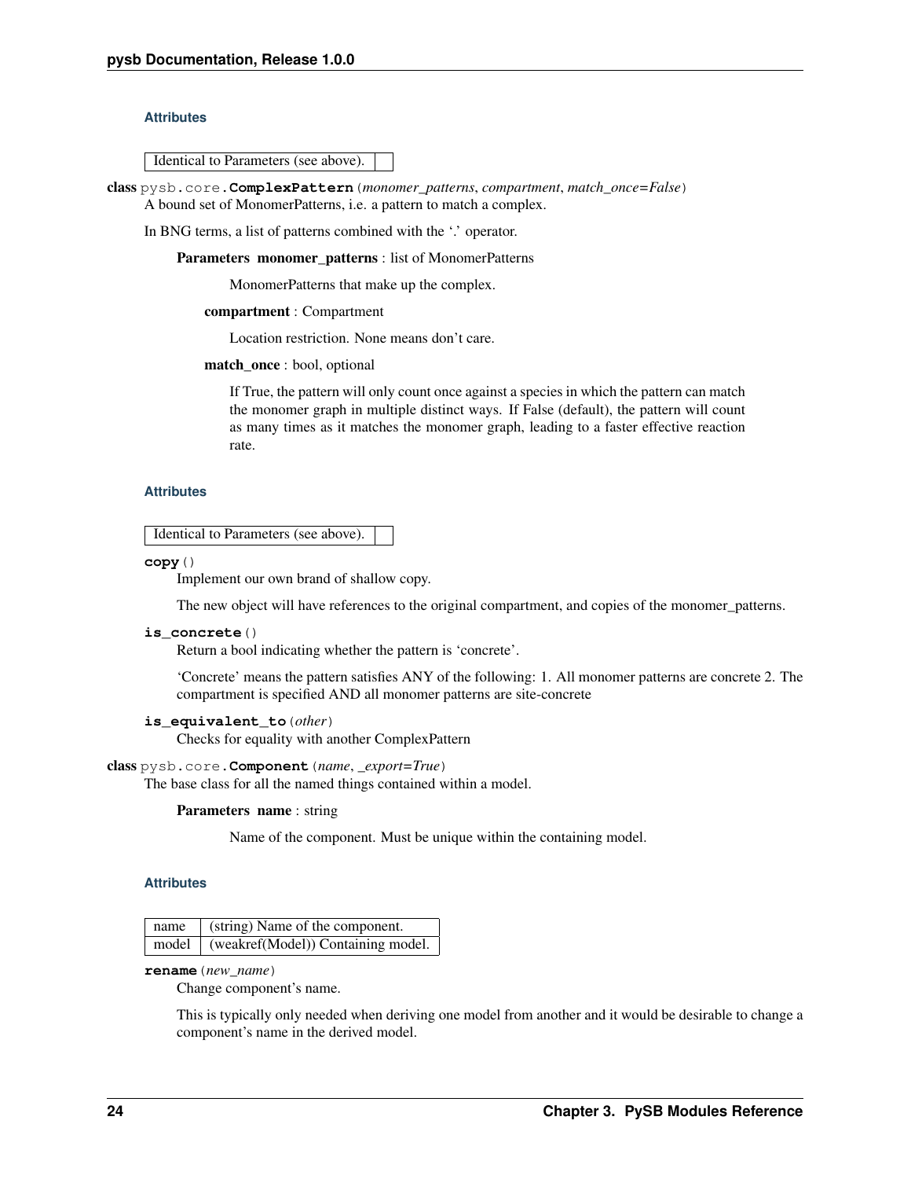#### Attributes

| Identical to Parameters (see above). | |
|---|---|

**class** pysb.core.**ComplexPattern**(*monomer_patterns*, *compartment*, *match_once=False*)

A bound set of MonomerPatterns, i.e. a pattern to match a complex.

In BNG terms, a list of patterns combined with the '.' operator.

**Parameters** **monomer_patterns** : list of MonomerPatterns

MonomerPatterns that make up the complex.

**compartment** : Compartment

Location restriction. None means don't care.

**match_once** : bool, optional

If True, the pattern will only count once against a species in which the pattern can match the monomer graph in multiple distinct ways. If False (default), the pattern will count as many times as it matches the monomer graph, leading to a faster effective reaction rate.

#### Attributes

| Identical to Parameters (see above). | |
|---|---|

**copy**()

Implement our own brand of shallow copy.

The new object will have references to the original compartment, and copies of the monomer_patterns.

**is_concrete**()

Return a bool indicating whether the pattern is 'concrete'.

'Concrete' means the pattern satisfies ANY of the following: 1. All monomer patterns are concrete 2. The compartment is specified AND all monomer patterns are site-concrete

**is_equivalent_to**(*other*)

Checks for equality with another ComplexPattern

**class** pysb.core.**Component**(*name*, *_export=True*)

The base class for all the named things contained within a model.

**Parameters** **name** : string

Name of the component. Must be unique within the containing model.

#### Attributes

| name | (string) Name of the component. |
|---|---|
| model | (weakref(Model)) Containing model. |

**rename**(*new_name*)

Change component's name.

This is typically only needed when deriving one model from another and it would be desirable to change a component's name in the derived model.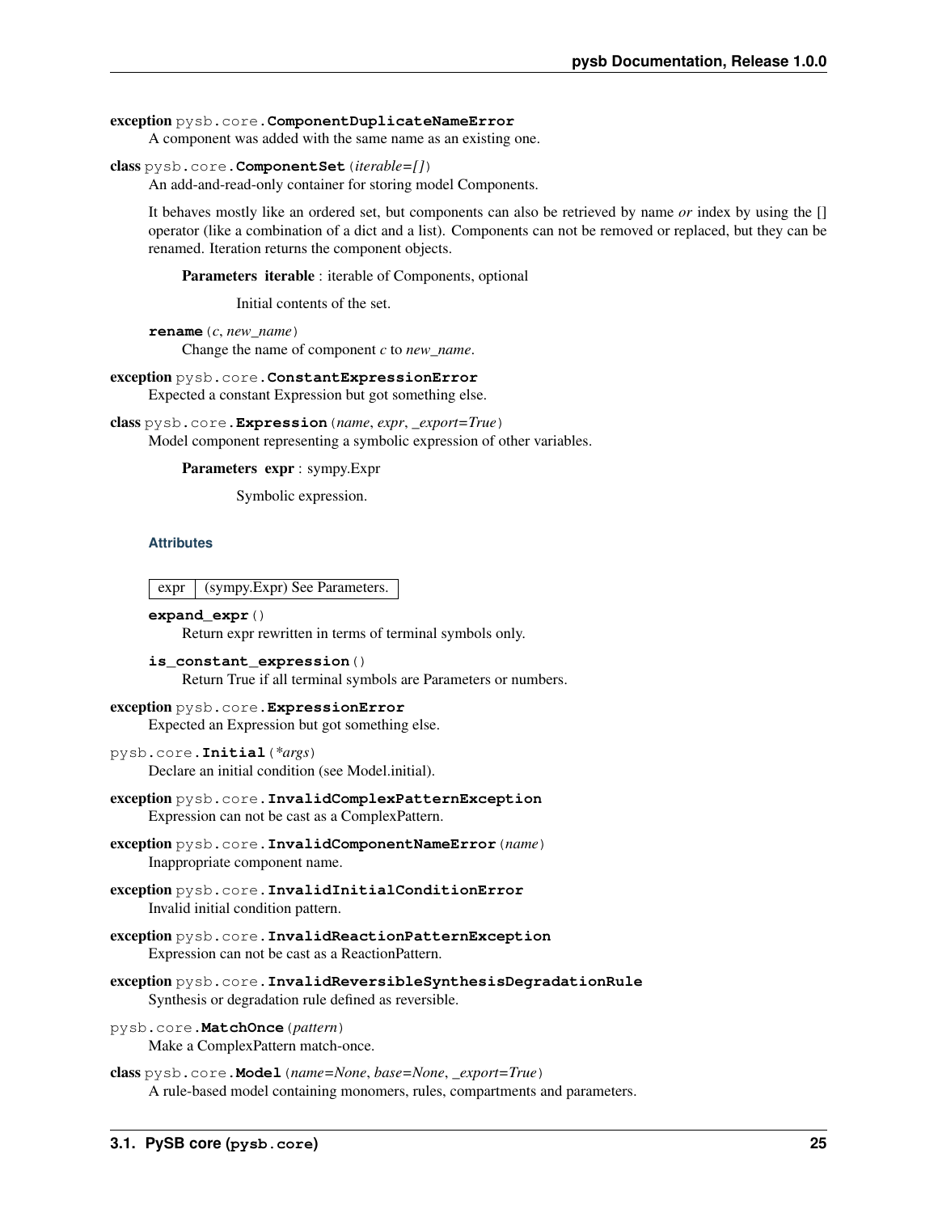**exception** pysb.core.**ComponentDuplicateNameError**

A component was added with the same name as an existing one.

**class** pysb.core.**ComponentSet**(*iterable=[]*)

An add-and-read-only container for storing model Components.

It behaves mostly like an ordered set, but components can also be retrieved by name *or* index by using the [] operator (like a combination of a dict and a list). Components can not be removed or replaced, but they can be renamed. Iteration returns the component objects.

**Parameters iterable** : iterable of Components, optional

Initial contents of the set.

**rename**(*c*, *new_name*)

Change the name of component *c* to *new_name*.

**exception** pysb.core.**ConstantExpressionError**

Expected a constant Expression but got something else.

**class** pysb.core.**Expression**(*name*, *expr*, *_export=True*)

Model component representing a symbolic expression of other variables.

**Parameters expr** : sympy.Expr

Symbolic expression.

#### Attributes

| expr | (sympy.Expr) See Parameters. |
| --- | --- |

**expand_expr**()

Return expr rewritten in terms of terminal symbols only.

**is_constant_expression**()

Return True if all terminal symbols are Parameters or numbers.

**exception** pysb.core.**ExpressionError**

Expected an Expression but got something else.

pysb.core.**Initial**(*\*args*)

Declare an initial condition (see Model.initial).

**exception** pysb.core.**InvalidComplexPatternException**

Expression can not be cast as a ComplexPattern.

**exception** pysb.core.**InvalidComponentNameError**(*name*)

Inappropriate component name.

**exception** pysb.core.**InvalidInitialConditionError**

Invalid initial condition pattern.

**exception** pysb.core.**InvalidReactionPatternException**

Expression can not be cast as a ReactionPattern.

**exception** pysb.core.**InvalidReversibleSynthesisDegradationRule**

Synthesis or degradation rule defined as reversible.

pysb.core.**MatchOnce**(*pattern*)

Make a ComplexPattern match-once.

**class** pysb.core.**Model**(*name=None*, *base=None*, *_export=True*)

A rule-based model containing monomers, rules, compartments and parameters.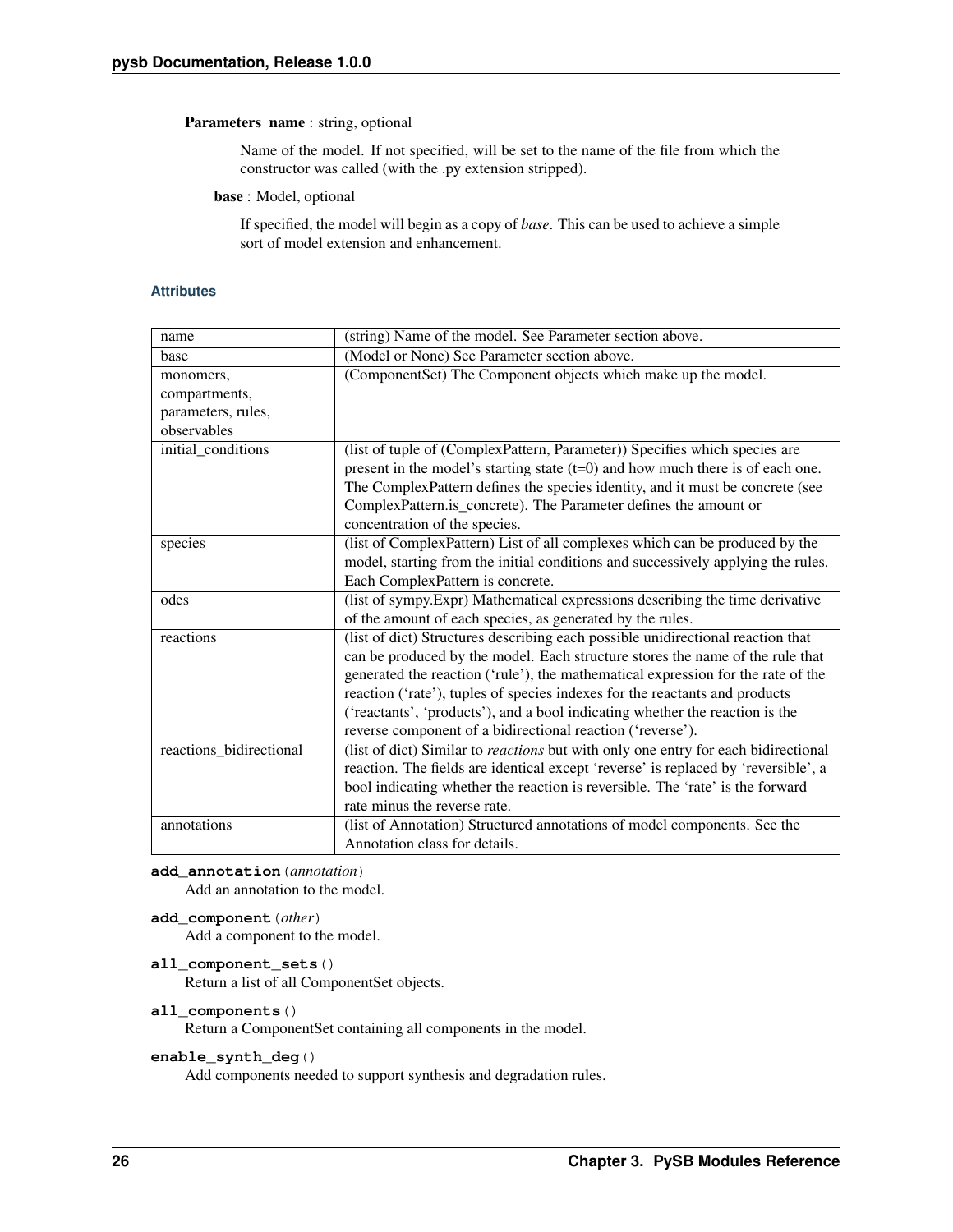**Parameters** **name** : string, optional

Name of the model. If not specified, will be set to the name of the file from which the constructor was called (with the .py extension stripped).

**base** : Model, optional

If specified, the model will begin as a copy of *base*. This can be used to achieve a simple sort of model extension and enhancement.

#### Attributes

| | |
|---|---|
| name | (string) Name of the model. See Parameter section above. |
| base | (Model or None) See Parameter section above. |
| monomers, compartments, parameters, rules, observables | (ComponentSet) The Component objects which make up the model. |
| initial_conditions | (list of tuple of (ComplexPattern, Parameter)) Specifies which species are present in the model's starting state (t=0) and how much there is of each one. The ComplexPattern defines the species identity, and it must be concrete (see ComplexPattern.is_concrete). The Parameter defines the amount or concentration of the species. |
| species | (list of ComplexPattern) List of all complexes which can be produced by the model, starting from the initial conditions and successively applying the rules. Each ComplexPattern is concrete. |
| odes | (list of sympy.Expr) Mathematical expressions describing the time derivative of the amount of each species, as generated by the rules. |
| reactions | (list of dict) Structures describing each possible unidirectional reaction that can be produced by the model. Each structure stores the name of the rule that generated the reaction ('rule'), the mathematical expression for the rate of the reaction ('rate'), tuples of species indexes for the reactants and products ('reactants', 'products'), and a bool indicating whether the reaction is the reverse component of a bidirectional reaction ('reverse'). |
| reactions_bidirectional | (list of dict) Similar to *reactions* but with only one entry for each bidirectional reaction. The fields are identical except 'reverse' is replaced by 'reversible', a bool indicating whether the reaction is reversible. The 'rate' is the forward rate minus the reverse rate. |
| annotations | (list of Annotation) Structured annotations of model components. See the Annotation class for details. |

**add_annotation**(*annotation*)
Add an annotation to the model.

**add_component**(*other*)
Add a component to the model.

**all_component_sets**()
Return a list of all ComponentSet objects.

**all_components**()
Return a ComponentSet containing all components in the model.

**enable_synth_deg**()
Add components needed to support synthesis and degradation rules.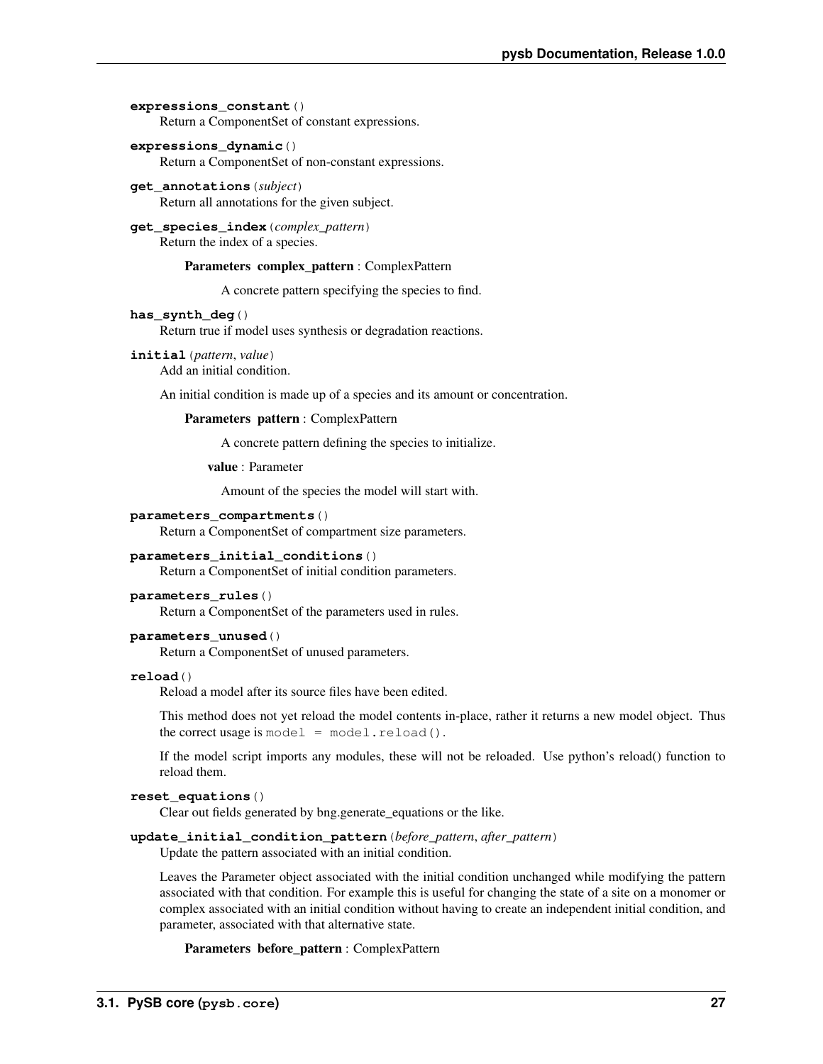**expressions_constant**()

Return a ComponentSet of constant expressions.

**expressions_dynamic**()

Return a ComponentSet of non-constant expressions.

**get_annotations**(*subject*)

Return all annotations for the given subject.

**get_species_index**(*complex_pattern*)

Return the index of a species.

**Parameters complex_pattern** : ComplexPattern

A concrete pattern specifying the species to find.

**has_synth_deg**()

Return true if model uses synthesis or degradation reactions.

**initial**(*pattern*, *value*)

Add an initial condition.

An initial condition is made up of a species and its amount or concentration.

**Parameters pattern** : ComplexPattern

A concrete pattern defining the species to initialize.

**value** : Parameter

Amount of the species the model will start with.

**parameters_compartments**()

Return a ComponentSet of compartment size parameters.

**parameters_initial_conditions**()

Return a ComponentSet of initial condition parameters.

**parameters_rules**()

Return a ComponentSet of the parameters used in rules.

**parameters_unused**()

Return a ComponentSet of unused parameters.

**reload**()

Reload a model after its source files have been edited.

This method does not yet reload the model contents in-place, rather it returns a new model object. Thus the correct usage is `model = model.reload()`.

If the model script imports any modules, these will not be reloaded. Use python's reload() function to reload them.

**reset_equations**()

Clear out fields generated by bng.generate_equations or the like.

**update_initial_condition_pattern**(*before_pattern*, *after_pattern*)

Update the pattern associated with an initial condition.

Leaves the Parameter object associated with the initial condition unchanged while modifying the pattern associated with that condition. For example this is useful for changing the state of a site on a monomer or complex associated with an initial condition without having to create an independent initial condition, and parameter, associated with that alternative state.

**Parameters before_pattern** : ComplexPattern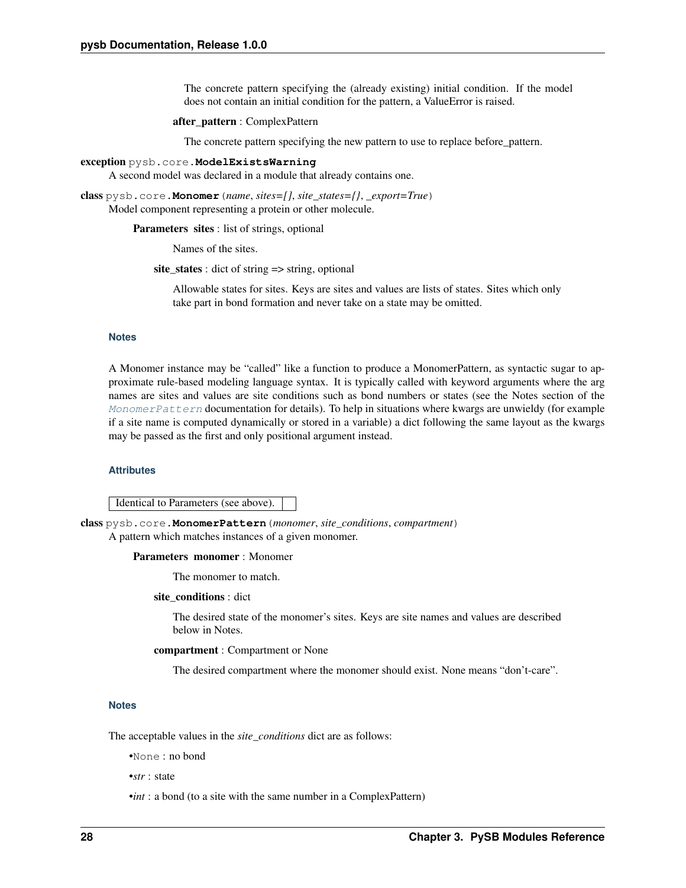The concrete pattern specifying the (already existing) initial condition. If the model does not contain an initial condition for the pattern, a ValueError is raised.

**after_pattern** : ComplexPattern

The concrete pattern specifying the new pattern to use to replace before_pattern.

**exception** pysb.core.**ModelExistsWarning**

A second model was declared in a module that already contains one.

**class** pysb.core.**Monomer**(*name*, *sites=[]*, *site_states={}*, *_export=True*)

Model component representing a protein or other molecule.

**Parameters sites** : list of strings, optional

Names of the sites.

**site_states** : dict of string => string, optional

Allowable states for sites. Keys are sites and values are lists of states. Sites which only take part in bond formation and never take on a state may be omitted.

#### Notes

A Monomer instance may be "called" like a function to produce a MonomerPattern, as syntactic sugar to approximate rule-based modeling language syntax. It is typically called with keyword arguments where the arg names are sites and values are site conditions such as bond numbers or states (see the Notes section of the *MonomerPattern* documentation for details). To help in situations where kwargs are unwieldy (for example if a site name is computed dynamically or stored in a variable) a dict following the same layout as the kwargs may be passed as the first and only positional argument instead.

#### Attributes

| Identical to Parameters (see above). | |
|---|---|

**class** pysb.core.**MonomerPattern**(*monomer*, *site_conditions*, *compartment*)

A pattern which matches instances of a given monomer.

**Parameters monomer** : Monomer

The monomer to match.

**site_conditions** : dict

The desired state of the monomer's sites. Keys are site names and values are described below in Notes.

**compartment** : Compartment or None

The desired compartment where the monomer should exist. None means "don't-care".

#### Notes

The acceptable values in the *site_conditions* dict are as follows:

- `None` : no bond
- *str* : state
- *int* : a bond (to a site with the same number in a ComplexPattern)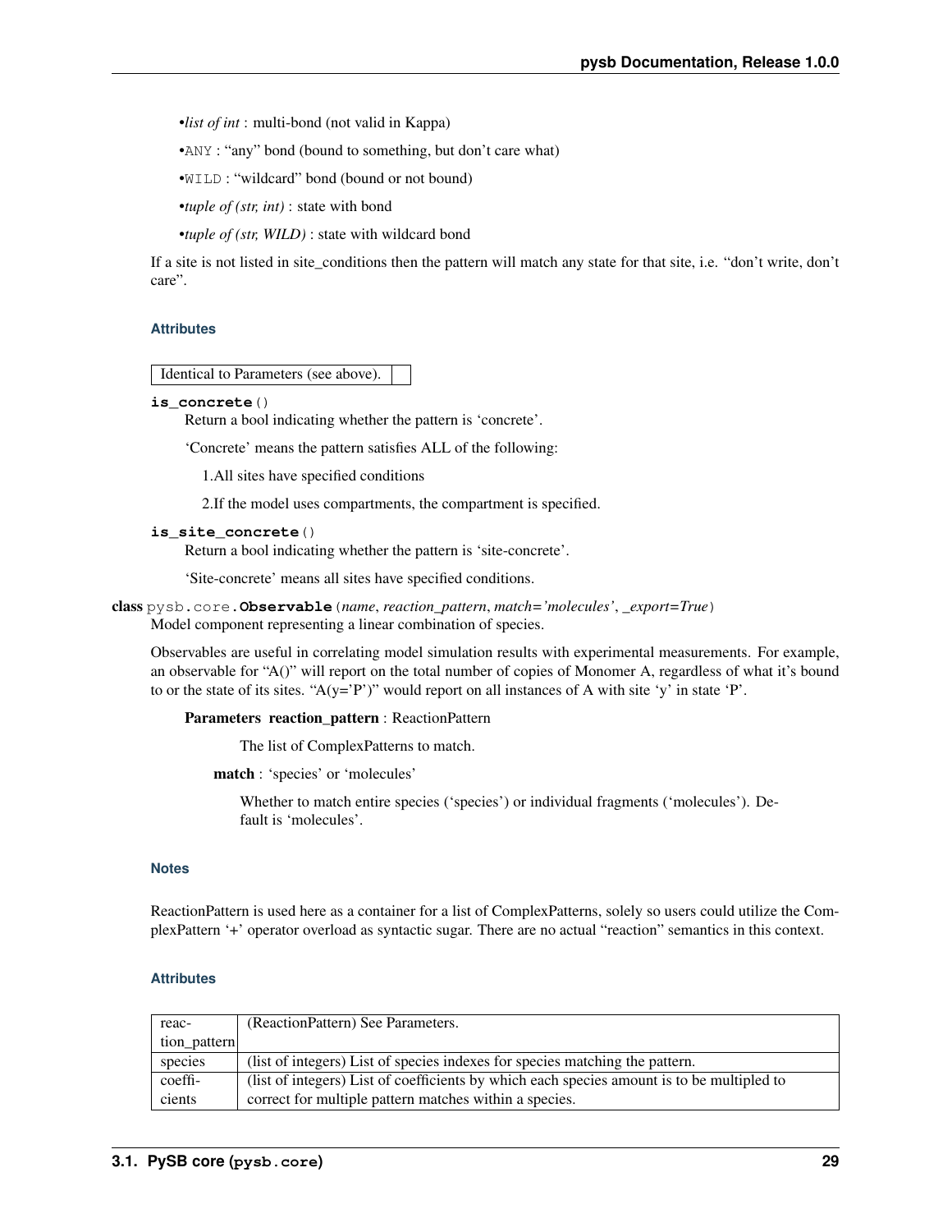- *list of int* : multi-bond (not valid in Kappa)
- `ANY` : "any" bond (bound to something, but don't care what)
- `WILD` : "wildcard" bond (bound or not bound)
- *tuple of (str, int)* : state with bond
- *tuple of (str, WILD)* : state with wildcard bond

If a site is not listed in site_conditions then the pattern will match any state for that site, i.e. "don't write, don't care".

#### Attributes

| Identical to Parameters (see above). | |
|---|---|

**is_concrete**()

Return a bool indicating whether the pattern is 'concrete'.

'Concrete' means the pattern satisfies ALL of the following:

1. All sites have specified conditions
2. If the model uses compartments, the compartment is specified.

**is_site_concrete**()

Return a bool indicating whether the pattern is 'site-concrete'.

'Site-concrete' means all sites have specified conditions.

**class** pysb.core.**Observable**(*name*, *reaction_pattern*, *match='molecules'*, *_export=True*)

Model component representing a linear combination of species.

Observables are useful in correlating model simulation results with experimental measurements. For example, an observable for "A()" will report on the total number of copies of Monomer A, regardless of what it's bound to or the state of its sites. "A(y='P')" would report on all instances of A with site 'y' in state 'P'.

**Parameters** **reaction_pattern** : ReactionPattern

The list of ComplexPatterns to match.

**match** : 'species' or 'molecules'

Whether to match entire species ('species') or individual fragments ('molecules'). Default is 'molecules'.

#### Notes

ReactionPattern is used here as a container for a list of ComplexPatterns, solely so users could utilize the ComplexPattern '+' operator overload as syntactic sugar. There are no actual "reaction" semantics in this context.

#### Attributes

| | |
|---|---|
| reaction_pattern | (ReactionPattern) See Parameters. |
| species | (list of integers) List of species indexes for species matching the pattern. |
| coefficients | (list of integers) List of coefficients by which each species amount is to be multipled to correct for multiple pattern matches within a species. |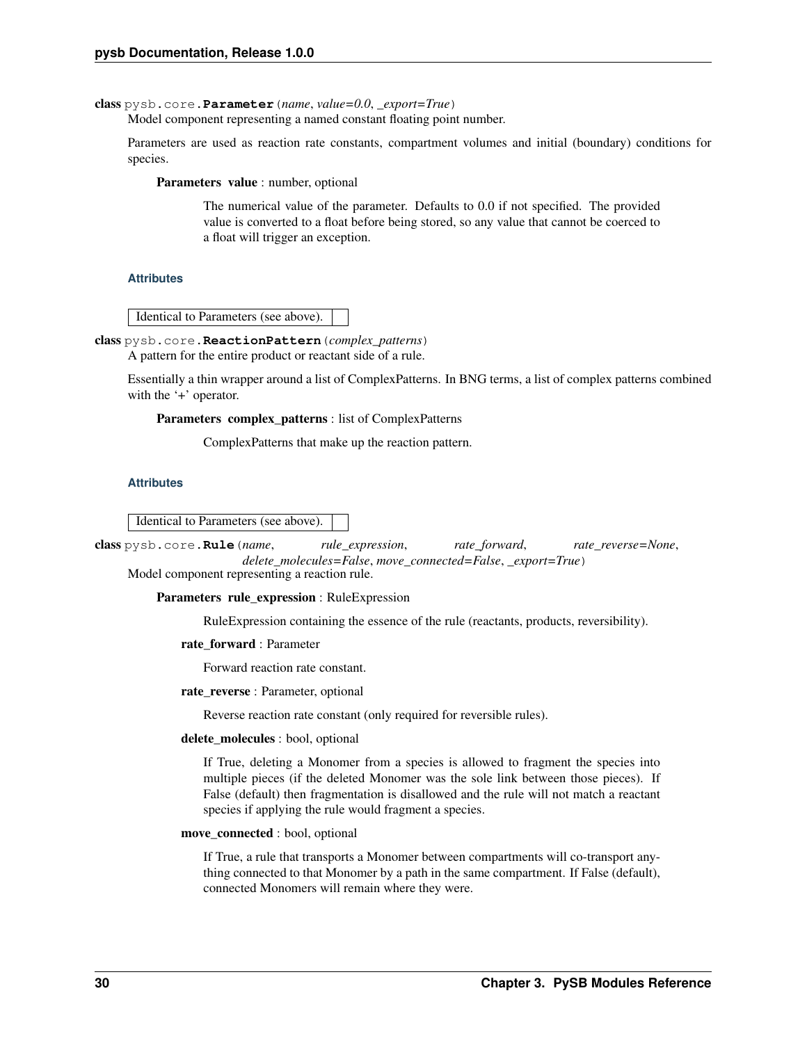**class** pysb.core.**Parameter**(*name*, *value=0.0*, *_export=True*)

Model component representing a named constant floating point number.

Parameters are used as reaction rate constants, compartment volumes and initial (boundary) conditions for species.

**Parameters value** : number, optional

The numerical value of the parameter. Defaults to 0.0 if not specified. The provided value is converted to a float before being stored, so any value that cannot be coerced to a float will trigger an exception.

#### Attributes

| Identical to Parameters (see above). | |
|---|---|

**class** pysb.core.**ReactionPattern**(*complex_patterns*)

A pattern for the entire product or reactant side of a rule.

Essentially a thin wrapper around a list of ComplexPatterns. In BNG terms, a list of complex patterns combined with the '+' operator.

**Parameters complex_patterns** : list of ComplexPatterns

ComplexPatterns that make up the reaction pattern.

#### Attributes

| Identical to Parameters (see above). | |
|---|---|

**class** pysb.core.**Rule**(*name*, *rule_expression*, *rate_forward*, *rate_reverse=None*, *delete_molecules=False*, *move_connected=False*, *_export=True*)

Model component representing a reaction rule.

**Parameters rule_expression** : RuleExpression

RuleExpression containing the essence of the rule (reactants, products, reversibility).

**rate_forward** : Parameter

Forward reaction rate constant.

**rate_reverse** : Parameter, optional

Reverse reaction rate constant (only required for reversible rules).

**delete_molecules** : bool, optional

If True, deleting a Monomer from a species is allowed to fragment the species into multiple pieces (if the deleted Monomer was the sole link between those pieces). If False (default) then fragmentation is disallowed and the rule will not match a reactant species if applying the rule would fragment a species.

**move_connected** : bool, optional

If True, a rule that transports a Monomer between compartments will co-transport anything connected to that Monomer by a path in the same compartment. If False (default), connected Monomers will remain where they were.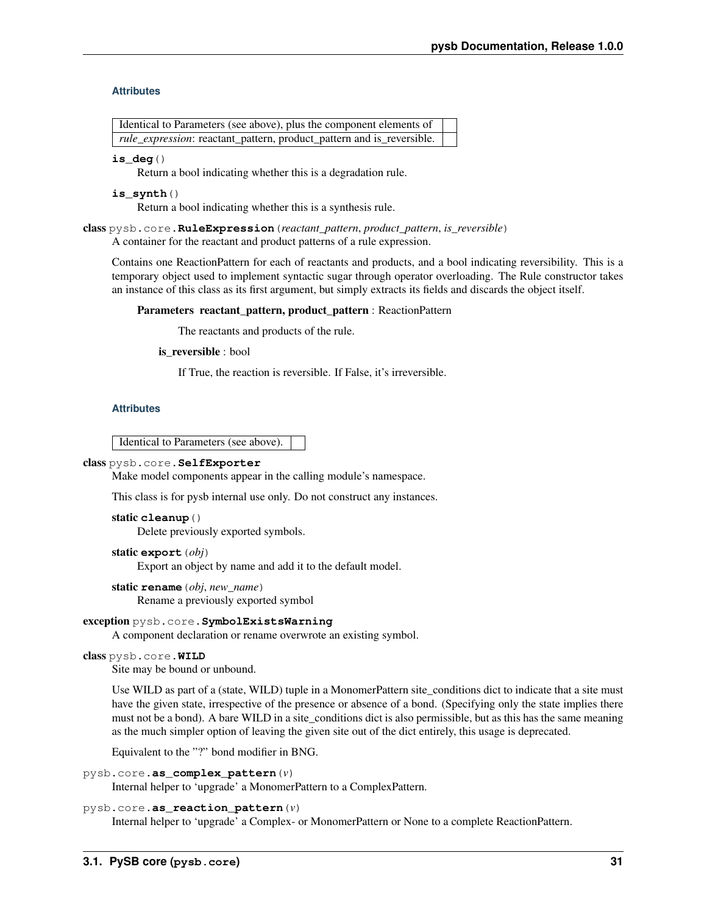**Attributes**

| Identical to Parameters (see above), plus the component elements of *rule_expression*: reactant_pattern, product_pattern and is_reversible. | |
|---|---|

**is_deg**()

Return a bool indicating whether this is a degradation rule.

**is_synth**()

Return a bool indicating whether this is a synthesis rule.

**class** pysb.core.**RuleExpression**(*reactant_pattern*, *product_pattern*, *is_reversible*)

A container for the reactant and product patterns of a rule expression.

Contains one ReactionPattern for each of reactants and products, and a bool indicating reversibility. This is a temporary object used to implement syntactic sugar through operator overloading. The Rule constructor takes an instance of this class as its first argument, but simply extracts its fields and discards the object itself.

**Parameters reactant_pattern, product_pattern** : ReactionPattern

The reactants and products of the rule.

**is_reversible** : bool

If True, the reaction is reversible. If False, it's irreversible.

**Attributes**

| Identical to Parameters (see above). | |
|---|---|

**class** pysb.core.**SelfExporter**

Make model components appear in the calling module's namespace.

This class is for pysb internal use only. Do not construct any instances.

**static cleanup**()

Delete previously exported symbols.

**static export**(*obj*)

Export an object by name and add it to the default model.

**static rename**(*obj*, *new_name*)

Rename a previously exported symbol

**exception** pysb.core.**SymbolExistsWarning**

A component declaration or rename overwrote an existing symbol.

**class** pysb.core.**WILD**

Site may be bound or unbound.

Use WILD as part of a (state, WILD) tuple in a MonomerPattern site_conditions dict to indicate that a site must have the given state, irrespective of the presence or absence of a bond. (Specifying only the state implies there must not be a bond). A bare WILD in a site_conditions dict is also permissible, but as this has the same meaning as the much simpler option of leaving the given site out of the dict entirely, this usage is deprecated.

Equivalent to the "?" bond modifier in BNG.

pysb.core.**as_complex_pattern**(*v*)

Internal helper to 'upgrade' a MonomerPattern to a ComplexPattern.

pysb.core.**as_reaction_pattern**(*v*)

Internal helper to 'upgrade' a Complex- or MonomerPattern or None to a complete ReactionPattern.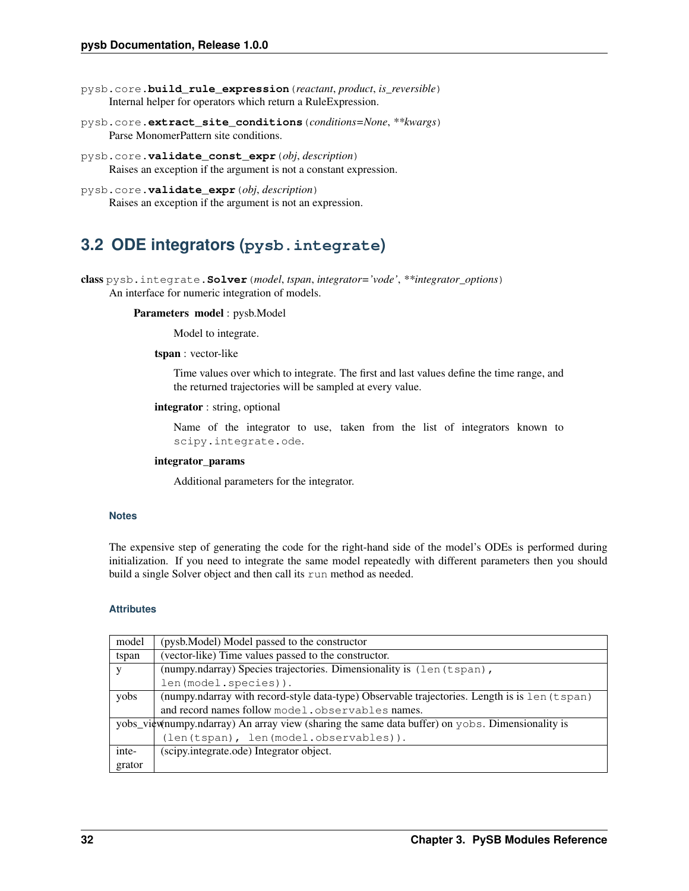`pysb.core.`**`build_rule_expression`**`(`*reactant*, *product*, *is_reversible*`)`
Internal helper for operators which return a RuleExpression.

`pysb.core.`**`extract_site_conditions`**`(`*conditions=None*, ***kwargs*`)`
Parse MonomerPattern site conditions.

`pysb.core.`**`validate_const_expr`**`(`*obj*, *description*`)`
Raises an exception if the argument is not a constant expression.

`pysb.core.`**`validate_expr`**`(`*obj*, *description*`)`
Raises an exception if the argument is not an expression.

## 3.2 ODE integrators (`pysb.integrate`)

**class** `pysb.integrate.`**`Solver`**`(`*model*, *tspan*, *integrator='vode'*, ***integrator_options*`)`
An interface for numeric integration of models.

**Parameters** **model** : pysb.Model

Model to integrate.

**tspan** : vector-like

Time values over which to integrate. The first and last values define the time range, and the returned trajectories will be sampled at every value.

**integrator** : string, optional

Name of the integrator to use, taken from the list of integrators known to `scipy.integrate.ode`.

**integrator_params**

Additional parameters for the integrator.

#### Notes

The expensive step of generating the code for the right-hand side of the model's ODEs is performed during initialization. If you need to integrate the same model repeatedly with different parameters then you should build a single Solver object and then call its `run` method as needed.

#### Attributes

| | |
|---|---|
| model | (pysb.Model) Model passed to the constructor |
| tspan | (vector-like) Time values passed to the constructor. |
| y | (numpy.ndarray) Species trajectories. Dimensionality is `(len(tspan), len(model.species))`. |
| yobs | (numpy.ndarray with record-style data-type) Observable trajectories. Length is is `len(tspan)` and record names follow `model.observables` names. |
| yobs_view | (numpy.ndarray) An array view (sharing the same data buffer) on `yobs`. Dimensionality is `(len(tspan), len(model.observables))`. |
| integrator | (scipy.integrate.ode) Integrator object. |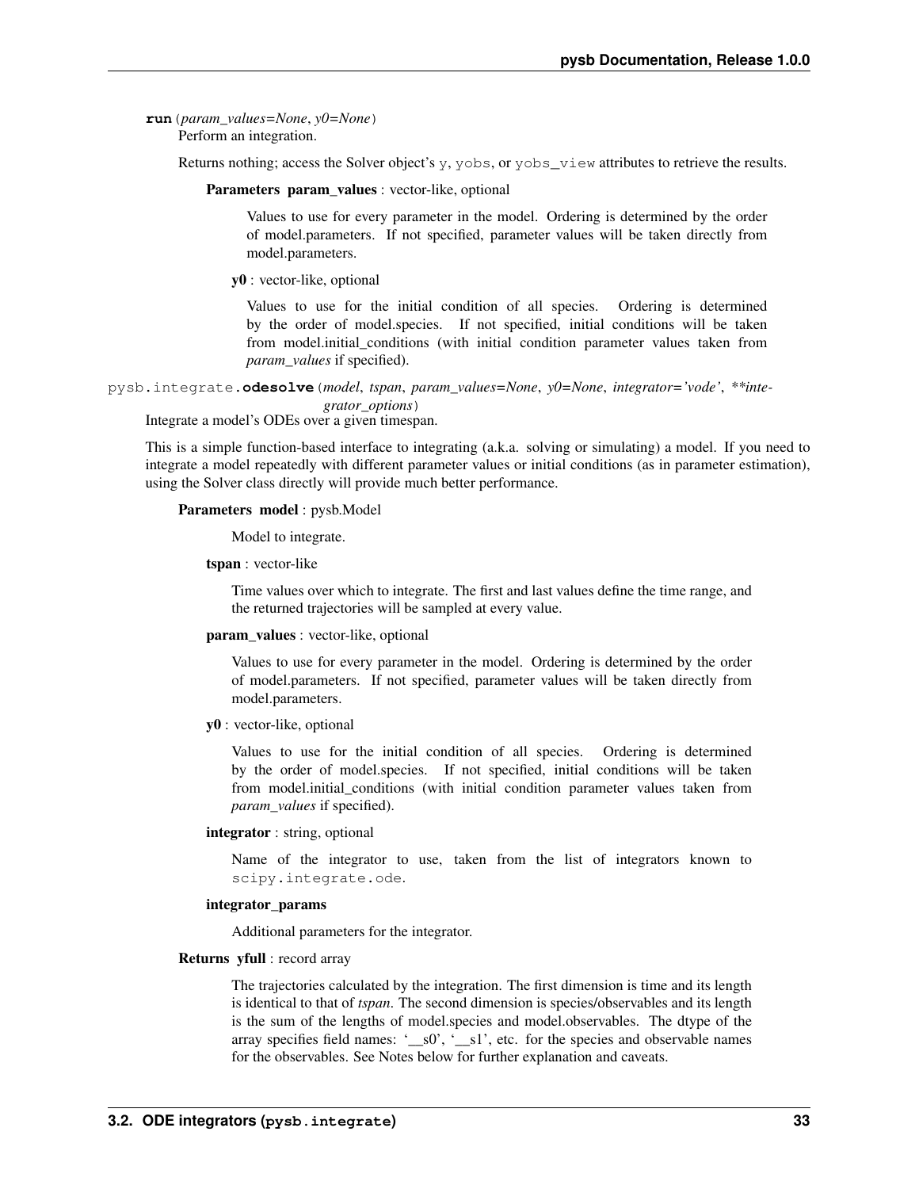**run**(*param_values=None*, *y0=None*)

Perform an integration.

Returns nothing; access the Solver object's `y`, `yobs`, or `yobs_view` attributes to retrieve the results.

**Parameters** **param_values** : vector-like, optional

Values to use for every parameter in the model. Ordering is determined by the order of model.parameters. If not specified, parameter values will be taken directly from model.parameters.

**y0** : vector-like, optional

Values to use for the initial condition of all species. Ordering is determined by the order of model.species. If not specified, initial conditions will be taken from model.initial_conditions (with initial condition parameter values taken from *param_values* if specified).

`pysb.integrate.`**`odesolve`**(*model*, *tspan*, *param_values=None*, *y0=None*, *integrator='vode'*, ***integrator_options*)

Integrate a model's ODEs over a given timespan.

This is a simple function-based interface to integrating (a.k.a. solving or simulating) a model. If you need to integrate a model repeatedly with different parameter values or initial conditions (as in parameter estimation), using the Solver class directly will provide much better performance.

**Parameters** **model** : pysb.Model

Model to integrate.

**tspan** : vector-like

Time values over which to integrate. The first and last values define the time range, and the returned trajectories will be sampled at every value.

**param_values** : vector-like, optional

Values to use for every parameter in the model. Ordering is determined by the order of model.parameters. If not specified, parameter values will be taken directly from model.parameters.

**y0** : vector-like, optional

Values to use for the initial condition of all species. Ordering is determined by the order of model.species. If not specified, initial conditions will be taken from model.initial_conditions (with initial condition parameter values taken from *param_values* if specified).

**integrator** : string, optional

Name of the integrator to use, taken from the list of integrators known to `scipy.integrate.ode`.

**integrator_params**

Additional parameters for the integrator.

**Returns** **yfull** : record array

The trajectories calculated by the integration. The first dimension is time and its length is identical to that of *tspan*. The second dimension is species/observables and its length is the sum of the lengths of model.species and model.observables. The dtype of the array specifies field names: '__s0', '__s1', etc. for the species and observable names for the observables. See Notes below for further explanation and caveats.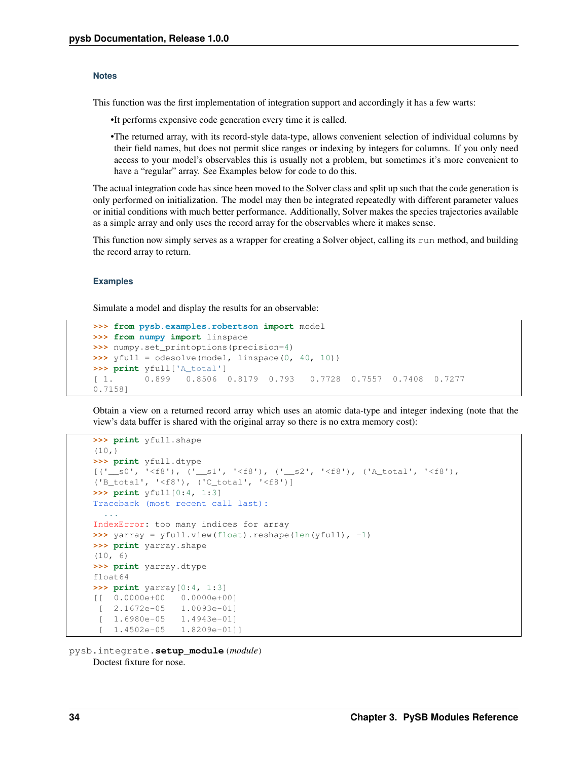### Notes

This function was the first implementation of integration support and accordingly it has a few warts:

- It performs expensive code generation every time it is called.
- The returned array, with its record-style data-type, allows convenient selection of individual columns by their field names, but does not permit slice ranges or indexing by integers for columns. If you only need access to your model's observables this is usually not a problem, but sometimes it's more convenient to have a "regular" array. See Examples below for code to do this.

The actual integration code has since been moved to the Solver class and split up such that the code generation is only performed on initialization. The model may then be integrated repeatedly with different parameter values or initial conditions with much better performance. Additionally, Solver makes the species trajectories available as a simple array and only uses the record array for the observables where it makes sense.

This function now simply serves as a wrapper for creating a Solver object, calling its `run` method, and building the record array to return.

### Examples

Simulate a model and display the results for an observable:

```
>>> from pysb.examples.robertson import model
>>> from numpy import linspace
>>> numpy.set_printoptions(precision=4)
>>> yfull = odesolve(model, linspace(0, 40, 10))
>>> print yfull['A_total']
[ 1.      0.899   0.8506  0.8179  0.793   0.7728  0.7557  0.7408  0.7277
0.7158]
```

Obtain a view on a returned record array which uses an atomic data-type and integer indexing (note that the view's data buffer is shared with the original array so there is no extra memory cost):

```
>>> print yfull.shape
(10,)
>>> print yfull.dtype
[('__s0', '<f8'), ('__s1', '<f8'), ('__s2', '<f8'), ('A_total', '<f8'),
('B_total', '<f8'), ('C_total', '<f8')]
>>> print yfull[0:4, 1:3]
Traceback (most recent call last):
  ...
IndexError: too many indices for array
>>> yarray = yfull.view(float).reshape(len(yfull), -1)
>>> print yarray.shape
(10, 6)
>>> print yarray.dtype
float64
>>> print yarray[0:4, 1:3]
[[  0.0000e+00   0.0000e+00]
 [  2.1672e-05   1.0093e-01]
 [  1.6980e-05   1.4943e-01]
 [  1.4502e-05   1.8209e-01]]
```

`pysb.integrate.`**`setup_module`**(*module*)

Doctest fixture for nose.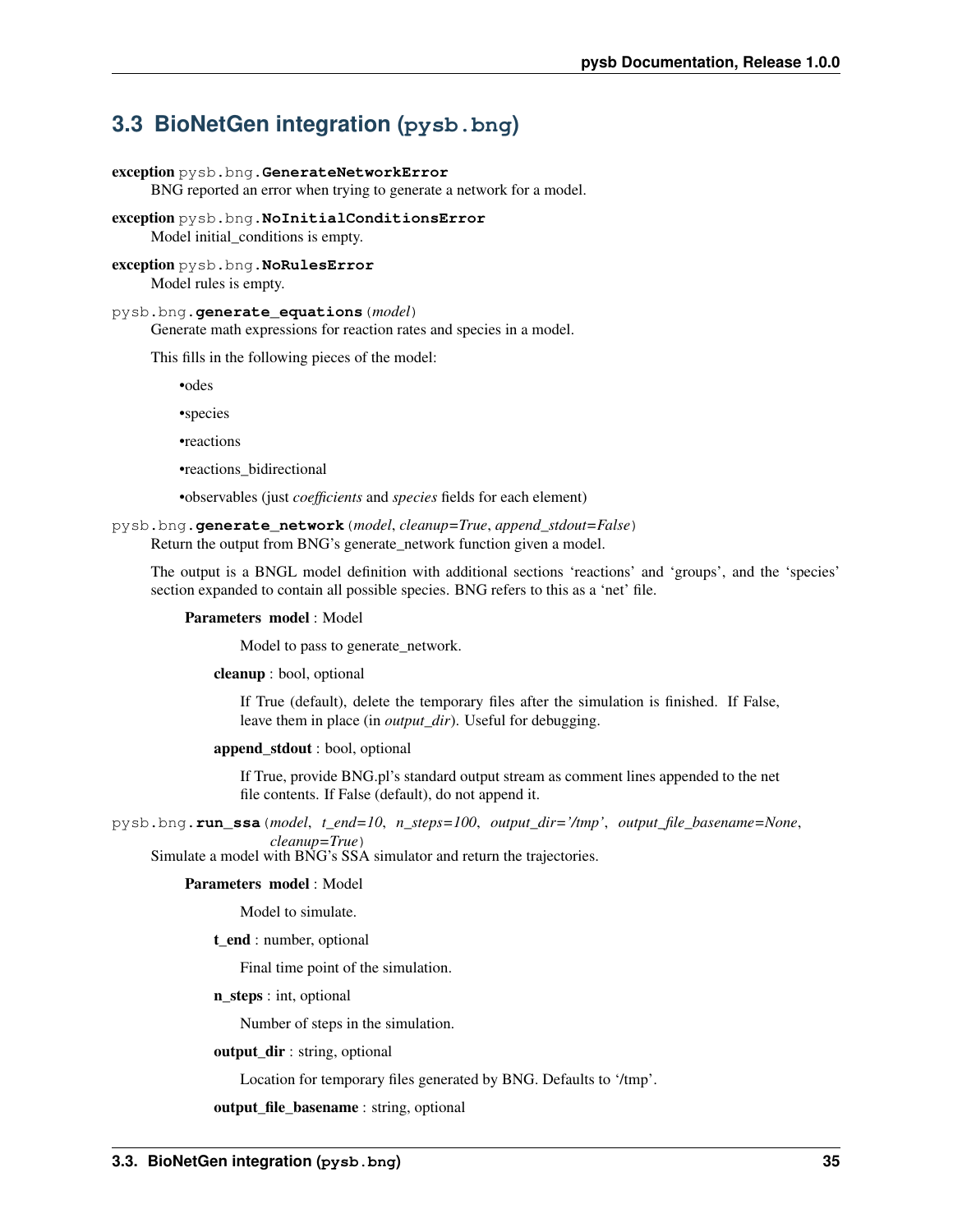## 3.3 BioNetGen integration (`pysb.bng`)

**exception** `pysb.bng.GenerateNetworkError`

BNG reported an error when trying to generate a network for a model.

**exception** `pysb.bng.NoInitialConditionsError`

Model initial_conditions is empty.

**exception** `pysb.bng.NoRulesError`

Model rules is empty.

`pysb.bng.generate_equations(model)`

Generate math expressions for reaction rates and species in a model.

This fills in the following pieces of the model:

- odes
- species
- reactions
- reactions_bidirectional
- observables (just *coefficients* and *species* fields for each element)

`pysb.bng.generate_network(model, cleanup=True, append_stdout=False)`

Return the output from BNG's generate_network function given a model.

The output is a BNGL model definition with additional sections 'reactions' and 'groups', and the 'species' section expanded to contain all possible species. BNG refers to this as a 'net' file.

**Parameters** **model** : Model

Model to pass to generate_network.

**cleanup** : bool, optional

If True (default), delete the temporary files after the simulation is finished. If False, leave them in place (in *output_dir*). Useful for debugging.

**append_stdout** : bool, optional

If True, provide BNG.pl's standard output stream as comment lines appended to the net file contents. If False (default), do not append it.

`pysb.bng.run_ssa(model, t_end=10, n_steps=100, output_dir='/tmp', output_file_basename=None, cleanup=True)`

Simulate a model with BNG's SSA simulator and return the trajectories.

**Parameters** **model** : Model

Model to simulate.

**t_end** : number, optional

Final time point of the simulation.

**n_steps** : int, optional

Number of steps in the simulation.

**output_dir** : string, optional

Location for temporary files generated by BNG. Defaults to '/tmp'.

**output_file_basename** : string, optional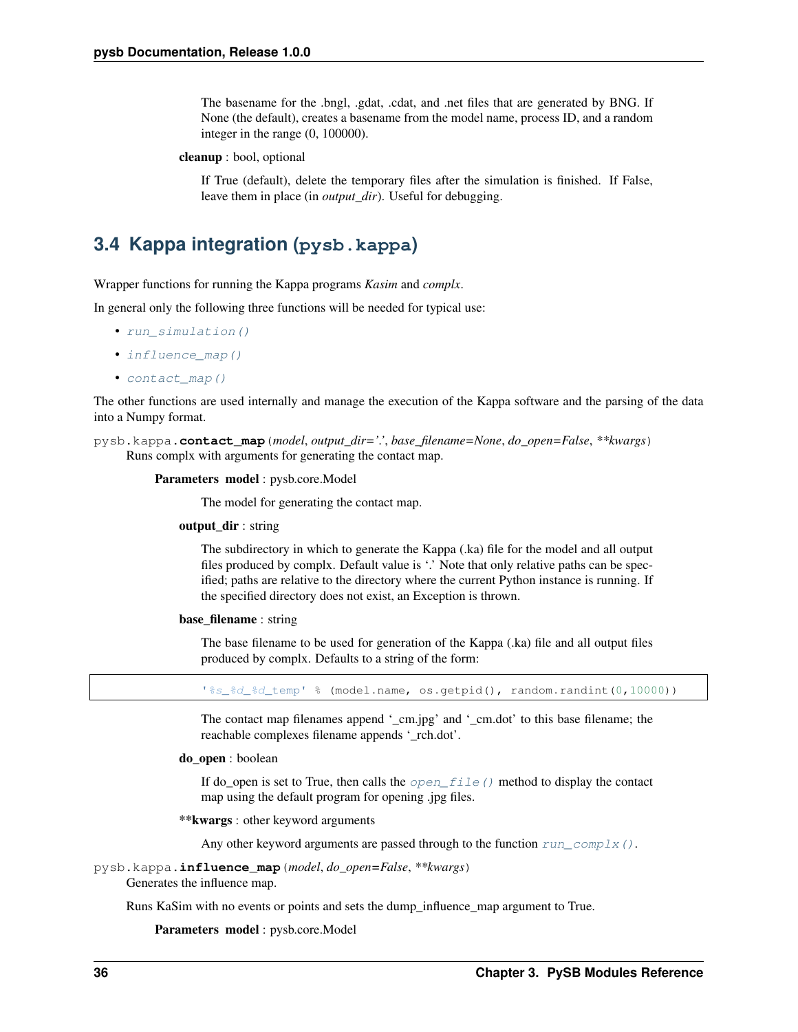The basename for the .bngl, .gdat, .cdat, and .net files that are generated by BNG. If None (the default), creates a basename from the model name, process ID, and a random integer in the range (0, 100000).

**cleanup** : bool, optional

If True (default), delete the temporary files after the simulation is finished. If False, leave them in place (in *output_dir*). Useful for debugging.

## 3.4 Kappa integration (`pysb.kappa`)

Wrapper functions for running the Kappa programs *Kasim* and *complx*.

In general only the following three functions will be needed for typical use:

- `run_simulation()`
- `influence_map()`
- `contact_map()`

The other functions are used internally and manage the execution of the Kappa software and the parsing of the data into a Numpy format.

`pysb.kappa.`**`contact_map`**(*model*, *output_dir='.'*, *base_filename=None*, *do_open=False*, ***kwargs*)

Runs complx with arguments for generating the contact map.

**Parameters** **model** : pysb.core.Model

The model for generating the contact map.

**output_dir** : string

The subdirectory in which to generate the Kappa (.ka) file for the model and all output files produced by complx. Default value is '.' Note that only relative paths can be specified; paths are relative to the directory where the current Python instance is running. If the specified directory does not exist, an Exception is thrown.

**base_filename** : string

The base filename to be used for generation of the Kappa (.ka) file and all output files produced by complx. Defaults to a string of the form:

```
'%s_%d_%d_temp' % (model.name, os.getpid(), random.randint(0,10000))
```

The contact map filenames append '_cm.jpg' and '_cm.dot' to this base filename; the reachable complexes filename appends '_rch.dot'.

**do_open** : boolean

If do_open is set to True, then calls the `open_file()` method to display the contact map using the default program for opening .jpg files.

****kwargs** : other keyword arguments

Any other keyword arguments are passed through to the function `run_complx()`.

`pysb.kappa.`**`influence_map`**(*model*, *do_open=False*, ***kwargs*)

Generates the influence map.

Runs KaSim with no events or points and sets the dump_influence_map argument to True.

**Parameters** **model** : pysb.core.Model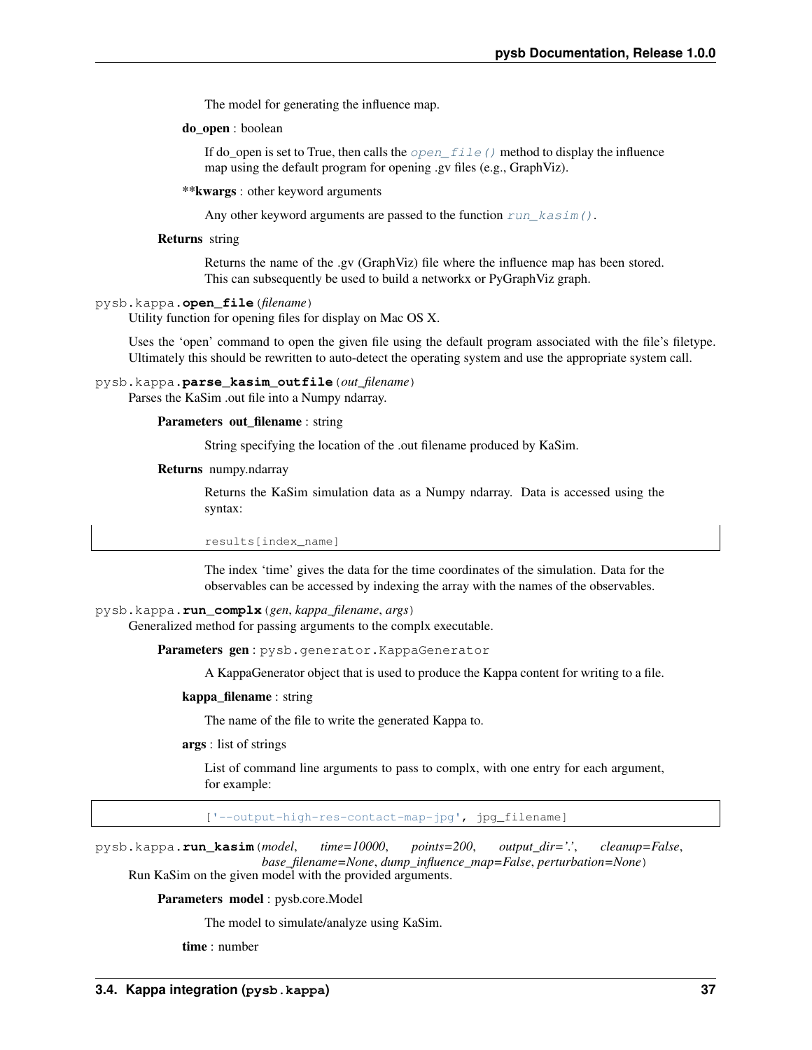The model for generating the influence map.

**do_open** : boolean

If do_open is set to True, then calls the `open_file()` method to display the influence map using the default program for opening .gv files (e.g., GraphViz).

****kwargs** : other keyword arguments

Any other keyword arguments are passed to the function `run_kasim()`.

**Returns** string

Returns the name of the .gv (GraphViz) file where the influence map has been stored. This can subsequently be used to build a networkx or PyGraphViz graph.

`pysb.kappa.`**`open_file`**`(`*filename*`)`

Utility function for opening files for display on Mac OS X.

Uses the 'open' command to open the given file using the default program associated with the file's filetype. Ultimately this should be rewritten to auto-detect the operating system and use the appropriate system call.

`pysb.kappa.`**`parse_kasim_outfile`**`(`*out_filename*`)`

Parses the KaSim .out file into a Numpy ndarray.

**Parameters** **out_filename** : string

String specifying the location of the .out filename produced by KaSim.

**Returns** numpy.ndarray

Returns the KaSim simulation data as a Numpy ndarray. Data is accessed using the syntax:

```
results[index_name]
```

The index 'time' gives the data for the time coordinates of the simulation. Data for the observables can be accessed by indexing the array with the names of the observables.

`pysb.kappa.`**`run_complx`**`(`*gen*, *kappa_filename*, *args*`)`

Generalized method for passing arguments to the complx executable.

**Parameters** **gen** : `pysb.generator.KappaGenerator`

A KappaGenerator object that is used to produce the Kappa content for writing to a file.

**kappa_filename** : string

The name of the file to write the generated Kappa to.

**args** : list of strings

List of command line arguments to pass to complx, with one entry for each argument, for example:

```
['--output-high-res-contact-map-jpg', jpg_filename]
```

`pysb.kappa.`**`run_kasim`**`(`*model*, *time=10000*, *points=200*, *output_dir='.'*, *cleanup=False*, *base_filename=None*, *dump_influence_map=False*, *perturbation=None*`)`

Run KaSim on the given model with the provided arguments.

**Parameters** **model** : pysb.core.Model

The model to simulate/analyze using KaSim.

**time** : number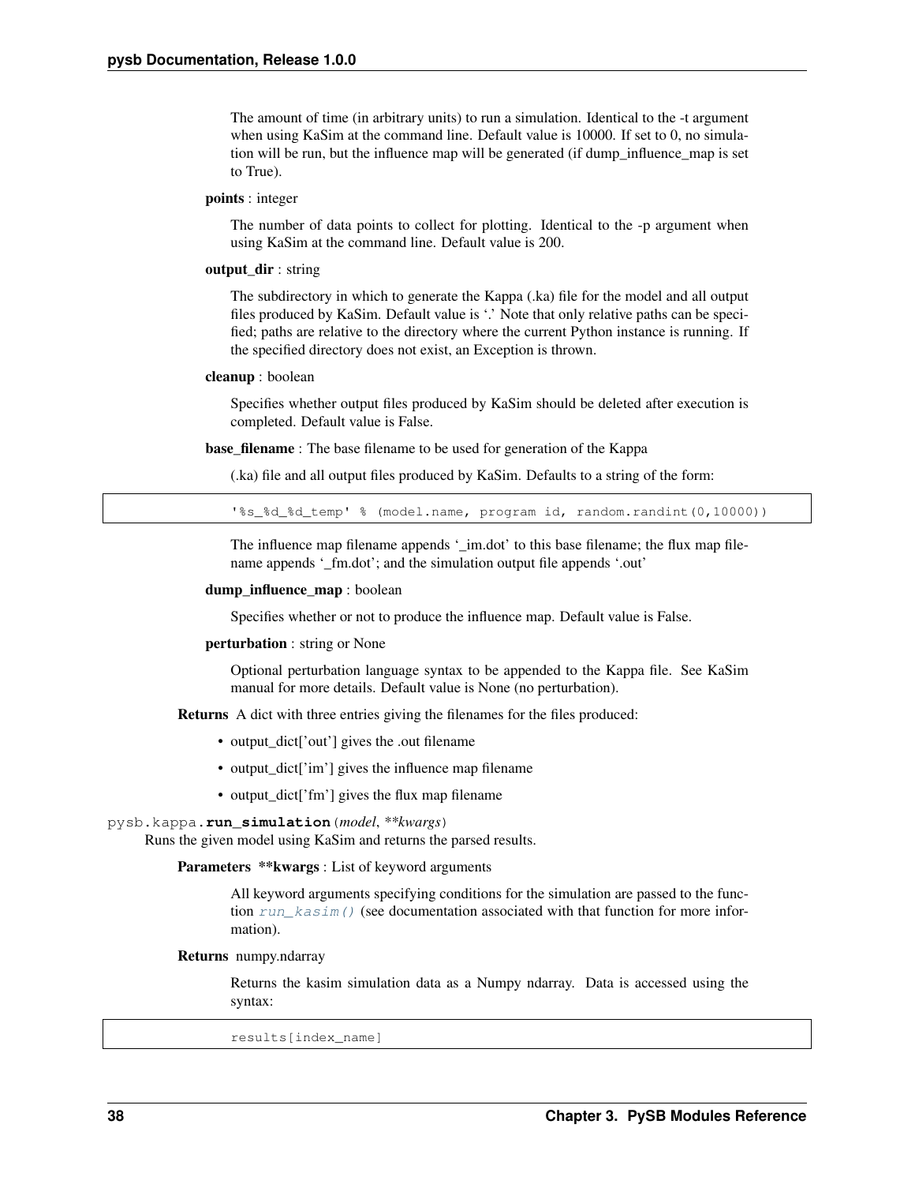The amount of time (in arbitrary units) to run a simulation. Identical to the -t argument when using KaSim at the command line. Default value is 10000. If set to 0, no simulation will be run, but the influence map will be generated (if dump_influence_map is set to True).

**points** : integer

The number of data points to collect for plotting. Identical to the -p argument when using KaSim at the command line. Default value is 200.

**output_dir** : string

The subdirectory in which to generate the Kappa (.ka) file for the model and all output files produced by KaSim. Default value is '.' Note that only relative paths can be specified; paths are relative to the directory where the current Python instance is running. If the specified directory does not exist, an Exception is thrown.

**cleanup** : boolean

Specifies whether output files produced by KaSim should be deleted after execution is completed. Default value is False.

**base_filename** : The base filename to be used for generation of the Kappa

(.ka) file and all output files produced by KaSim. Defaults to a string of the form:

```
'%s_%d_%d_temp' % (model.name, program id, random.randint(0,10000))
```

The influence map filename appends '_im.dot' to this base filename; the flux map filename appends '_fm.dot'; and the simulation output file appends '.out'

**dump_influence_map** : boolean

Specifies whether or not to produce the influence map. Default value is False.

**perturbation** : string or None

Optional perturbation language syntax to be appended to the Kappa file. See KaSim manual for more details. Default value is None (no perturbation).

**Returns** A dict with three entries giving the filenames for the files produced:

- output_dict['out'] gives the .out filename
- output_dict['im'] gives the influence map filename
- output_dict['fm'] gives the flux map filename

pysb.kappa.**run_simulation**(*model*, *\*\*kwargs*)

Runs the given model using KaSim and returns the parsed results.

**Parameters** **\*\*kwargs** : List of keyword arguments

All keyword arguments specifying conditions for the simulation are passed to the function `run_kasim()` (see documentation associated with that function for more information).

**Returns** numpy.ndarray

Returns the kasim simulation data as a Numpy ndarray. Data is accessed using the syntax:

```
results[index_name]
```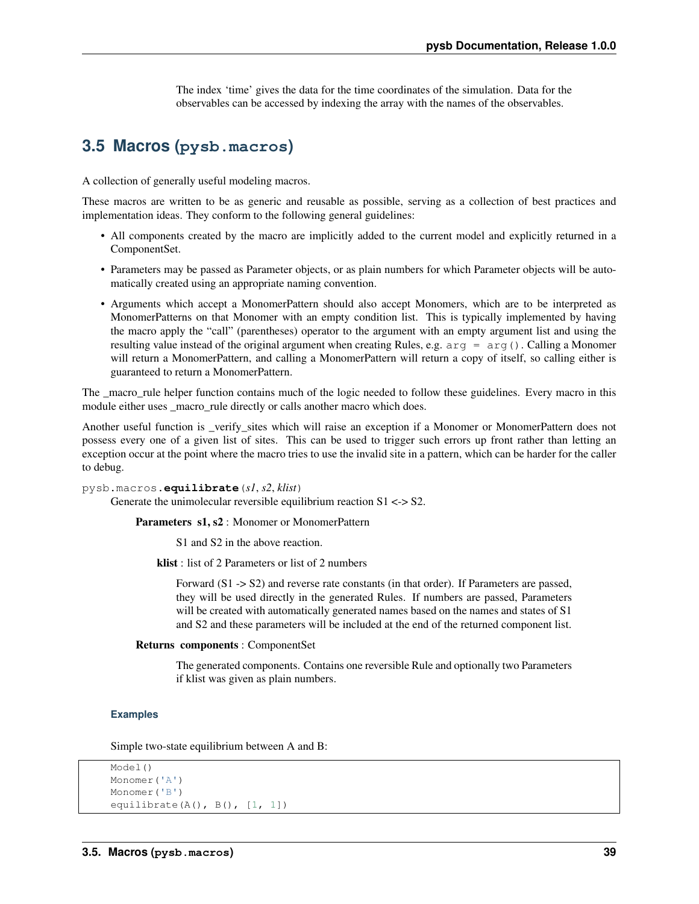The index 'time' gives the data for the time coordinates of the simulation. Data for the observables can be accessed by indexing the array with the names of the observables.

## 3.5 Macros (`pysb.macros`)

A collection of generally useful modeling macros.

These macros are written to be as generic and reusable as possible, serving as a collection of best practices and implementation ideas. They conform to the following general guidelines:

- All components created by the macro are implicitly added to the current model and explicitly returned in a ComponentSet.
- Parameters may be passed as Parameter objects, or as plain numbers for which Parameter objects will be automatically created using an appropriate naming convention.
- Arguments which accept a MonomerPattern should also accept Monomers, which are to be interpreted as MonomerPatterns on that Monomer with an empty condition list. This is typically implemented by having the macro apply the "call" (parentheses) operator to the argument with an empty argument list and using the resulting value instead of the original argument when creating Rules, e.g. `arg = arg()`. Calling a Monomer will return a MonomerPattern, and calling a MonomerPattern will return a copy of itself, so calling either is guaranteed to return a MonomerPattern.

The _macro_rule helper function contains much of the logic needed to follow these guidelines. Every macro in this module either uses _macro_rule directly or calls another macro which does.

Another useful function is _verify_sites which will raise an exception if a Monomer or MonomerPattern does not possess every one of a given list of sites. This can be used to trigger such errors up front rather than letting an exception occur at the point where the macro tries to use the invalid site in a pattern, which can be harder for the caller to debug.

`pysb.macros.`**`equilibrate`**(*s1*, *s2*, *klist*)

Generate the unimolecular reversible equilibrium reaction S1 <-> S2.

**Parameters s1, s2** : Monomer or MonomerPattern

S1 and S2 in the above reaction.

**klist** : list of 2 Parameters or list of 2 numbers

Forward (S1 -> S2) and reverse rate constants (in that order). If Parameters are passed, they will be used directly in the generated Rules. If numbers are passed, Parameters will be created with automatically generated names based on the names and states of S1 and S2 and these parameters will be included at the end of the returned component list.

**Returns components** : ComponentSet

The generated components. Contains one reversible Rule and optionally two Parameters if klist was given as plain numbers.

#### Examples

Simple two-state equilibrium between A and B:

```
Model()
Monomer('A')
Monomer('B')
equilibrate(A(), B(), [1, 1])
```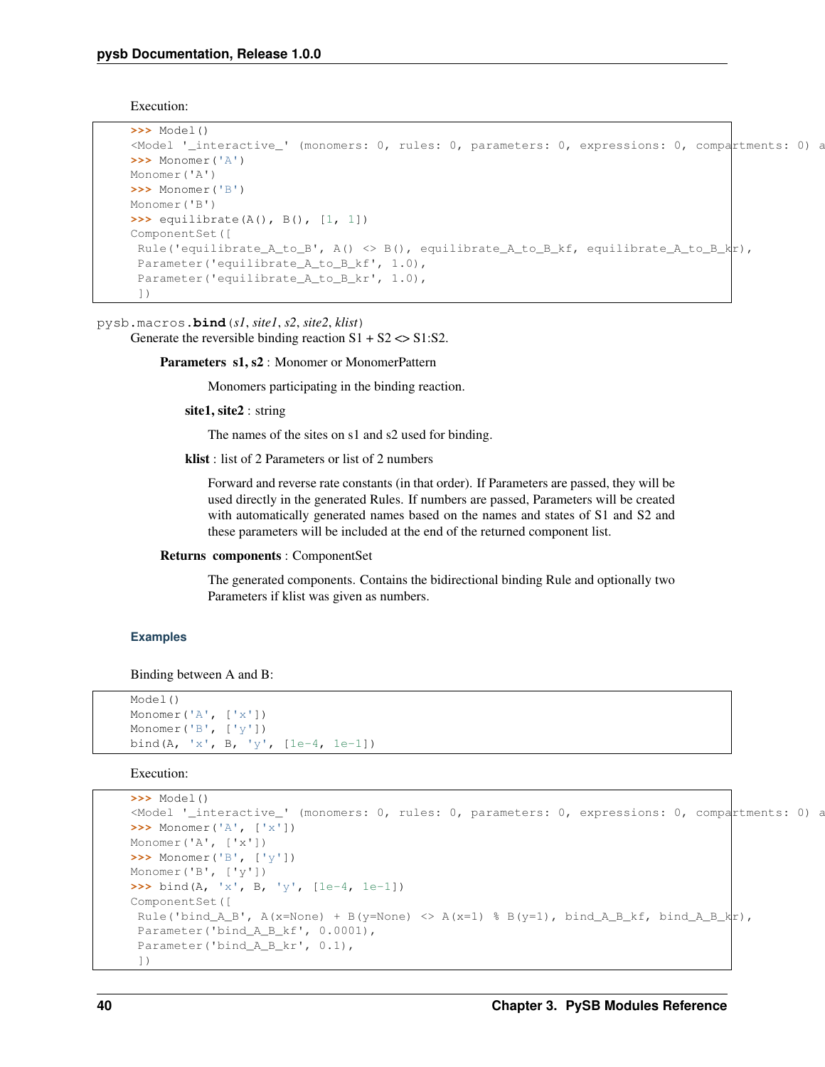Execution:

```
>>> Model()
<Model '_interactive_' (monomers: 0, rules: 0, parameters: 0, expressions: 0, compartments: 0) a
>>> Monomer('A')
Monomer('A')
>>> Monomer('B')
Monomer('B')
>>> equilibrate(A(), B(), [1, 1])
ComponentSet([
 Rule('equilibrate_A_to_B', A() <> B(), equilibrate_A_to_B_kf, equilibrate_A_to_B_kr),
 Parameter('equilibrate_A_to_B_kf', 1.0),
 Parameter('equilibrate_A_to_B_kr', 1.0),
 ])
```

pysb.macros.**bind**(*s1*, *site1*, *s2*, *site2*, *klist*)

Generate the reversible binding reaction S1 + S2 <> S1:S2.

**Parameters** **s1, s2** : Monomer or MonomerPattern

Monomers participating in the binding reaction.

**site1, site2** : string

The names of the sites on s1 and s2 used for binding.

**klist** : list of 2 Parameters or list of 2 numbers

Forward and reverse rate constants (in that order). If Parameters are passed, they will be used directly in the generated Rules. If numbers are passed, Parameters will be created with automatically generated names based on the names and states of S1 and S2 and these parameters will be included at the end of the returned component list.

**Returns** **components** : ComponentSet

The generated components. Contains the bidirectional binding Rule and optionally two Parameters if klist was given as numbers.

### Examples

Binding between A and B:

```
Model()
Monomer('A', ['x'])
Monomer('B', ['y'])
bind(A, 'x', B, 'y', [1e-4, 1e-1])
```

Execution:

```
>>> Model()
<Model '_interactive_' (monomers: 0, rules: 0, parameters: 0, expressions: 0, compartments: 0) a
>>> Monomer('A', ['x'])
Monomer('A', ['x'])
>>> Monomer('B', ['y'])
Monomer('B', ['y'])
>>> bind(A, 'x', B, 'y', [1e-4, 1e-1])
ComponentSet([
 Rule('bind_A_B', A(x=None) + B(y=None) <> A(x=1) % B(y=1), bind_A_B_kf, bind_A_B_kr),
 Parameter('bind_A_B_kf', 0.0001),
 Parameter('bind_A_B_kr', 0.1),
 ])
```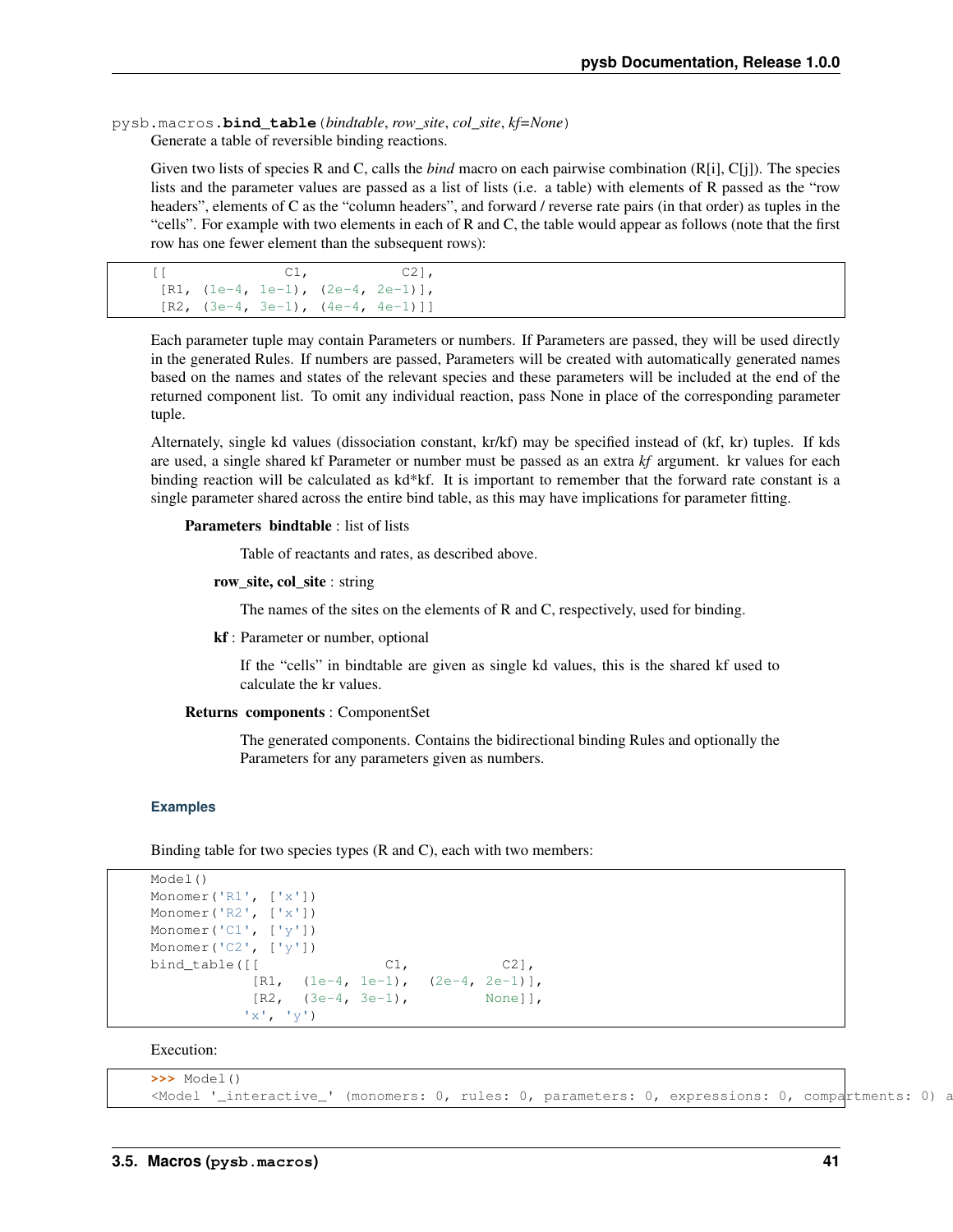pysb.macros.**bind_table**(*bindtable*, *row_site*, *col_site*, *kf=None*)

Generate a table of reversible binding reactions.

Given two lists of species R and C, calls the *bind* macro on each pairwise combination (R[i], C[j]). The species lists and the parameter values are passed as a list of lists (i.e. a table) with elements of R passed as the "row headers", elements of C as the "column headers", and forward / reverse rate pairs (in that order) as tuples in the "cells". For example with two elements in each of R and C, the table would appear as follows (note that the first row has one fewer element than the subsequent rows):

```
[[              C1,           C2],
 [R1, (1e-4, 1e-1), (2e-4, 2e-1)],
 [R2, (3e-4, 3e-1), (4e-4, 4e-1)]]
```

Each parameter tuple may contain Parameters or numbers. If Parameters are passed, they will be used directly in the generated Rules. If numbers are passed, Parameters will be created with automatically generated names based on the names and states of the relevant species and these parameters will be included at the end of the returned component list. To omit any individual reaction, pass None in place of the corresponding parameter tuple.

Alternately, single kd values (dissociation constant, kr/kf) may be specified instead of (kf, kr) tuples. If kds are used, a single shared kf Parameter or number must be passed as an extra *kf* argument. kr values for each binding reaction will be calculated as kd*kf. It is important to remember that the forward rate constant is a single parameter shared across the entire bind table, as this may have implications for parameter fitting.

**Parameters** **bindtable** : list of lists

Table of reactants and rates, as described above.

**row_site, col_site** : string

The names of the sites on the elements of R and C, respectively, used for binding.

**kf** : Parameter or number, optional

If the "cells" in bindtable are given as single kd values, this is the shared kf used to calculate the kr values.

**Returns** **components** : ComponentSet

The generated components. Contains the bidirectional binding Rules and optionally the Parameters for any parameters given as numbers.

### Examples

Binding table for two species types (R and C), each with two members:

```
Model()
Monomer('R1', ['x'])
Monomer('R2', ['x'])
Monomer('C1', ['y'])
Monomer('C2', ['y'])
bind_table([[               C1,           C2],
            [R1,  (1e-4, 1e-1),  (2e-4, 2e-1)],
            [R2,  (3e-4, 3e-1),          None]],
           'x', 'y')
```

Execution:

```
>>> Model()
<Model '_interactive_' (monomers: 0, rules: 0, parameters: 0, expressions: 0, compartments: 0) a
```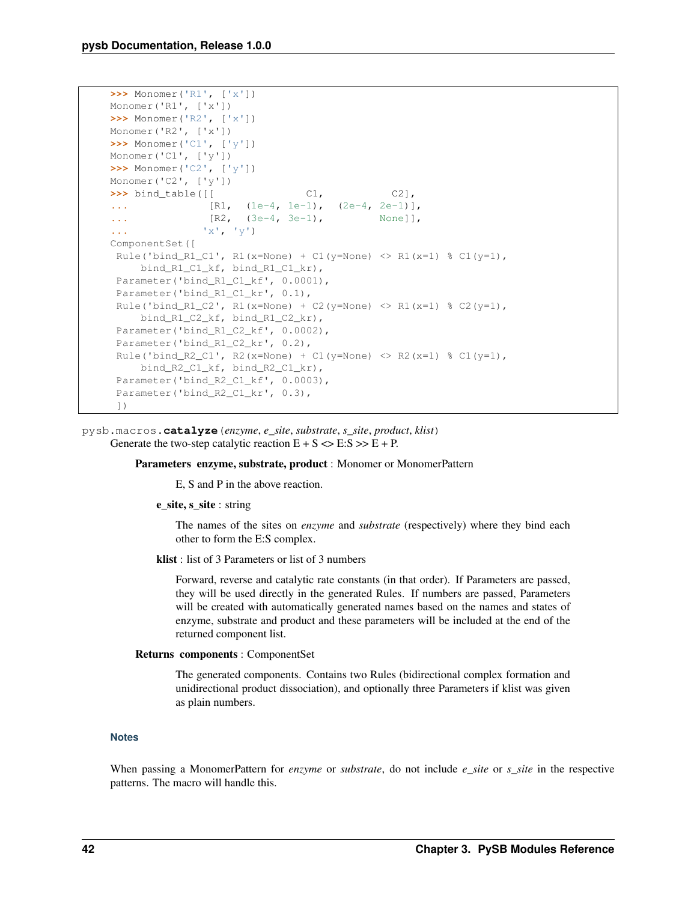```
>>> Monomer('R1', ['x'])
Monomer('R1', ['x'])
>>> Monomer('R2', ['x'])
Monomer('R2', ['x'])
>>> Monomer('C1', ['y'])
Monomer('C1', ['y'])
>>> Monomer('C2', ['y'])
Monomer('C2', ['y'])
>>> bind_table([[               C1,           C2],
...             [R1,  (1e-4, 1e-1),  (2e-4, 2e-1)],
...             [R2,  (3e-4, 3e-1),         None]],
...            'x', 'y')
ComponentSet([
 Rule('bind_R1_C1', R1(x=None) + C1(y=None) <> R1(x=1) % C1(y=1),
     bind_R1_C1_kf, bind_R1_C1_kr),
 Parameter('bind_R1_C1_kf', 0.0001),
 Parameter('bind_R1_C1_kr', 0.1),
 Rule('bind_R1_C2', R1(x=None) + C2(y=None) <> R1(x=1) % C2(y=1),
     bind_R1_C2_kf, bind_R1_C2_kr),
 Parameter('bind_R1_C2_kf', 0.0002),
 Parameter('bind_R1_C2_kr', 0.2),
 Rule('bind_R2_C1', R2(x=None) + C1(y=None) <> R2(x=1) % C1(y=1),
     bind_R2_C1_kf, bind_R2_C1_kr),
 Parameter('bind_R2_C1_kf', 0.0003),
 Parameter('bind_R2_C1_kr', 0.3),
 ])
```

pysb.macros.**catalyze**(*enzyme*, *e_site*, *substrate*, *s_site*, *product*, *klist*)

Generate the two-step catalytic reaction E + S <> E:S >> E + P.

**Parameters enzyme, substrate, product** : Monomer or MonomerPattern

E, S and P in the above reaction.

**e_site, s_site** : string

The names of the sites on *enzyme* and *substrate* (respectively) where they bind each other to form the E:S complex.

**klist** : list of 3 Parameters or list of 3 numbers

Forward, reverse and catalytic rate constants (in that order). If Parameters are passed, they will be used directly in the generated Rules. If numbers are passed, Parameters will be created with automatically generated names based on the names and states of enzyme, substrate and product and these parameters will be included at the end of the returned component list.

**Returns components** : ComponentSet

The generated components. Contains two Rules (bidirectional complex formation and unidirectional product dissociation), and optionally three Parameters if klist was given as plain numbers.

### Notes

When passing a MonomerPattern for *enzyme* or *substrate*, do not include *e_site* or *s_site* in the respective patterns. The macro will handle this.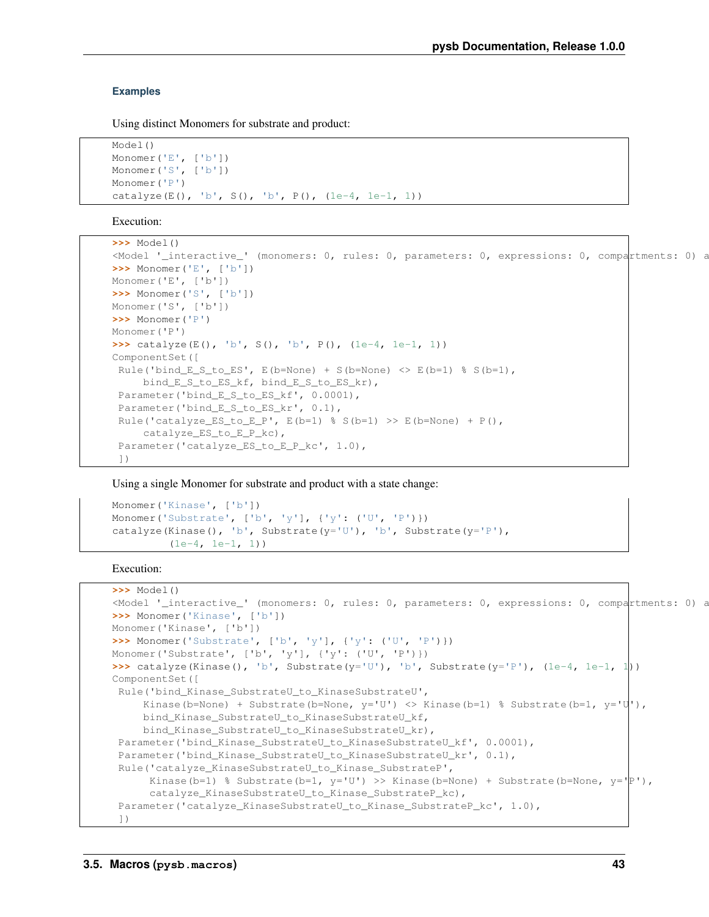### Examples

Using distinct Monomers for substrate and product:

```
Model()
Monomer('E', ['b'])
Monomer('S', ['b'])
Monomer('P')
catalyze(E(), 'b', S(), 'b', P(), (1e-4, 1e-1, 1))
```

Execution:

```
>>> Model()
<Model '_interactive_' (monomers: 0, rules: 0, parameters: 0, expressions: 0, compartments: 0) a
>>> Monomer('E', ['b'])
Monomer('E', ['b'])
>>> Monomer('S', ['b'])
Monomer('S', ['b'])
>>> Monomer('P')
Monomer('P')
>>> catalyze(E(), 'b', S(), 'b', P(), (1e-4, 1e-1, 1))
ComponentSet([
 Rule('bind_E_S_to_ES', E(b=None) + S(b=None) <> E(b=1) % S(b=1),
     bind_E_S_to_ES_kf, bind_E_S_to_ES_kr),
 Parameter('bind_E_S_to_ES_kf', 0.0001),
 Parameter('bind_E_S_to_ES_kr', 0.1),
 Rule('catalyze_ES_to_E_P', E(b=1) % S(b=1) >> E(b=None) + P(),
     catalyze_ES_to_E_P_kc),
 Parameter('catalyze_ES_to_E_P_kc', 1.0),
 ])
```

Using a single Monomer for substrate and product with a state change:

```
Monomer('Kinase', ['b'])
Monomer('Substrate', ['b', 'y'], {'y': ('U', 'P')})
catalyze(Kinase(), 'b', Substrate(y='U'), 'b', Substrate(y='P'),
         (1e-4, 1e-1, 1))
```

Execution:

```
>>> Model()
<Model '_interactive_' (monomers: 0, rules: 0, parameters: 0, expressions: 0, compartments: 0) a
>>> Monomer('Kinase', ['b'])
Monomer('Kinase', ['b'])
>>> Monomer('Substrate', ['b', 'y'], {'y': ('U', 'P')})
Monomer('Substrate', ['b', 'y'], {'y': ('U', 'P')})
>>> catalyze(Kinase(), 'b', Substrate(y='U'), 'b', Substrate(y='P'), (1e-4, 1e-1, 1))
ComponentSet([
 Rule('bind_Kinase_SubstrateU_to_KinaseSubstrateU',
     Kinase(b=None) + Substrate(b=None, y='U') <> Kinase(b=1) % Substrate(b=1, y='U'),
     bind_Kinase_SubstrateU_to_KinaseSubstrateU_kf,
     bind_Kinase_SubstrateU_to_KinaseSubstrateU_kr),
 Parameter('bind_Kinase_SubstrateU_to_KinaseSubstrateU_kf', 0.0001),
 Parameter('bind_Kinase_SubstrateU_to_KinaseSubstrateU_kr', 0.1),
 Rule('catalyze_KinaseSubstrateU_to_Kinase_SubstrateP',
      Kinase(b=1) % Substrate(b=1, y='U') >> Kinase(b=None) + Substrate(b=None, y='P'),
      catalyze_KinaseSubstrateU_to_Kinase_SubstrateP_kc),
 Parameter('catalyze_KinaseSubstrateU_to_Kinase_SubstrateP_kc', 1.0),
 ])
```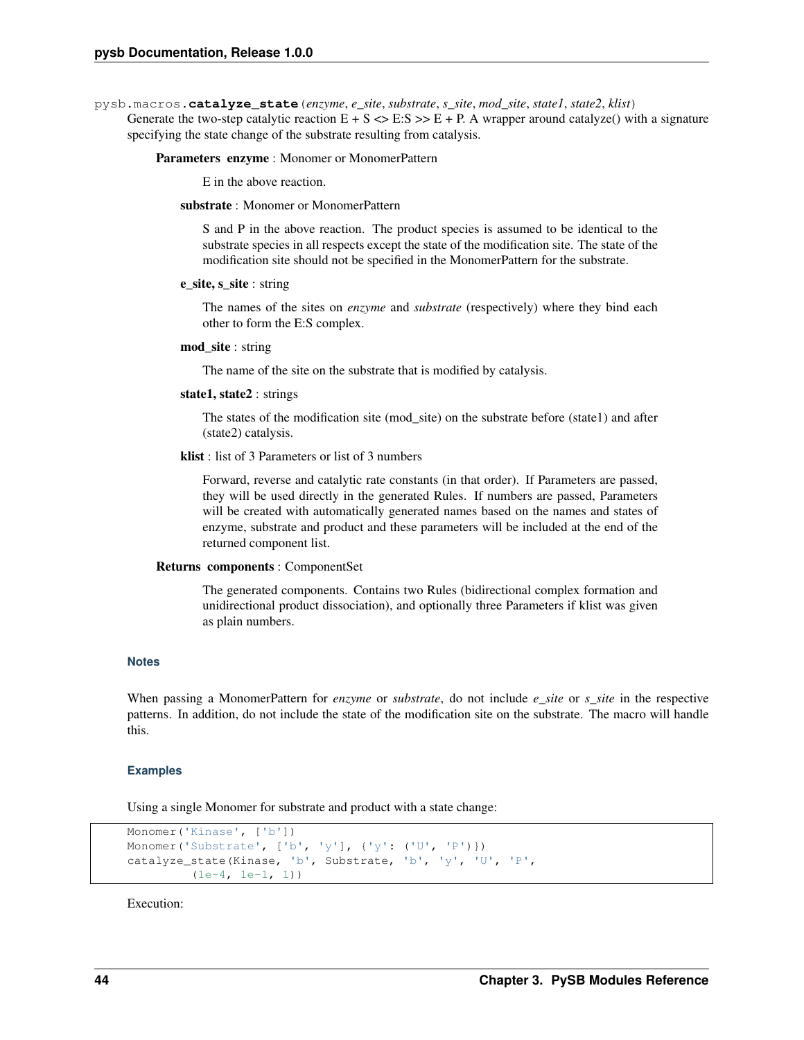pysb.macros.**catalyze_state**(*enzyme*, *e_site*, *substrate*, *s_site*, *mod_site*, *state1*, *state2*, *klist*)

Generate the two-step catalytic reaction E + S <> E:S >> E + P. A wrapper around catalyze() with a signature specifying the state change of the substrate resulting from catalysis.

**Parameters** **enzyme** : Monomer or MonomerPattern

E in the above reaction.

**substrate** : Monomer or MonomerPattern

S and P in the above reaction. The product species is assumed to be identical to the substrate species in all respects except the state of the modification site. The state of the modification site should not be specified in the MonomerPattern for the substrate.

**e_site, s_site** : string

The names of the sites on *enzyme* and *substrate* (respectively) where they bind each other to form the E:S complex.

**mod_site** : string

The name of the site on the substrate that is modified by catalysis.

**state1, state2** : strings

The states of the modification site (mod_site) on the substrate before (state1) and after (state2) catalysis.

**klist** : list of 3 Parameters or list of 3 numbers

Forward, reverse and catalytic rate constants (in that order). If Parameters are passed, they will be used directly in the generated Rules. If numbers are passed, Parameters will be created with automatically generated names based on the names and states of enzyme, substrate and product and these parameters will be included at the end of the returned component list.

**Returns** **components** : ComponentSet

The generated components. Contains two Rules (bidirectional complex formation and unidirectional product dissociation), and optionally three Parameters if klist was given as plain numbers.

### Notes

When passing a MonomerPattern for *enzyme* or *substrate*, do not include *e_site* or *s_site* in the respective patterns. In addition, do not include the state of the modification site on the substrate. The macro will handle this.

### Examples

Using a single Monomer for substrate and product with a state change:

```
Monomer('Kinase', ['b'])
Monomer('Substrate', ['b', 'y'], {'y': ('U', 'P')})
catalyze_state(Kinase, 'b', Substrate, 'b', 'y', 'U', 'P',
         (1e-4, 1e-1, 1))
```

Execution: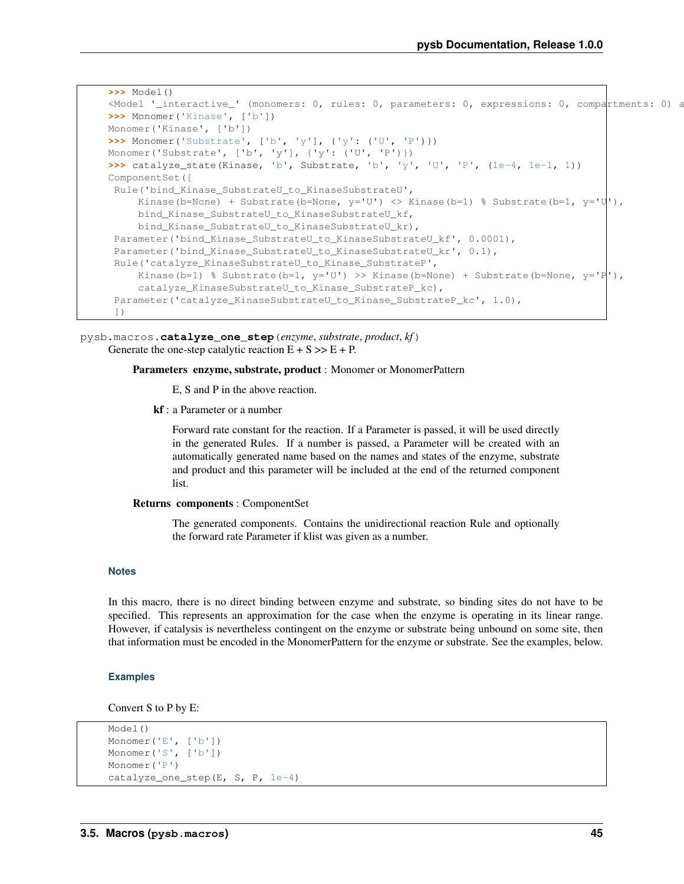```
>>> Model()
<Model '_interactive_' (monomers: 0, rules: 0, parameters: 0, expressions: 0, compartments: 0) a
>>> Monomer('Kinase', ['b'])
Monomer('Kinase', ['b'])
>>> Monomer('Substrate', ['b', 'y'], {'y': ('U', 'P')})
Monomer('Substrate', ['b', 'y'], {'y': ('U', 'P')})
>>> catalyze_state(Kinase, 'b', Substrate, 'b', 'y', 'U', 'P', (1e-4, 1e-1, 1))
ComponentSet([
 Rule('bind_Kinase_SubstrateU_to_KinaseSubstrateU',
     Kinase(b=None) + Substrate(b=None, y='U') <> Kinase(b=1) % Substrate(b=1, y='U'),
     bind_Kinase_SubstrateU_to_KinaseSubstrateU_kf,
     bind_Kinase_SubstrateU_to_KinaseSubstrateU_kr),
 Parameter('bind_Kinase_SubstrateU_to_KinaseSubstrateU_kf', 0.0001),
 Parameter('bind_Kinase_SubstrateU_to_KinaseSubstrateU_kr', 0.1),
 Rule('catalyze_KinaseSubstrateU_to_Kinase_SubstrateP',
     Kinase(b=1) % Substrate(b=1, y='U') >> Kinase(b=None) + Substrate(b=None, y='P'),
     catalyze_KinaseSubstrateU_to_Kinase_SubstrateP_kc),
 Parameter('catalyze_KinaseSubstrateU_to_Kinase_SubstrateP_kc', 1.0),
 ])
```

pysb.macros.**catalyze_one_step**(*enzyme*, *substrate*, *product*, *kf*)

Generate the one-step catalytic reaction E + S >> E + P.

**Parameters enzyme, substrate, product** : Monomer or MonomerPattern

E, S and P in the above reaction.

**kf** : a Parameter or a number

Forward rate constant for the reaction. If a Parameter is passed, it will be used directly in the generated Rules. If a number is passed, a Parameter will be created with an automatically generated name based on the names and states of the enzyme, substrate and product and this parameter will be included at the end of the returned component list.

**Returns components** : ComponentSet

The generated components. Contains the unidirectional reaction Rule and optionally the forward rate Parameter if klist was given as a number.

### Notes

In this macro, there is no direct binding between enzyme and substrate, so binding sites do not have to be specified. This represents an approximation for the case when the enzyme is operating in its linear range. However, if catalysis is nevertheless contingent on the enzyme or substrate being unbound on some site, then that information must be encoded in the MonomerPattern for the enzyme or substrate. See the examples, below.

### Examples

Convert S to P by E:

```
Model()
Monomer('E', ['b'])
Monomer('S', ['b'])
Monomer('P')
catalyze_one_step(E, S, P, 1e-4)
```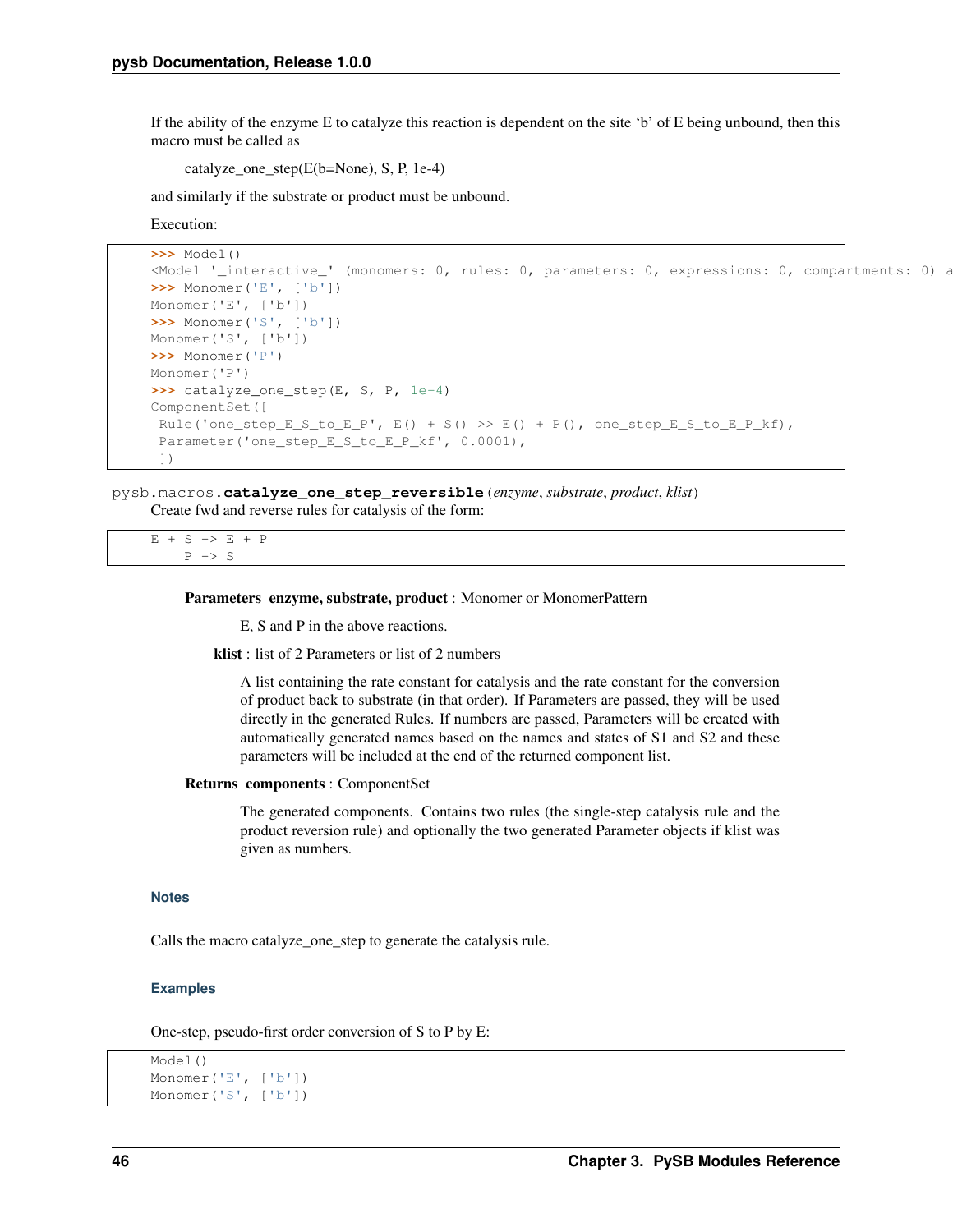If the ability of the enzyme E to catalyze this reaction is dependent on the site 'b' of E being unbound, then this macro must be called as

catalyze_one_step(E(b=None), S, P, 1e-4)

and similarly if the substrate or product must be unbound.

Execution:

```
>>> Model()
<Model '_interactive_' (monomers: 0, rules: 0, parameters: 0, expressions: 0, compartments: 0) a
>>> Monomer('E', ['b'])
Monomer('E', ['b'])
>>> Monomer('S', ['b'])
Monomer('S', ['b'])
>>> Monomer('P')
Monomer('P')
>>> catalyze_one_step(E, S, P, 1e-4)
ComponentSet([
 Rule('one_step_E_S_to_E_P', E() + S() >> E() + P(), one_step_E_S_to_E_P_kf),
 Parameter('one_step_E_S_to_E_P_kf', 0.0001),
 ])
```

pysb.macros.**catalyze_one_step_reversible**(*enzyme*, *substrate*, *product*, *klist*)

Create fwd and reverse rules for catalysis of the form:

```
E + S -> E + P
    P -> S
```

**Parameters** **enzyme, substrate, product** : Monomer or MonomerPattern

E, S and P in the above reactions.

**klist** : list of 2 Parameters or list of 2 numbers

A list containing the rate constant for catalysis and the rate constant for the conversion of product back to substrate (in that order). If Parameters are passed, they will be used directly in the generated Rules. If numbers are passed, Parameters will be created with automatically generated names based on the names and states of S1 and S2 and these parameters will be included at the end of the returned component list.

**Returns** **components** : ComponentSet

The generated components. Contains two rules (the single-step catalysis rule and the product reversion rule) and optionally the two generated Parameter objects if klist was given as numbers.

### Notes

Calls the macro catalyze_one_step to generate the catalysis rule.

### Examples

One-step, pseudo-first order conversion of S to P by E:

```
Model()
Monomer('E', ['b'])
Monomer('S', ['b'])
```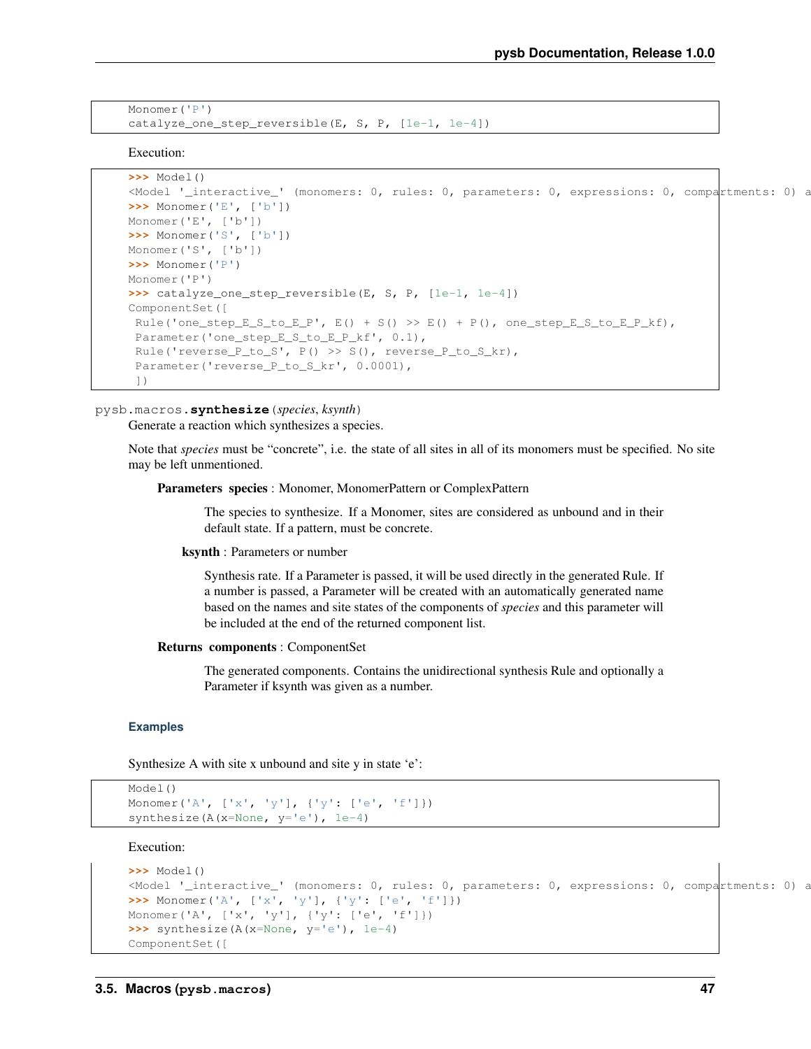```
Monomer('P')
catalyze_one_step_reversible(E, S, P, [1e-1, 1e-4])
```

Execution:

```
>>> Model()
<Model '_interactive_' (monomers: 0, rules: 0, parameters: 0, expressions: 0, compartments: 0) a
>>> Monomer('E', ['b'])
Monomer('E', ['b'])
>>> Monomer('S', ['b'])
Monomer('S', ['b'])
>>> Monomer('P')
Monomer('P')
>>> catalyze_one_step_reversible(E, S, P, [1e-1, 1e-4])
ComponentSet([
 Rule('one_step_E_S_to_E_P', E() + S() >> E() + P(), one_step_E_S_to_E_P_kf),
 Parameter('one_step_E_S_to_E_P_kf', 0.1),
 Rule('reverse_P_to_S', P() >> S(), reverse_P_to_S_kr),
 Parameter('reverse_P_to_S_kr', 0.0001),
 ])
```

pysb.macros.**synthesize**(*species*, *ksynth*)

Generate a reaction which synthesizes a species.

Note that *species* must be "concrete", i.e. the state of all sites in all of its monomers must be specified. No site may be left unmentioned.

**Parameters** **species** : Monomer, MonomerPattern or ComplexPattern

The species to synthesize. If a Monomer, sites are considered as unbound and in their default state. If a pattern, must be concrete.

**ksynth** : Parameters or number

Synthesis rate. If a Parameter is passed, it will be used directly in the generated Rule. If a number is passed, a Parameter will be created with an automatically generated name based on the names and site states of the components of *species* and this parameter will be included at the end of the returned component list.

**Returns** **components** : ComponentSet

The generated components. Contains the unidirectional synthesis Rule and optionally a Parameter if ksynth was given as a number.

#### Examples

Synthesize A with site x unbound and site y in state 'e':

```
Model()
Monomer('A', ['x', 'y'], {'y': ['e', 'f']})
synthesize(A(x=None, y='e'), 1e-4)
```

Execution:

```
>>> Model()
<Model '_interactive_' (monomers: 0, rules: 0, parameters: 0, expressions: 0, compartments: 0) a
>>> Monomer('A', ['x', 'y'], {'y': ['e', 'f']})
Monomer('A', ['x', 'y'], {'y': ['e', 'f']})
>>> synthesize(A(x=None, y='e'), 1e-4)
ComponentSet([
```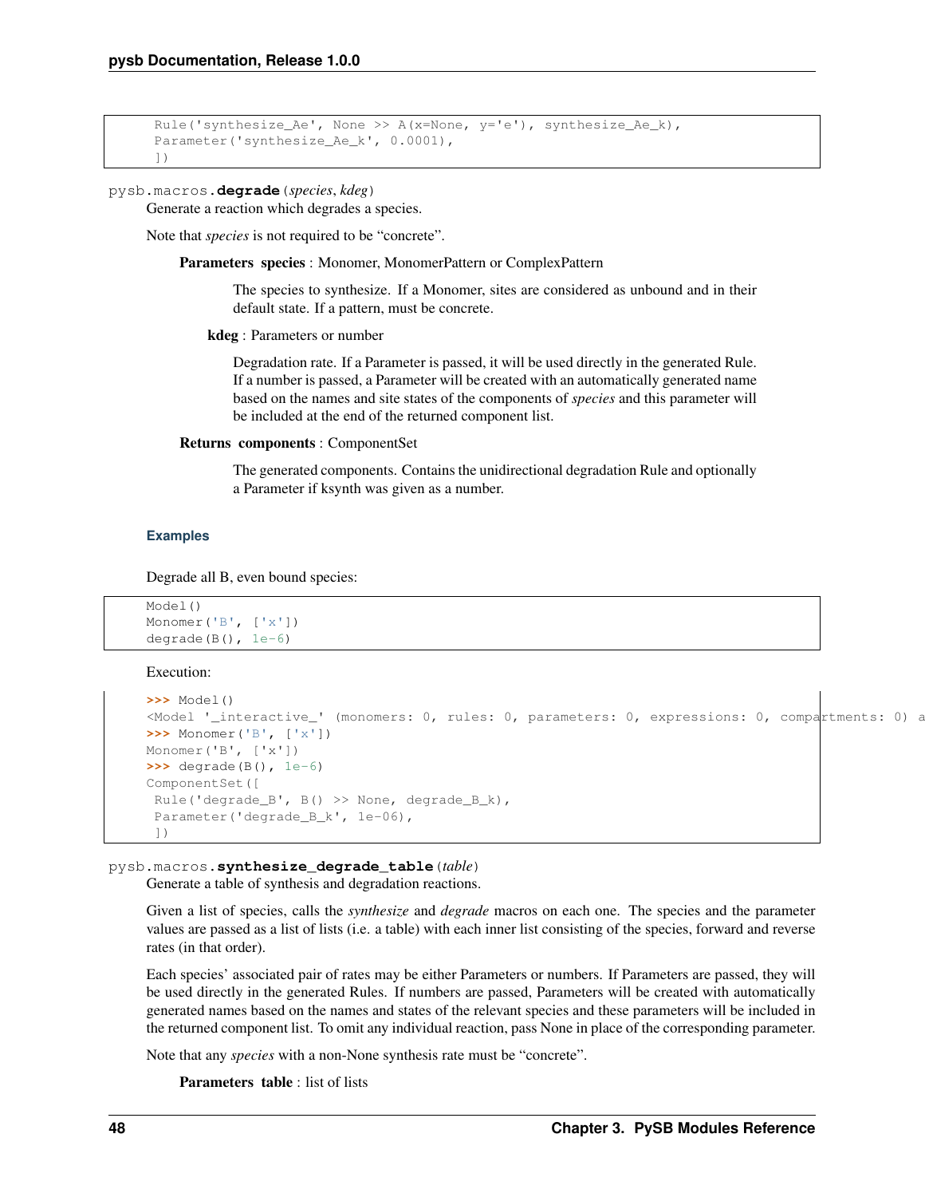```
 Rule('synthesize_Ae', None >> A(x=None, y='e'), synthesize_Ae_k),
 Parameter('synthesize_Ae_k', 0.0001),
 ])
```

pysb.macros.**degrade**(*species*, *kdeg*)

Generate a reaction which degrades a species.

Note that *species* is not required to be "concrete".

**Parameters species** : Monomer, MonomerPattern or ComplexPattern

The species to synthesize. If a Monomer, sites are considered as unbound and in their default state. If a pattern, must be concrete.

**kdeg** : Parameters or number

Degradation rate. If a Parameter is passed, it will be used directly in the generated Rule. If a number is passed, a Parameter will be created with an automatically generated name based on the names and site states of the components of *species* and this parameter will be included at the end of the returned component list.

**Returns components** : ComponentSet

The generated components. Contains the unidirectional degradation Rule and optionally a Parameter if ksynth was given as a number.

#### Examples

Degrade all B, even bound species:

```
Model()
Monomer('B', ['x'])
degrade(B(), 1e-6)
```

Execution:

```
>>> Model()
<Model '_interactive_' (monomers: 0, rules: 0, parameters: 0, expressions: 0, compartments: 0) a
>>> Monomer('B', ['x'])
Monomer('B', ['x'])
>>> degrade(B(), 1e-6)
ComponentSet([
 Rule('degrade_B', B() >> None, degrade_B_k),
 Parameter('degrade_B_k', 1e-06),
 ])
```

pysb.macros.**synthesize_degrade_table**(*table*)

Generate a table of synthesis and degradation reactions.

Given a list of species, calls the *synthesize* and *degrade* macros on each one. The species and the parameter values are passed as a list of lists (i.e. a table) with each inner list consisting of the species, forward and reverse rates (in that order).

Each species' associated pair of rates may be either Parameters or numbers. If Parameters are passed, they will be used directly in the generated Rules. If numbers are passed, Parameters will be created with automatically generated names based on the names and states of the relevant species and these parameters will be included in the returned component list. To omit any individual reaction, pass None in place of the corresponding parameter.

Note that any *species* with a non-None synthesis rate must be "concrete".

**Parameters table** : list of lists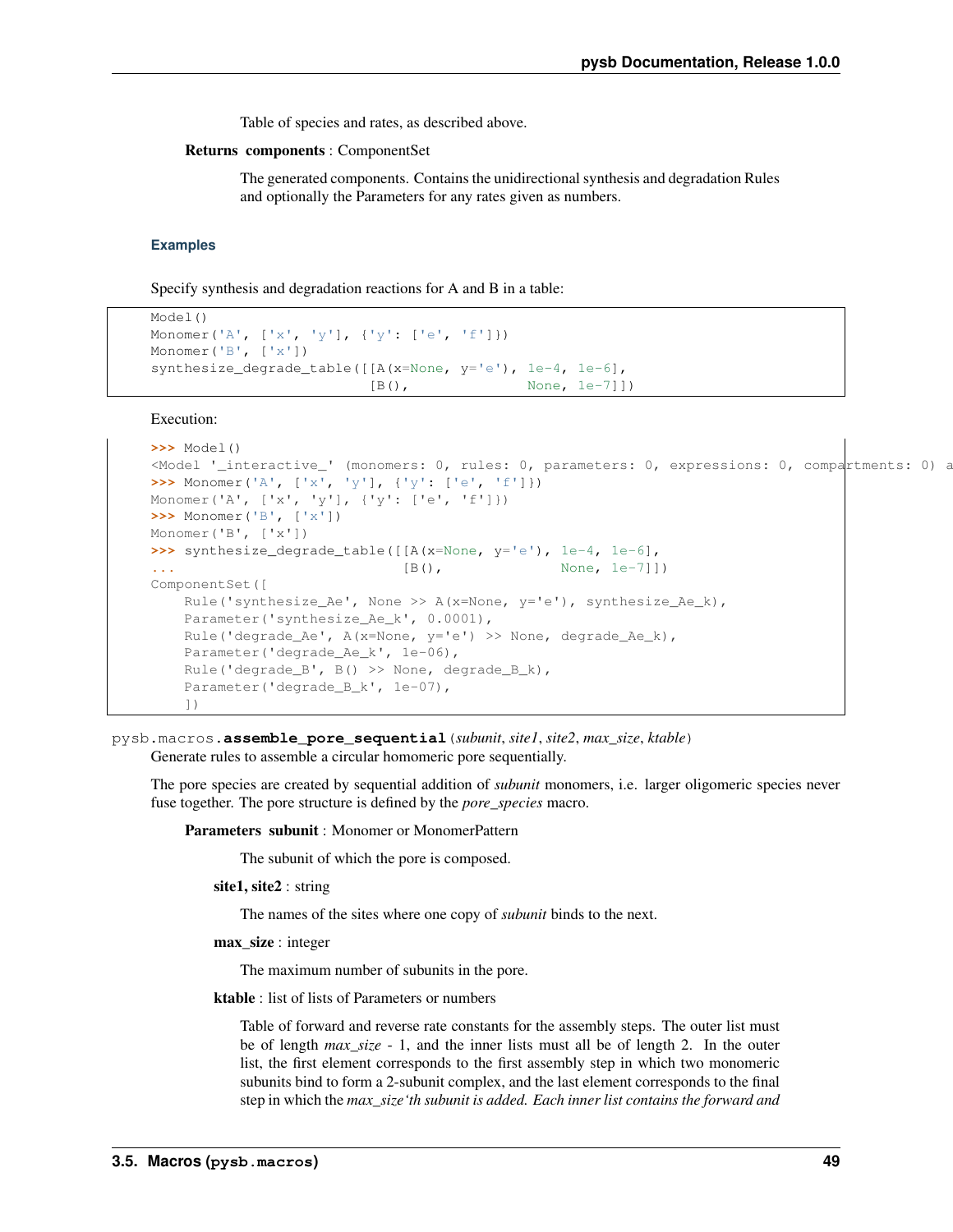Table of species and rates, as described above.

**Returns components** : ComponentSet

The generated components. Contains the unidirectional synthesis and degradation Rules and optionally the Parameters for any rates given as numbers.

### Examples

Specify synthesis and degradation reactions for A and B in a table:

```
Model()
Monomer('A', ['x', 'y'], {'y': ['e', 'f']})
Monomer('B', ['x'])
synthesize_degrade_table([[A(x=None, y='e'), 1e-4, 1e-6],
                          [B(),              None, 1e-7]])
```

Execution:

```
>>> Model()
<Model '_interactive_' (monomers: 0, rules: 0, parameters: 0, expressions: 0, compartments: 0) a
>>> Monomer('A', ['x', 'y'], {'y': ['e', 'f']})
Monomer('A', ['x', 'y'], {'y': ['e', 'f']})
>>> Monomer('B', ['x'])
Monomer('B', ['x'])
>>> synthesize_degrade_table([[A(x=None, y='e'), 1e-4, 1e-6],
...                           [B(),              None, 1e-7]])
ComponentSet([
    Rule('synthesize_Ae', None >> A(x=None, y='e'), synthesize_Ae_k),
    Parameter('synthesize_Ae_k', 0.0001),
    Rule('degrade_Ae', A(x=None, y='e') >> None, degrade_Ae_k),
    Parameter('degrade_Ae_k', 1e-06),
    Rule('degrade_B', B() >> None, degrade_B_k),
    Parameter('degrade_B_k', 1e-07),
    ])
```

pysb.macros.**assemble_pore_sequential**(*subunit*, *site1*, *site2*, *max_size*, *ktable*)

Generate rules to assemble a circular homomeric pore sequentially.

The pore species are created by sequential addition of *subunit* monomers, i.e. larger oligomeric species never fuse together. The pore structure is defined by the *pore_species* macro.

**Parameters subunit** : Monomer or MonomerPattern

The subunit of which the pore is composed.

**site1, site2** : string

The names of the sites where one copy of *subunit* binds to the next.

**max_size** : integer

The maximum number of subunits in the pore.

**ktable** : list of lists of Parameters or numbers

Table of forward and reverse rate constants for the assembly steps. The outer list must be of length *max_size* - 1, and the inner lists must all be of length 2. In the outer list, the first element corresponds to the first assembly step in which two monomeric subunits bind to form a 2-subunit complex, and the last element corresponds to the final step in which the *max_size'th subunit is added. Each inner list contains the forward and*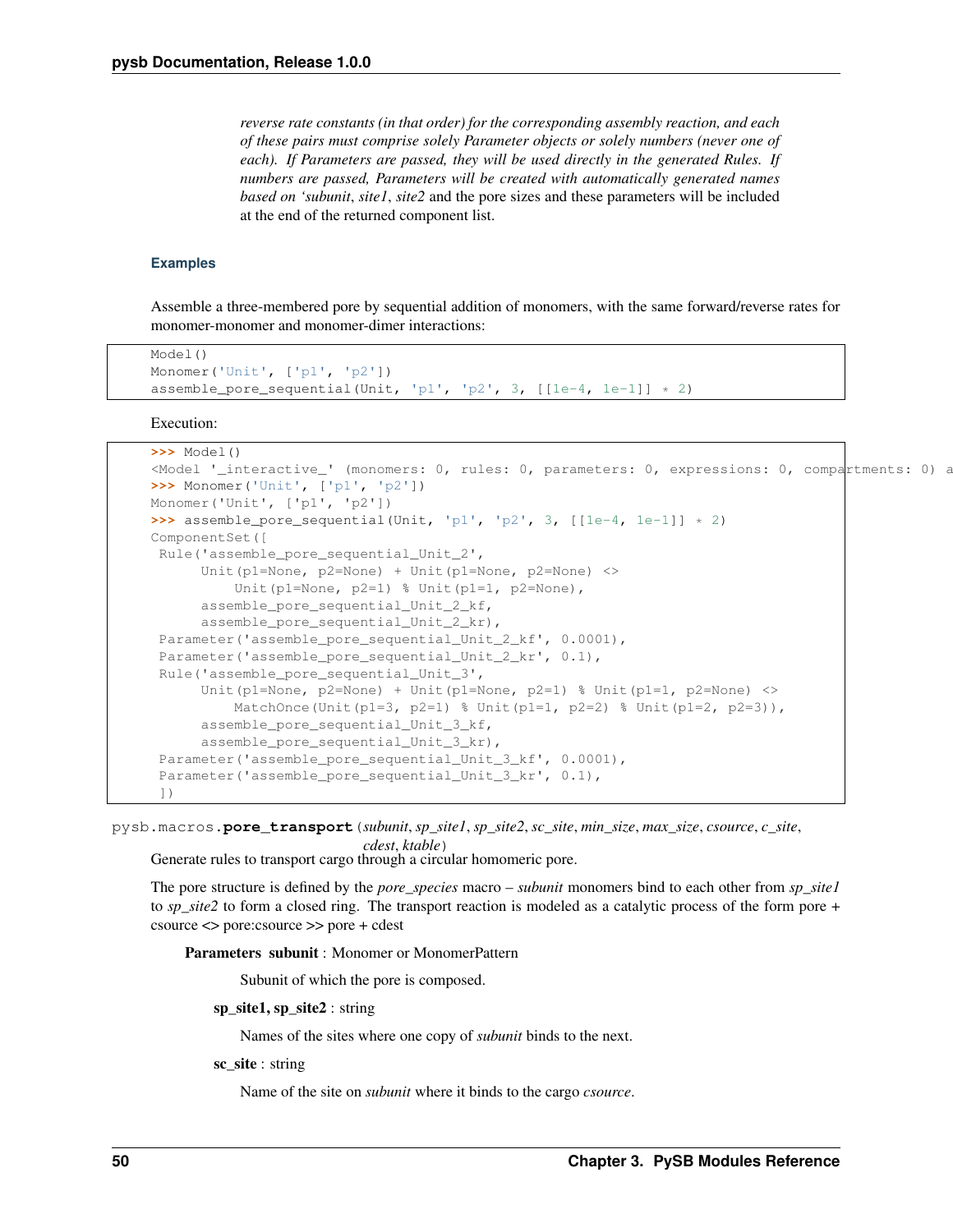*reverse rate constants (in that order) for the corresponding assembly reaction, and each of these pairs must comprise solely Parameter objects or solely numbers (never one of each). If Parameters are passed, they will be used directly in the generated Rules. If numbers are passed, Parameters will be created with automatically generated names based on 'subunit*, *site1*, *site2* and the pore sizes and these parameters will be included at the end of the returned component list.

### Examples

Assemble a three-membered pore by sequential addition of monomers, with the same forward/reverse rates for monomer-monomer and monomer-dimer interactions:

```
Model()
Monomer('Unit', ['p1', 'p2'])
assemble_pore_sequential(Unit, 'p1', 'p2', 3, [[1e-4, 1e-1]] * 2)
```

Execution:

```
>>> Model()
<Model '_interactive_' (monomers: 0, rules: 0, parameters: 0, expressions: 0, compartments: 0) a
>>> Monomer('Unit', ['p1', 'p2'])
Monomer('Unit', ['p1', 'p2'])
>>> assemble_pore_sequential(Unit, 'p1', 'p2', 3, [[1e-4, 1e-1]] * 2)
ComponentSet([
 Rule('assemble_pore_sequential_Unit_2',
      Unit(p1=None, p2=None) + Unit(p1=None, p2=None) <>
          Unit(p1=None, p2=1) % Unit(p1=1, p2=None),
      assemble_pore_sequential_Unit_2_kf,
      assemble_pore_sequential_Unit_2_kr),
 Parameter('assemble_pore_sequential_Unit_2_kf', 0.0001),
 Parameter('assemble_pore_sequential_Unit_2_kr', 0.1),
 Rule('assemble_pore_sequential_Unit_3',
      Unit(p1=None, p2=None) + Unit(p1=None, p2=1) % Unit(p1=1, p2=None) <>
          MatchOnce(Unit(p1=3, p2=1) % Unit(p1=1, p2=2) % Unit(p1=2, p2=3)),
      assemble_pore_sequential_Unit_3_kf,
      assemble_pore_sequential_Unit_3_kr),
 Parameter('assemble_pore_sequential_Unit_3_kf', 0.0001),
 Parameter('assemble_pore_sequential_Unit_3_kr', 0.1),
 ])
```

pysb.macros.**pore_transport**(*subunit*, *sp_site1*, *sp_site2*, *sc_site*, *min_size*, *max_size*, *csource*, *c_site*, *cdest*, *ktable*)

Generate rules to transport cargo through a circular homomeric pore.

The pore structure is defined by the *pore_species* macro – *subunit* monomers bind to each other from *sp_site1* to *sp_site2* to form a closed ring. The transport reaction is modeled as a catalytic process of the form pore + csource <> pore:csource >> pore + cdest

**Parameters subunit** : Monomer or MonomerPattern

Subunit of which the pore is composed.

**sp_site1, sp_site2** : string

Names of the sites where one copy of *subunit* binds to the next.

**sc_site** : string

Name of the site on *subunit* where it binds to the cargo *csource*.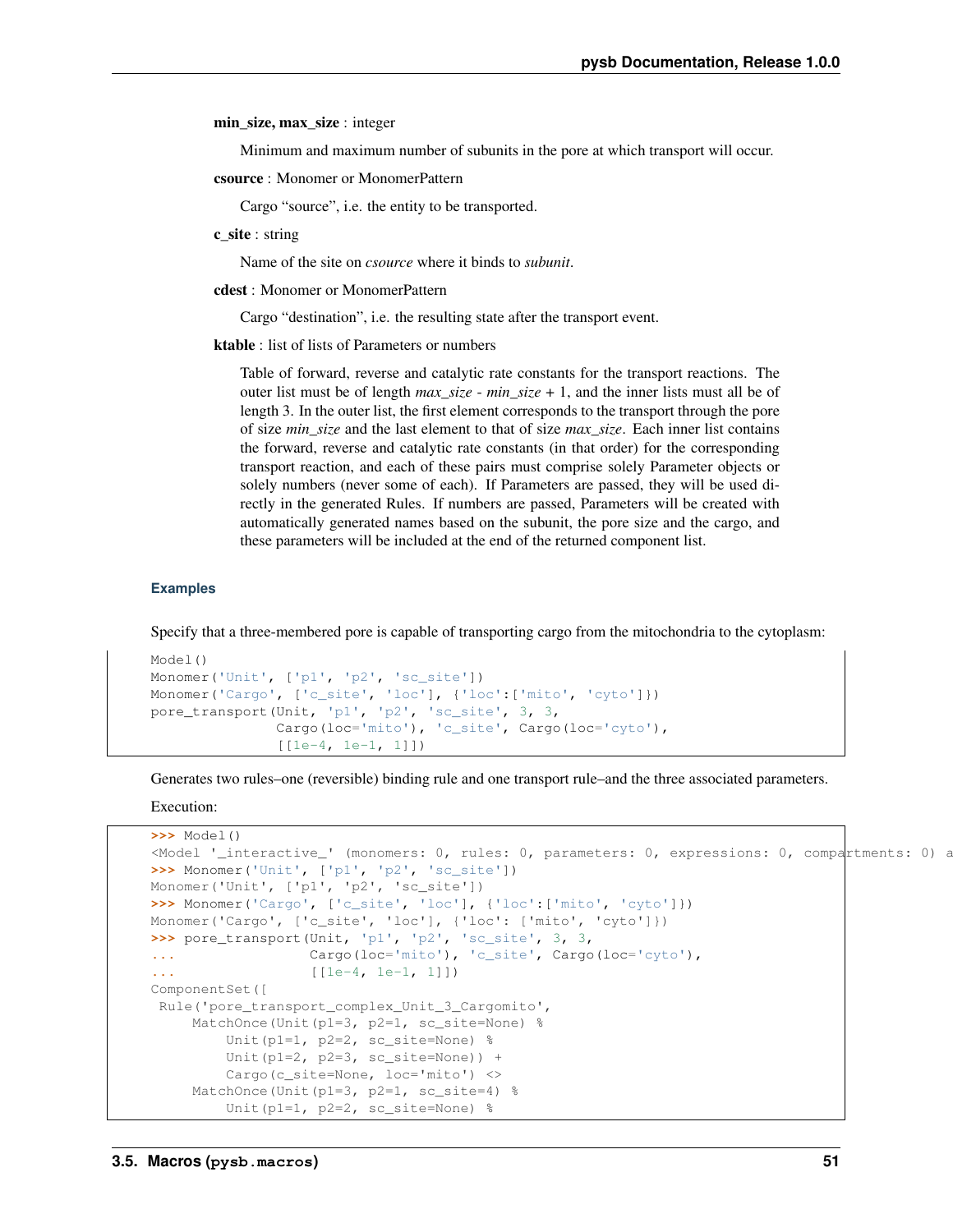**min_size, max_size** : integer

Minimum and maximum number of subunits in the pore at which transport will occur.

**csource** : Monomer or MonomerPattern

Cargo "source", i.e. the entity to be transported.

**c_site** : string

Name of the site on *csource* where it binds to *subunit*.

**cdest** : Monomer or MonomerPattern

Cargo "destination", i.e. the resulting state after the transport event.

**ktable** : list of lists of Parameters or numbers

Table of forward, reverse and catalytic rate constants for the transport reactions. The outer list must be of length *max_size* - *min_size* + 1, and the inner lists must all be of length 3. In the outer list, the first element corresponds to the transport through the pore of size *min_size* and the last element to that of size *max_size*. Each inner list contains the forward, reverse and catalytic rate constants (in that order) for the corresponding transport reaction, and each of these pairs must comprise solely Parameter objects or solely numbers (never some of each). If Parameters are passed, they will be used directly in the generated Rules. If numbers are passed, Parameters will be created with automatically generated names based on the subunit, the pore size and the cargo, and these parameters will be included at the end of the returned component list.

### Examples

Specify that a three-membered pore is capable of transporting cargo from the mitochondria to the cytoplasm:

```
Model()
Monomer('Unit', ['p1', 'p2', 'sc_site'])
Monomer('Cargo', ['c_site', 'loc'], {'loc':['mito', 'cyto']})
pore_transport(Unit, 'p1', 'p2', 'sc_site', 3, 3,
               Cargo(loc='mito'), 'c_site', Cargo(loc='cyto'),
               [[1e-4, 1e-1, 1]])
```

Generates two rules–one (reversible) binding rule and one transport rule–and the three associated parameters.

Execution:

```
>>> Model()
<Model '_interactive_' (monomers: 0, rules: 0, parameters: 0, expressions: 0, compartments: 0) a
>>> Monomer('Unit', ['p1', 'p2', 'sc_site'])
Monomer('Unit', ['p1', 'p2', 'sc_site'])
>>> Monomer('Cargo', ['c_site', 'loc'], {'loc':['mito', 'cyto']})
Monomer('Cargo', ['c_site', 'loc'], {'loc': ['mito', 'cyto']})
>>> pore_transport(Unit, 'p1', 'p2', 'sc_site', 3, 3,
...                Cargo(loc='mito'), 'c_site', Cargo(loc='cyto'),
...                [[1e-4, 1e-1, 1]])
ComponentSet([
 Rule('pore_transport_complex_Unit_3_Cargomito',
     MatchOnce(Unit(p1=3, p2=1, sc_site=None) %
         Unit(p1=1, p2=2, sc_site=None) %
         Unit(p1=2, p2=3, sc_site=None)) +
         Cargo(c_site=None, loc='mito') <>
     MatchOnce(Unit(p1=3, p2=1, sc_site=4) %
         Unit(p1=1, p2=2, sc_site=None) %
```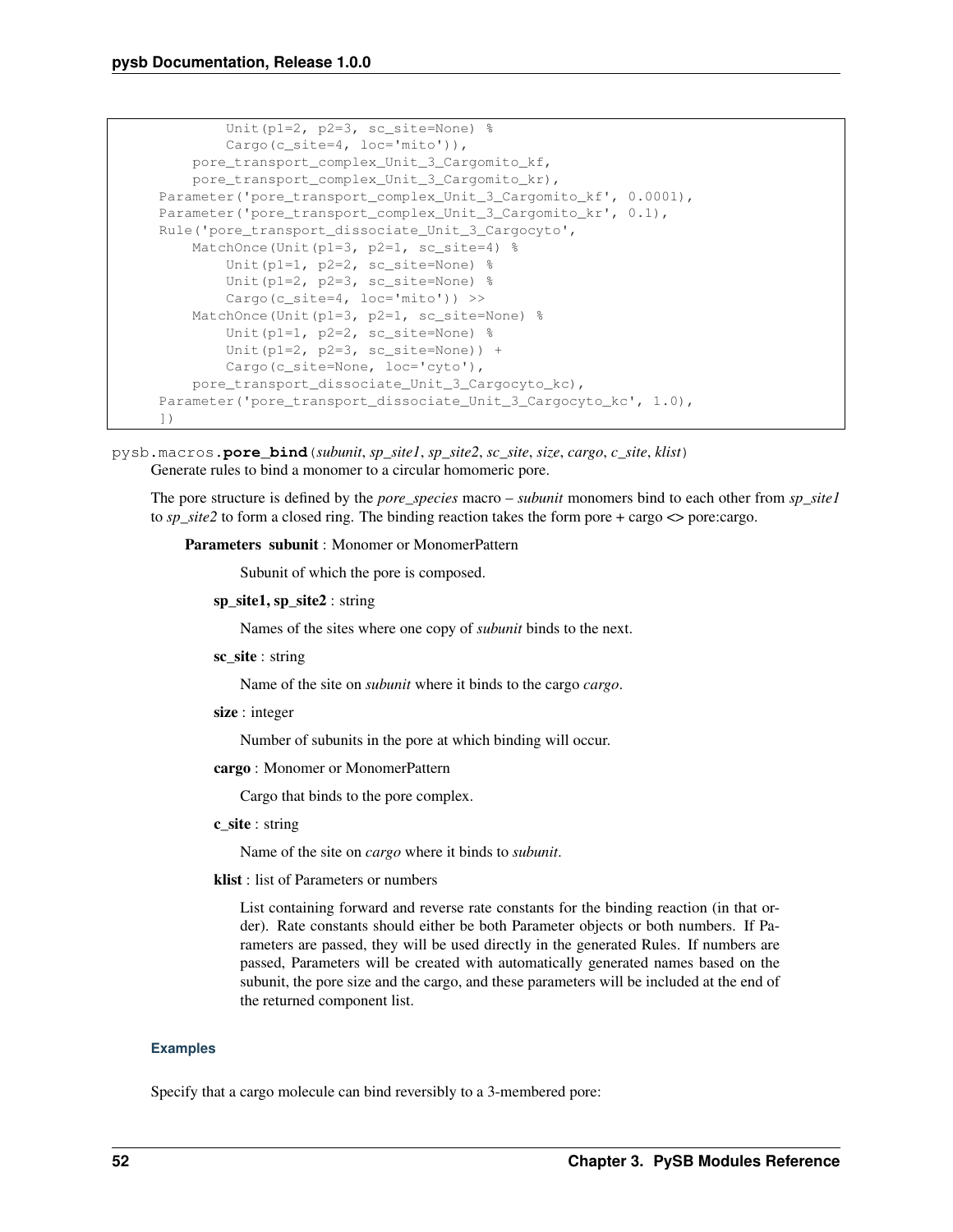```
            Unit(p1=2, p2=3, sc_site=None) %
            Cargo(c_site=4, loc='mito')),
        pore_transport_complex_Unit_3_Cargomito_kf,
        pore_transport_complex_Unit_3_Cargomito_kr),
    Parameter('pore_transport_complex_Unit_3_Cargomito_kf', 0.0001),
    Parameter('pore_transport_complex_Unit_3_Cargomito_kr', 0.1),
    Rule('pore_transport_dissociate_Unit_3_Cargocyto',
        MatchOnce(Unit(p1=3, p2=1, sc_site=4) %
            Unit(p1=1, p2=2, sc_site=None) %
            Unit(p1=2, p2=3, sc_site=None) %
            Cargo(c_site=4, loc='mito')) >>
        MatchOnce(Unit(p1=3, p2=1, sc_site=None) %
            Unit(p1=1, p2=2, sc_site=None) %
            Unit(p1=2, p2=3, sc_site=None)) +
            Cargo(c_site=None, loc='cyto'),
        pore_transport_dissociate_Unit_3_Cargocyto_kc),
    Parameter('pore_transport_dissociate_Unit_3_Cargocyto_kc', 1.0),
    ])
```

pysb.macros.**pore_bind**(*subunit*, *sp_site1*, *sp_site2*, *sc_site*, *size*, *cargo*, *c_site*, *klist*)

Generate rules to bind a monomer to a circular homomeric pore.

The pore structure is defined by the *pore_species* macro – *subunit* monomers bind to each other from *sp_site1* to *sp_site2* to form a closed ring. The binding reaction takes the form pore + cargo <> pore:cargo.

**Parameters** **subunit** : Monomer or MonomerPattern

Subunit of which the pore is composed.

**sp_site1, sp_site2** : string

Names of the sites where one copy of *subunit* binds to the next.

**sc_site** : string

Name of the site on *subunit* where it binds to the cargo *cargo*.

**size** : integer

Number of subunits in the pore at which binding will occur.

**cargo** : Monomer or MonomerPattern

Cargo that binds to the pore complex.

**c_site** : string

Name of the site on *cargo* where it binds to *subunit*.

**klist** : list of Parameters or numbers

List containing forward and reverse rate constants for the binding reaction (in that order). Rate constants should either be both Parameter objects or both numbers. If Parameters are passed, they will be used directly in the generated Rules. If numbers are passed, Parameters will be created with automatically generated names based on the subunit, the pore size and the cargo, and these parameters will be included at the end of the returned component list.

### Examples

Specify that a cargo molecule can bind reversibly to a 3-membered pore: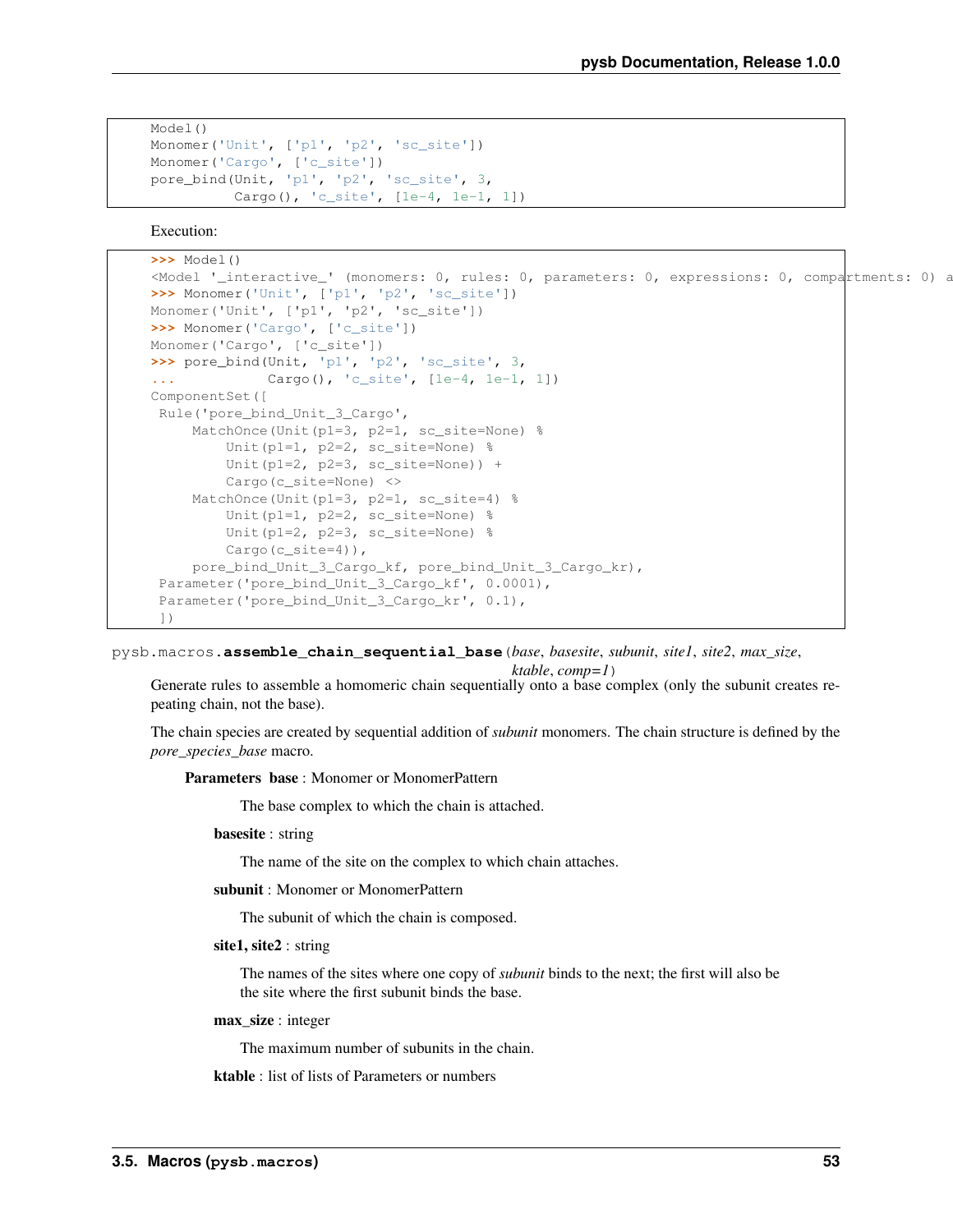```
Model()
Monomer('Unit', ['p1', 'p2', 'sc_site'])
Monomer('Cargo', ['c_site'])
pore_bind(Unit, 'p1', 'p2', 'sc_site', 3,
          Cargo(), 'c_site', [1e-4, 1e-1, 1])
```

Execution:

```
>>> Model()
<Model '_interactive_' (monomers: 0, rules: 0, parameters: 0, expressions: 0, compartments: 0) a
>>> Monomer('Unit', ['p1', 'p2', 'sc_site'])
Monomer('Unit', ['p1', 'p2', 'sc_site'])
>>> Monomer('Cargo', ['c_site'])
Monomer('Cargo', ['c_site'])
>>> pore_bind(Unit, 'p1', 'p2', 'sc_site', 3,
...           Cargo(), 'c_site', [1e-4, 1e-1, 1])
ComponentSet([
 Rule('pore_bind_Unit_3_Cargo',
     MatchOnce(Unit(p1=3, p2=1, sc_site=None) %
         Unit(p1=1, p2=2, sc_site=None) %
         Unit(p1=2, p2=3, sc_site=None)) +
         Cargo(c_site=None) <>
     MatchOnce(Unit(p1=3, p2=1, sc_site=4) %
         Unit(p1=1, p2=2, sc_site=None) %
         Unit(p1=2, p2=3, sc_site=None) %
         Cargo(c_site=4)),
     pore_bind_Unit_3_Cargo_kf, pore_bind_Unit_3_Cargo_kr),
 Parameter('pore_bind_Unit_3_Cargo_kf', 0.0001),
 Parameter('pore_bind_Unit_3_Cargo_kr', 0.1),
 ])
```

pysb.macros.**assemble_chain_sequential_base**(*base*, *basesite*, *subunit*, *site1*, *site2*, *max_size*, *ktable*, *comp=1*)

Generate rules to assemble a homomeric chain sequentially onto a base complex (only the subunit creates repeating chain, not the base).

The chain species are created by sequential addition of *subunit* monomers. The chain structure is defined by the *pore_species_base* macro.

**Parameters** **base** : Monomer or MonomerPattern

The base complex to which the chain is attached.

**basesite** : string

The name of the site on the complex to which chain attaches.

**subunit** : Monomer or MonomerPattern

The subunit of which the chain is composed.

**site1, site2** : string

The names of the sites where one copy of *subunit* binds to the next; the first will also be the site where the first subunit binds the base.

**max_size** : integer

The maximum number of subunits in the chain.

**ktable** : list of lists of Parameters or numbers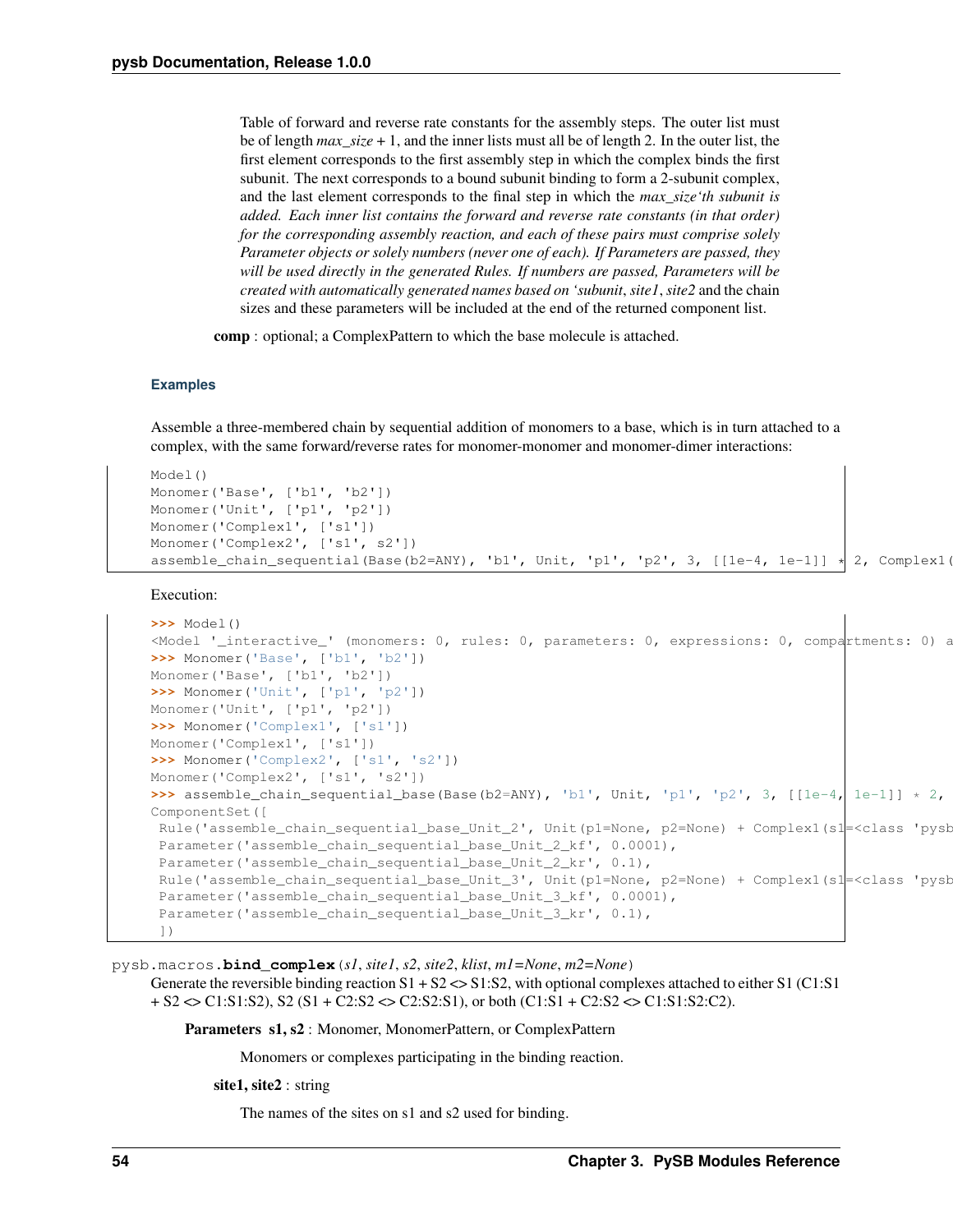Table of forward and reverse rate constants for the assembly steps. The outer list must be of length *max_size* + 1, and the inner lists must all be of length 2. In the outer list, the first element corresponds to the first assembly step in which the complex binds the first subunit. The next corresponds to a bound subunit binding to form a 2-subunit complex, and the last element corresponds to the final step in which the *max_size'th subunit is added. Each inner list contains the forward and reverse rate constants (in that order) for the corresponding assembly reaction, and each of these pairs must comprise solely Parameter objects or solely numbers (never one of each). If Parameters are passed, they will be used directly in the generated Rules. If numbers are passed, Parameters will be created with automatically generated names based on 'subunit*, *site1*, *site2* and the chain sizes and these parameters will be included at the end of the returned component list.

**comp** : optional; a ComplexPattern to which the base molecule is attached.

### Examples

Assemble a three-membered chain by sequential addition of monomers to a base, which is in turn attached to a complex, with the same forward/reverse rates for monomer-monomer and monomer-dimer interactions:

```
Model()
Monomer('Base', ['b1', 'b2'])
Monomer('Unit', ['p1', 'p2'])
Monomer('Complex1', ['s1'])
Monomer('Complex2', ['s1', s2'])
assemble_chain_sequential(Base(b2=ANY), 'b1', Unit, 'p1', 'p2', 3, [[1e-4, 1e-1]] * 2, Complex1(
```

Execution:

```
>>> Model()
<Model '_interactive_' (monomers: 0, rules: 0, parameters: 0, expressions: 0, compartments: 0) a
>>> Monomer('Base', ['b1', 'b2'])
Monomer('Base', ['b1', 'b2'])
>>> Monomer('Unit', ['p1', 'p2'])
Monomer('Unit', ['p1', 'p2'])
>>> Monomer('Complex1', ['s1'])
Monomer('Complex1', ['s1'])
>>> Monomer('Complex2', ['s1', 's2'])
Monomer('Complex2', ['s1', 's2'])
>>> assemble_chain_sequential_base(Base(b2=ANY), 'b1', Unit, 'p1', 'p2', 3, [[1e-4, 1e-1]] * 2,
ComponentSet([
 Rule('assemble_chain_sequential_base_Unit_2', Unit(p1=None, p2=None) + Complex1(s1=<class 'pysb
 Parameter('assemble_chain_sequential_base_Unit_2_kf', 0.0001),
 Parameter('assemble_chain_sequential_base_Unit_2_kr', 0.1),
 Rule('assemble_chain_sequential_base_Unit_3', Unit(p1=None, p2=None) + Complex1(s1=<class 'pysb
 Parameter('assemble_chain_sequential_base_Unit_3_kf', 0.0001),
 Parameter('assemble_chain_sequential_base_Unit_3_kr', 0.1),
 ])
```

pysb.macros.**bind_complex**(*s1*, *site1*, *s2*, *site2*, *klist*, *m1=None*, *m2=None*)

Generate the reversible binding reaction S1 + S2 <> S1:S2, with optional complexes attached to either S1 (C1:S1 + S2 <> C1:S1:S2), S2 (S1 + C2:S2 <> C2:S2:S1), or both (C1:S1 + C2:S2 <> C1:S1:S2:C2).

**Parameters** **s1, s2** : Monomer, MonomerPattern, or ComplexPattern

Monomers or complexes participating in the binding reaction.

**site1, site2** : string

The names of the sites on s1 and s2 used for binding.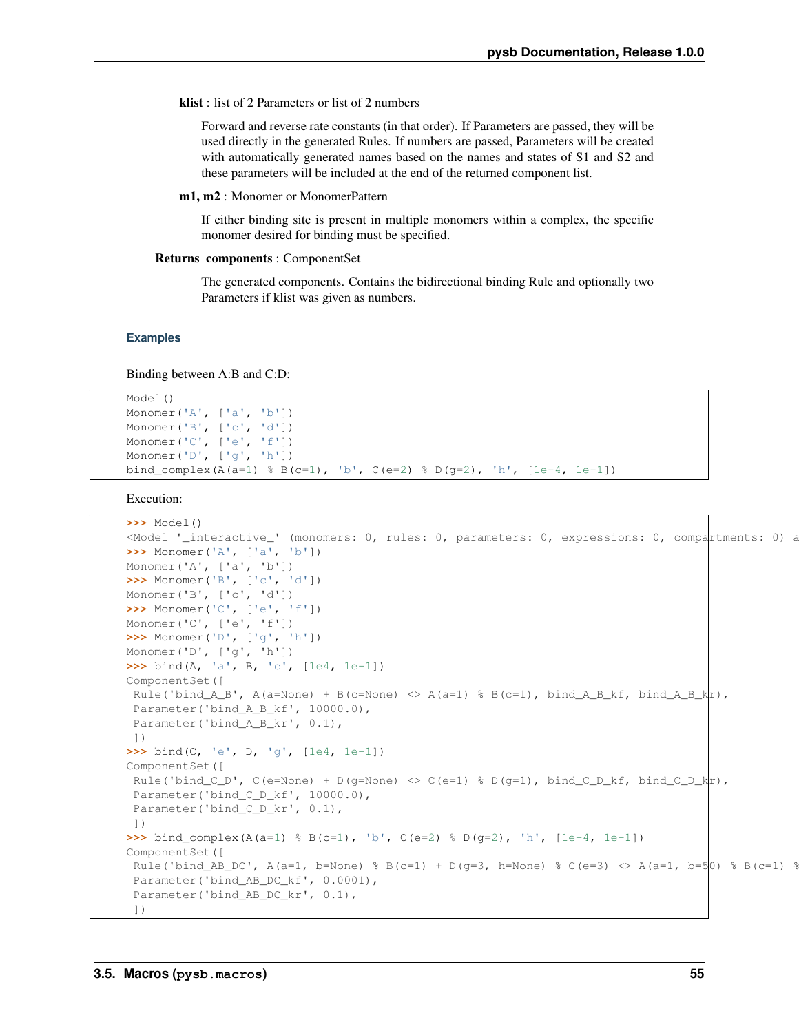**klist** : list of 2 Parameters or list of 2 numbers

Forward and reverse rate constants (in that order). If Parameters are passed, they will be used directly in the generated Rules. If numbers are passed, Parameters will be created with automatically generated names based on the names and states of S1 and S2 and these parameters will be included at the end of the returned component list.

**m1, m2** : Monomer or MonomerPattern

If either binding site is present in multiple monomers within a complex, the specific monomer desired for binding must be specified.

**Returns components** : ComponentSet

The generated components. Contains the bidirectional binding Rule and optionally two Parameters if klist was given as numbers.

### Examples

Binding between A:B and C:D:

```
Model()
Monomer('A', ['a', 'b'])
Monomer('B', ['c', 'd'])
Monomer('C', ['e', 'f'])
Monomer('D', ['g', 'h'])
bind_complex(A(a=1) % B(c=1), 'b', C(e=2) % D(g=2), 'h', [1e-4, 1e-1])
```

Execution:

```
>>> Model()
<Model '_interactive_' (monomers: 0, rules: 0, parameters: 0, expressions: 0, compartments: 0) a
>>> Monomer('A', ['a', 'b'])
Monomer('A', ['a', 'b'])
>>> Monomer('B', ['c', 'd'])
Monomer('B', ['c', 'd'])
>>> Monomer('C', ['e', 'f'])
Monomer('C', ['e', 'f'])
>>> Monomer('D', ['g', 'h'])
Monomer('D', ['g', 'h'])
>>> bind(A, 'a', B, 'c', [1e4, 1e-1])
ComponentSet([
 Rule('bind_A_B', A(a=None) + B(c=None) <> A(a=1) % B(c=1), bind_A_B_kf, bind_A_B_kr),
 Parameter('bind_A_B_kf', 10000.0),
 Parameter('bind_A_B_kr', 0.1),
 ])
>>> bind(C, 'e', D, 'g', [1e4, 1e-1])
ComponentSet([
 Rule('bind_C_D', C(e=None) + D(g=None) <> C(e=1) % D(g=1), bind_C_D_kf, bind_C_D_kr),
 Parameter('bind_C_D_kf', 10000.0),
 Parameter('bind_C_D_kr', 0.1),
 ])
>>> bind_complex(A(a=1) % B(c=1), 'b', C(e=2) % D(g=2), 'h', [1e-4, 1e-1])
ComponentSet([
 Rule('bind_AB_DC', A(a=1, b=None) % B(c=1) + D(g=3, h=None) % C(e=3) <> A(a=1, b=50) % B(c=1) %
 Parameter('bind_AB_DC_kf', 0.0001),
 Parameter('bind_AB_DC_kr', 0.1),
 ])
```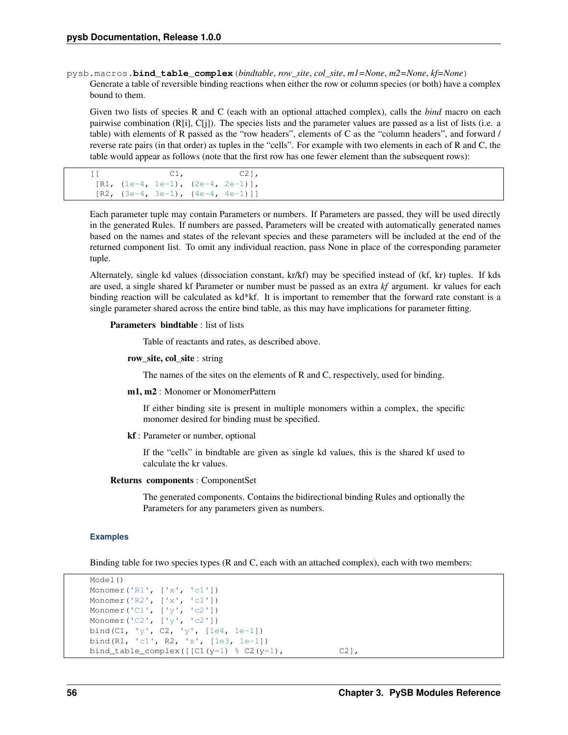`pysb.macros.`**`bind_table_complex`**(*bindtable*, *row_site*, *col_site*, *m1=None*, *m2=None*, *kf=None*)

Generate a table of reversible binding reactions when either the row or column species (or both) have a complex bound to them.

Given two lists of species R and C (each with an optional attached complex), calls the *bind* macro on each pairwise combination (R[i], C[j]). The species lists and the parameter values are passed as a list of lists (i.e. a table) with elements of R passed as the "row headers", elements of C as the "column headers", and forward / reverse rate pairs (in that order) as tuples in the "cells". For example with two elements in each of R and C, the table would appear as follows (note that the first row has one fewer element than the subsequent rows):

```
[[              C1,           C2],
 [R1, (1e-4, 1e-1), (2e-4, 2e-1)],
 [R2, (3e-4, 3e-1), (4e-4, 4e-1)]]
```

Each parameter tuple may contain Parameters or numbers. If Parameters are passed, they will be used directly in the generated Rules. If numbers are passed, Parameters will be created with automatically generated names based on the names and states of the relevant species and these parameters will be included at the end of the returned component list. To omit any individual reaction, pass None in place of the corresponding parameter tuple.

Alternately, single kd values (dissociation constant, kr/kf) may be specified instead of (kf, kr) tuples. If kds are used, a single shared kf Parameter or number must be passed as an extra *kf* argument. kr values for each binding reaction will be calculated as kd*kf. It is important to remember that the forward rate constant is a single parameter shared across the entire bind table, as this may have implications for parameter fitting.

**Parameters** **bindtable** : list of lists

Table of reactants and rates, as described above.

**row_site, col_site** : string

The names of the sites on the elements of R and C, respectively, used for binding.

**m1, m2** : Monomer or MonomerPattern

If either binding site is present in multiple monomers within a complex, the specific monomer desired for binding must be specified.

**kf** : Parameter or number, optional

If the "cells" in bindtable are given as single kd values, this is the shared kf used to calculate the kr values.

**Returns** **components** : ComponentSet

The generated components. Contains the bidirectional binding Rules and optionally the Parameters for any parameters given as numbers.

### Examples

Binding table for two species types (R and C, each with an attached complex), each with two members:

```
Model()
Monomer('R1', ['x', 'c1'])
Monomer('R2', ['x', 'c1'])
Monomer('C1', ['y', 'c2'])
Monomer('C2', ['y', 'c2'])
bind(C1, 'y', C2, 'y', [1e4, 1e-1])
bind(R1, 'c1', R2, 'x', [1e3, 1e-1])
bind_table_complex([[C1(y=1) % C2(y=1),           C2],
```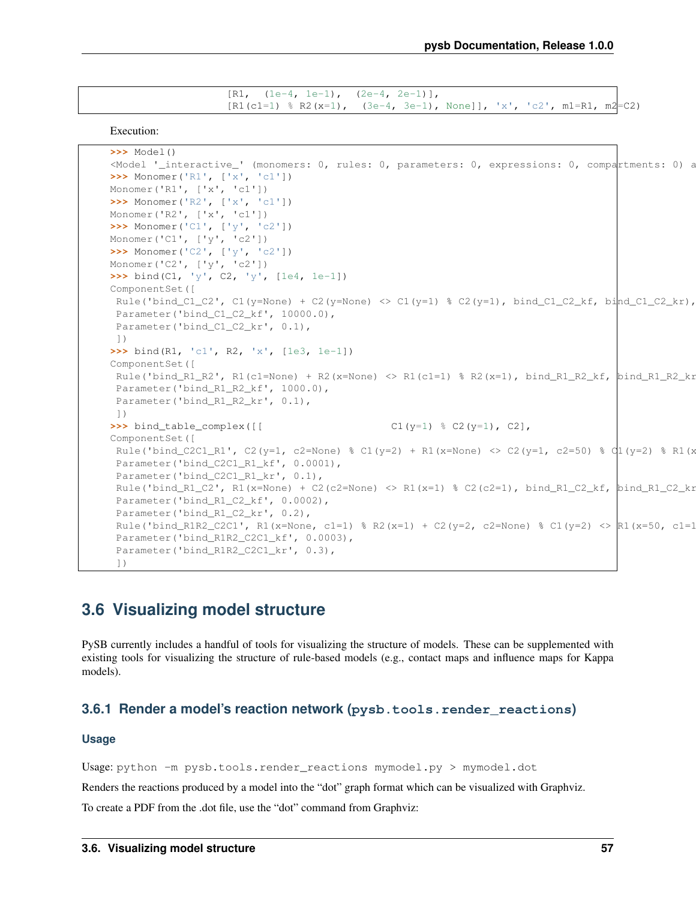```
                    [R1,  (1e-4, 1e-1),  (2e-4, 2e-1)],
                    [R1(c1=1) % R2(x=1),  (3e-4, 3e-1), None]], 'x', 'c2', m1=R1, m2=C2)
```

Execution:

```
>>> Model()
<Model '_interactive_' (monomers: 0, rules: 0, parameters: 0, expressions: 0, compartments: 0) a
>>> Monomer('R1', ['x', 'c1'])
Monomer('R1', ['x', 'c1'])
>>> Monomer('R2', ['x', 'c1'])
Monomer('R2', ['x', 'c1'])
>>> Monomer('C1', ['y', 'c2'])
Monomer('C1', ['y', 'c2'])
>>> Monomer('C2', ['y', 'c2'])
Monomer('C2', ['y', 'c2'])
>>> bind(C1, 'y', C2, 'y', [1e4, 1e-1])
ComponentSet([
 Rule('bind_C1_C2', C1(y=None) + C2(y=None) <> C1(y=1) % C2(y=1), bind_C1_C2_kf, bind_C1_C2_kr),
 Parameter('bind_C1_C2_kf', 10000.0),
 Parameter('bind_C1_C2_kr', 0.1),
 ])
>>> bind(R1, 'c1', R2, 'x', [1e3, 1e-1])
ComponentSet([
 Rule('bind_R1_R2', R1(c1=None) + R2(x=None) <> R1(c1=1) % R2(x=1), bind_R1_R2_kf, bind_R1_R2_kr
 Parameter('bind_R1_R2_kf', 1000.0),
 Parameter('bind_R1_R2_kr', 0.1),
 ])
>>> bind_table_complex([[                    C1(y=1) % C2(y=1), C2],
ComponentSet([
 Rule('bind_C2C1_R1', C2(y=1, c2=None) % C1(y=2) + R1(x=None) <> C2(y=1, c2=50) % C1(y=2) % R1(x
 Parameter('bind_C2C1_R1_kf', 0.0001),
 Parameter('bind_C2C1_R1_kr', 0.1),
 Rule('bind_R1_C2', R1(x=None) + C2(c2=None) <> R1(x=1) % C2(c2=1), bind_R1_C2_kf, bind_R1_C2_kr
 Parameter('bind_R1_C2_kf', 0.0002),
 Parameter('bind_R1_C2_kr', 0.2),
 Rule('bind_R1R2_C2C1', R1(x=None, c1=1) % R2(x=1) + C2(y=2, c2=None) % C1(y=2) <> R1(x=50, c1=1
 Parameter('bind_R1R2_C2C1_kf', 0.0003),
 Parameter('bind_R1R2_C2C1_kr', 0.3),
 ])
```

## 3.6 Visualizing model structure

PySB currently includes a handful of tools for visualizing the structure of models. These can be supplemented with existing tools for visualizing the structure of rule-based models (e.g., contact maps and influence maps for Kappa models).

### 3.6.1 Render a model's reaction network (`pysb.tools.render_reactions`)

#### Usage

Usage: `python -m pysb.tools.render_reactions mymodel.py > mymodel.dot`

Renders the reactions produced by a model into the "dot" graph format which can be visualized with Graphviz.

To create a PDF from the .dot file, use the "dot" command from Graphviz: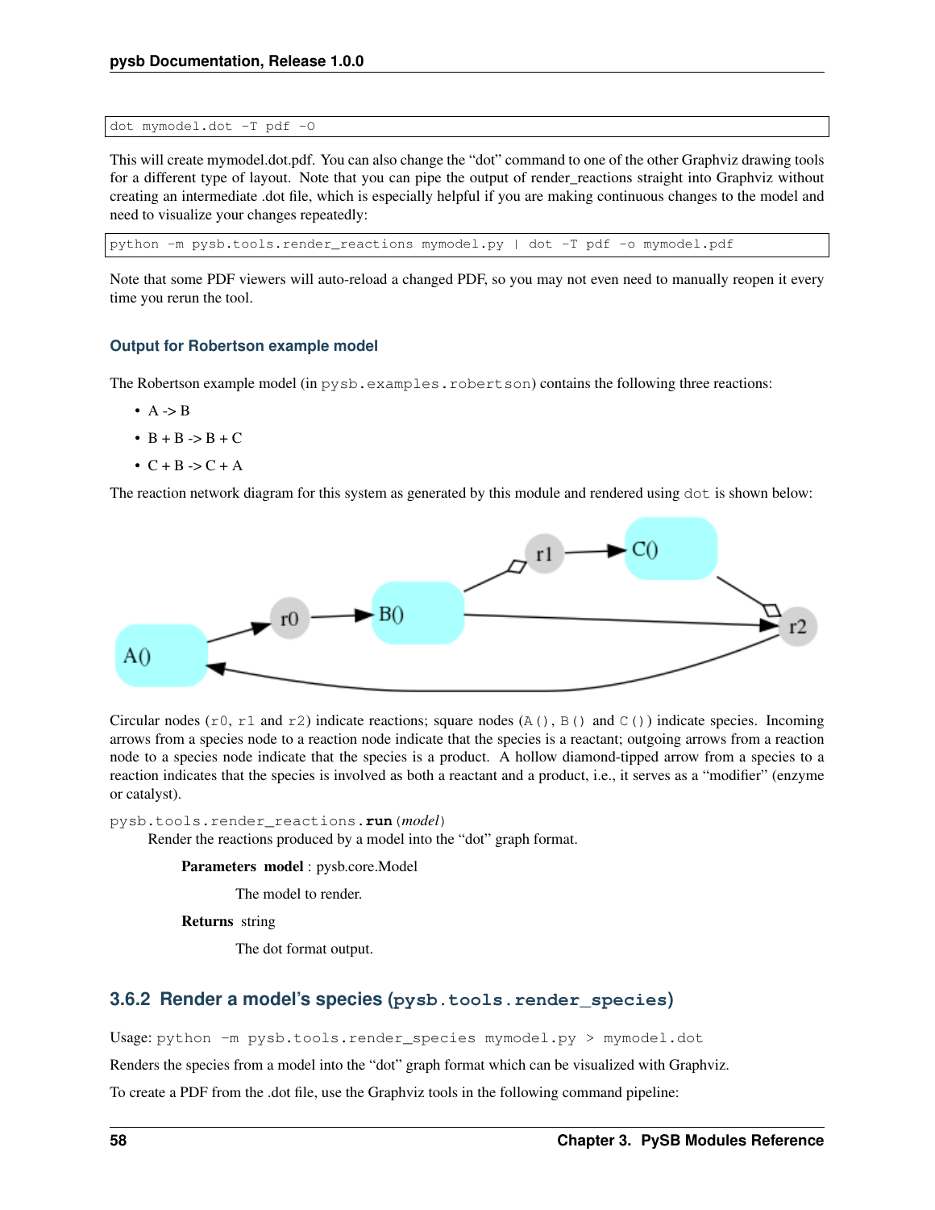```
dot mymodel.dot -T pdf -O
```

This will create mymodel.dot.pdf. You can also change the "dot" command to one of the other Graphviz drawing tools for a different type of layout. Note that you can pipe the output of render_reactions straight into Graphviz without creating an intermediate .dot file, which is especially helpful if you are making continuous changes to the model and need to visualize your changes repeatedly:

```
python -m pysb.tools.render_reactions mymodel.py | dot -T pdf -o mymodel.pdf
```

Note that some PDF viewers will auto-reload a changed PDF, so you may not even need to manually reopen it every time you rerun the tool.

#### Output for Robertson example model

The Robertson example model (in `pysb.examples.robertson`) contains the following three reactions:

- A -> B
- B + B -> B + C
- C + B -> C + A

The reaction network diagram for this system as generated by this module and rendered using `dot` is shown below:

Circular nodes (`r0`, `r1` and `r2`) indicate reactions; square nodes (`A()`, `B()` and `C()`) indicate species. Incoming arrows from a species node to a reaction node indicate that the species is a reactant; outgoing arrows from a reaction node to a species node indicate that the species is a product. A hollow diamond-tipped arrow from a species to a reaction indicates that the species is involved as both a reactant and a product, i.e., it serves as a "modifier" (enzyme or catalyst).

`pysb.tools.render_reactions.`**`run`**`(`*`model`*`)`

Render the reactions produced by a model into the "dot" graph format.

**Parameters** **model** : pysb.core.Model

The model to render.

**Returns** string

The dot format output.

### 3.6.2 Render a model's species (`pysb.tools.render_species`)

Usage: `python -m pysb.tools.render_species mymodel.py > mymodel.dot`

Renders the species from a model into the "dot" graph format which can be visualized with Graphviz.

To create a PDF from the .dot file, use the Graphviz tools in the following command pipeline: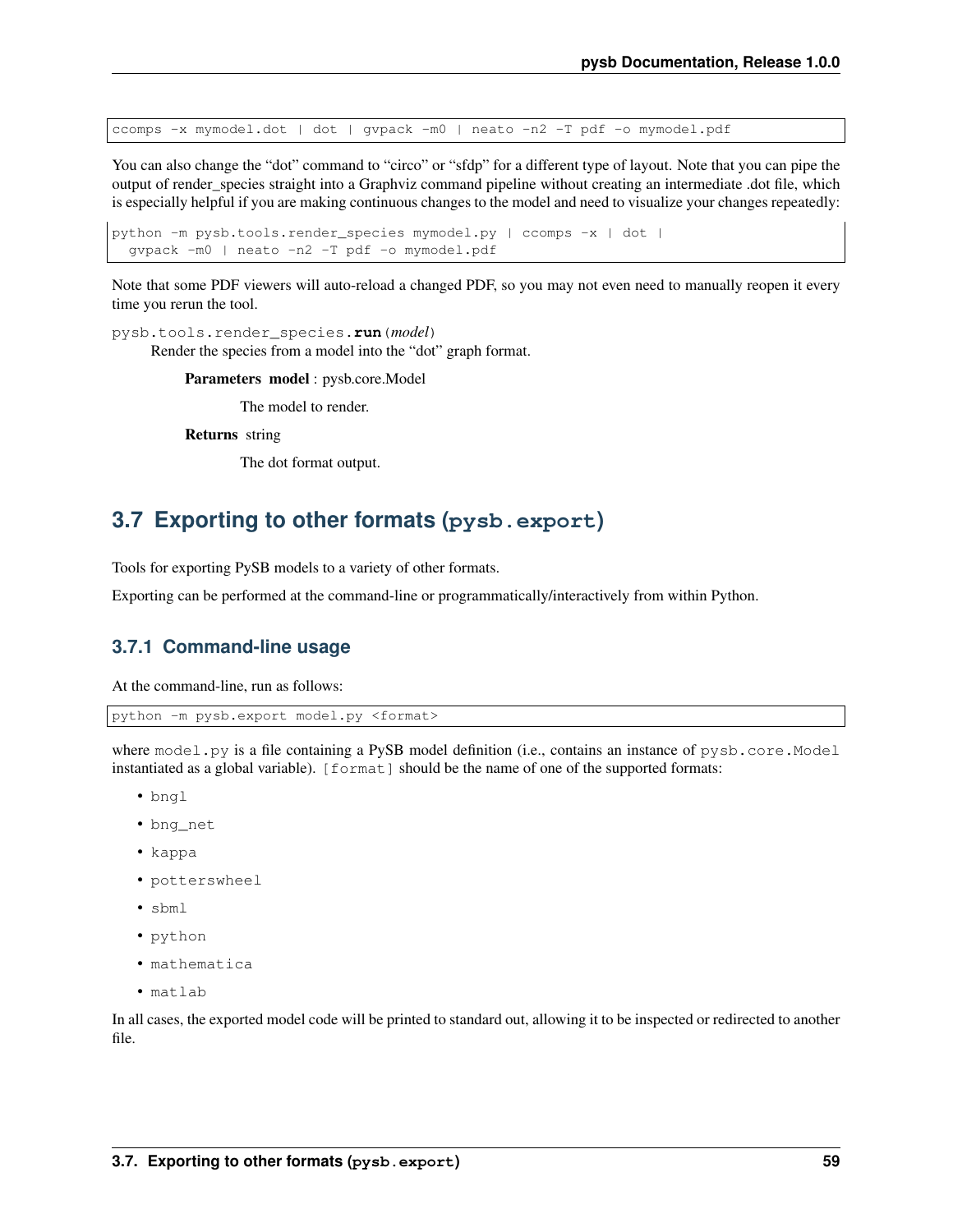```
ccomps -x mymodel.dot | dot | gvpack -m0 | neato -n2 -T pdf -o mymodel.pdf
```

You can also change the "dot" command to "circo" or "sfdp" for a different type of layout. Note that you can pipe the output of render_species straight into a Graphviz command pipeline without creating an intermediate .dot file, which is especially helpful if you are making continuous changes to the model and need to visualize your changes repeatedly:

```
python -m pysb.tools.render_species mymodel.py | ccomps -x | dot |
  gvpack -m0 | neato -n2 -T pdf -o mymodel.pdf
```

Note that some PDF viewers will auto-reload a changed PDF, so you may not even need to manually reopen it every time you rerun the tool.

`pysb.tools.render_species.`**`run`**(*model*)

Render the species from a model into the "dot" graph format.

**Parameters** **model** : pysb.core.Model

The model to render.

**Returns** string

The dot format output.

## 3.7 Exporting to other formats (`pysb.export`)

Tools for exporting PySB models to a variety of other formats.

Exporting can be performed at the command-line or programmatically/interactively from within Python.

### 3.7.1 Command-line usage

At the command-line, run as follows:

```
python -m pysb.export model.py <format>
```

where `model.py` is a file containing a PySB model definition (i.e., contains an instance of `pysb.core.Model` instantiated as a global variable). `[format]` should be the name of one of the supported formats:

- `bngl`
- `bng_net`
- `kappa`
- `potterswheel`
- `sbml`
- `python`
- `mathematica`
- `matlab`

In all cases, the exported model code will be printed to standard out, allowing it to be inspected or redirected to another file.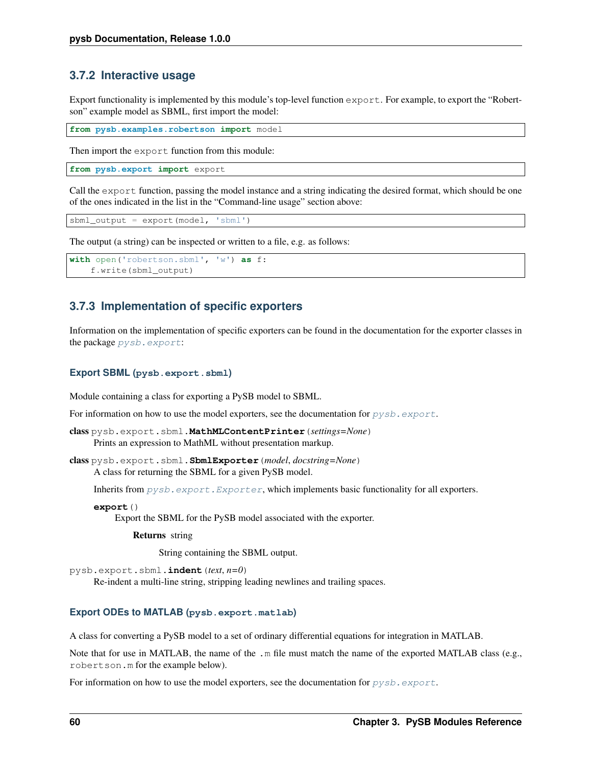### 3.7.2 Interactive usage

Export functionality is implemented by this module's top-level function `export`. For example, to export the "Robertson" example model as SBML, first import the model:

```
from pysb.examples.robertson import model
```

Then import the `export` function from this module:

```
from pysb.export import export
```

Call the `export` function, passing the model instance and a string indicating the desired format, which should be one of the ones indicated in the list in the "Command-line usage" section above:

```
sbml_output = export(model, 'sbml')
```

The output (a string) can be inspected or written to a file, e.g. as follows:

```
with open('robertson.sbml', 'w') as f:
    f.write(sbml_output)
```

### 3.7.3 Implementation of specific exporters

Information on the implementation of specific exporters can be found in the documentation for the exporter classes in the package `pysb.export`:

#### Export SBML (`pysb.export.sbml`)

Module containing a class for exporting a PySB model to SBML.

For information on how to use the model exporters, see the documentation for `pysb.export`.

**class** `pysb.export.sbml.`**`MathMLContentPrinter`**(*settings=None*)
: Prints an expression to MathML without presentation markup.

**class** `pysb.export.sbml.`**`SbmlExporter`**(*model, docstring=None*)
: A class for returning the SBML for a given PySB model.

  Inherits from `pysb.export.Exporter`, which implements basic functionality for all exporters.

  **`export`**()
  : Export the SBML for the PySB model associated with the exporter.

    **Returns** string

    String containing the SBML output.

`pysb.export.sbml.`**`indent`**(*text, n=0*)
: Re-indent a multi-line string, stripping leading newlines and trailing spaces.

#### Export ODEs to MATLAB (`pysb.export.matlab`)

A class for converting a PySB model to a set of ordinary differential equations for integration in MATLAB.

Note that for use in MATLAB, the name of the `.m` file must match the name of the exported MATLAB class (e.g., `robertson.m` for the example below).

For information on how to use the model exporters, see the documentation for `pysb.export`.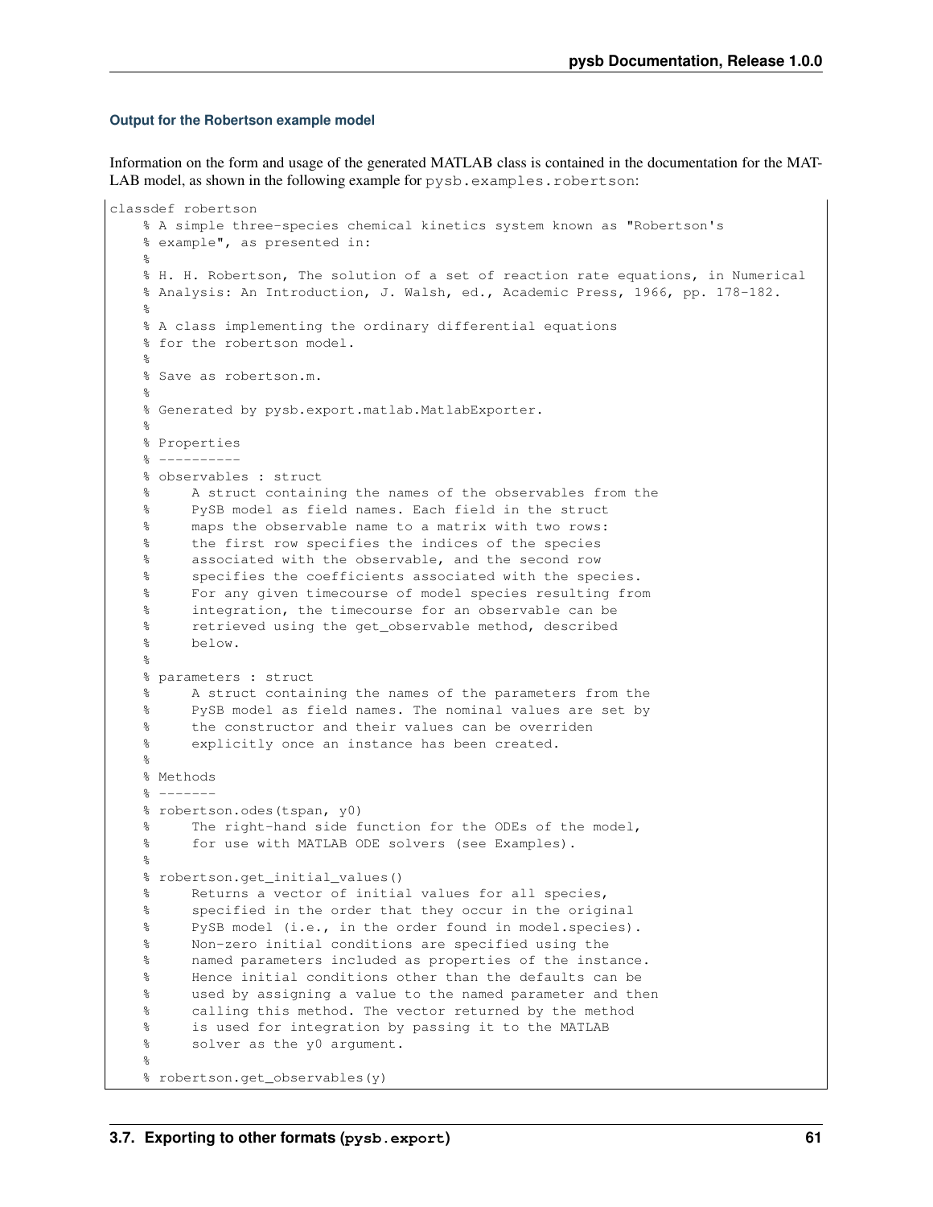#### Output for the Robertson example model

Information on the form and usage of the generated MATLAB class is contained in the documentation for the MATLAB model, as shown in the following example for `pysb.examples.robertson`:

```
classdef robertson
    % A simple three-species chemical kinetics system known as "Robertson's
    % example", as presented in:
    %
    % H. H. Robertson, The solution of a set of reaction rate equations, in Numerical
    % Analysis: An Introduction, J. Walsh, ed., Academic Press, 1966, pp. 178-182.
    %
    % A class implementing the ordinary differential equations
    % for the robertson model.
    %
    % Save as robertson.m.
    %
    % Generated by pysb.export.matlab.MatlabExporter.
    %
    % Properties
    % ----------
    % observables : struct
    %     A struct containing the names of the observables from the
    %     PySB model as field names. Each field in the struct
    %     maps the observable name to a matrix with two rows:
    %     the first row specifies the indices of the species
    %     associated with the observable, and the second row
    %     specifies the coefficients associated with the species.
    %     For any given timecourse of model species resulting from
    %     integration, the timecourse for an observable can be
    %     retrieved using the get_observable method, described
    %     below.
    %
    % parameters : struct
    %     A struct containing the names of the parameters from the
    %     PySB model as field names. The nominal values are set by
    %     the constructor and their values can be overriden
    %     explicitly once an instance has been created.
    %
    % Methods
    % -------
    % robertson.odes(tspan, y0)
    %     The right-hand side function for the ODEs of the model,
    %     for use with MATLAB ODE solvers (see Examples).
    %
    % robertson.get_initial_values()
    %     Returns a vector of initial values for all species,
    %     specified in the order that they occur in the original
    %     PySB model (i.e., in the order found in model.species).
    %     Non-zero initial conditions are specified using the
    %     named parameters included as properties of the instance.
    %     Hence initial conditions other than the defaults can be
    %     used by assigning a value to the named parameter and then
    %     calling this method. The vector returned by the method
    %     is used for integration by passing it to the MATLAB
    %     solver as the y0 argument.
    %
    % robertson.get_observables(y)
```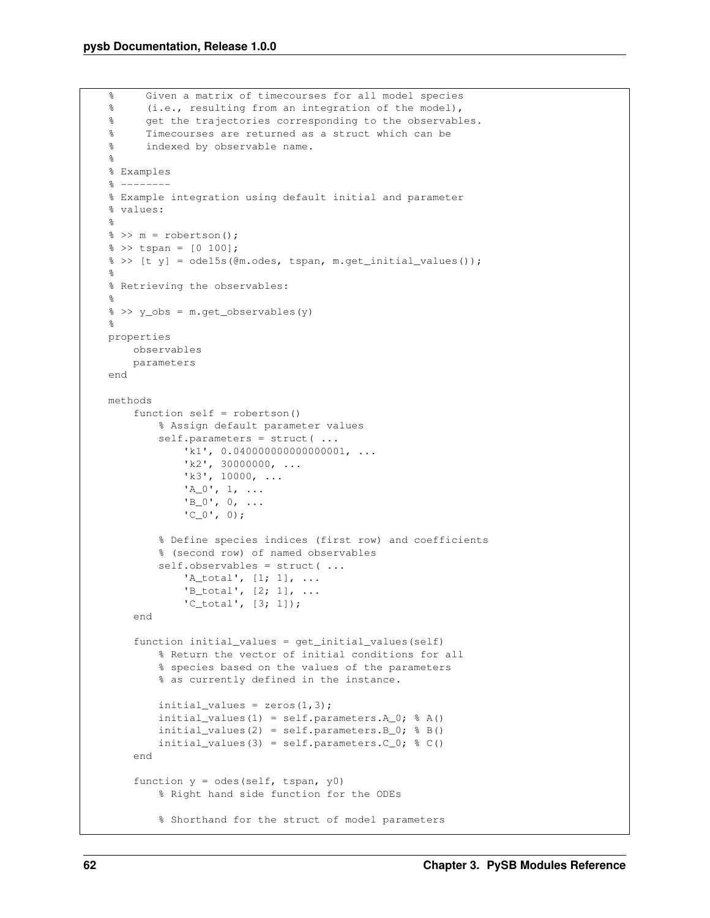```
    %     Given a matrix of timecourses for all model species
    %     (i.e., resulting from an integration of the model),
    %     get the trajectories corresponding to the observables.
    %     Timecourses are returned as a struct which can be
    %     indexed by observable name.
    %
    % Examples
    % --------
    % Example integration using default initial and parameter
    % values:
    %
    % >> m = robertson();
    % >> tspan = [0 100];
    % >> [t y] = ode15s(@m.odes, tspan, m.get_initial_values());
    %
    % Retrieving the observables:
    %
    % >> y_obs = m.get_observables(y)
    %
    properties
        observables
        parameters
    end

    methods
        function self = robertson()
            % Assign default parameter values
            self.parameters = struct( ...
                'k1', 0.040000000000000001, ...
                'k2', 30000000, ...
                'k3', 10000, ...
                'A_0', 1, ...
                'B_0', 0, ...
                'C_0', 0);

            % Define species indices (first row) and coefficients
            % (second row) of named observables
            self.observables = struct( ...
                'A_total', [1; 1], ...
                'B_total', [2; 1], ...
                'C_total', [3; 1]);
        end

        function initial_values = get_initial_values(self)
            % Return the vector of initial conditions for all
            % species based on the values of the parameters
            % as currently defined in the instance.

            initial_values = zeros(1,3);
            initial_values(1) = self.parameters.A_0; % A()
            initial_values(2) = self.parameters.B_0; % B()
            initial_values(3) = self.parameters.C_0; % C()
        end

        function y = odes(self, tspan, y0)
            % Right hand side function for the ODEs

            % Shorthand for the struct of model parameters
```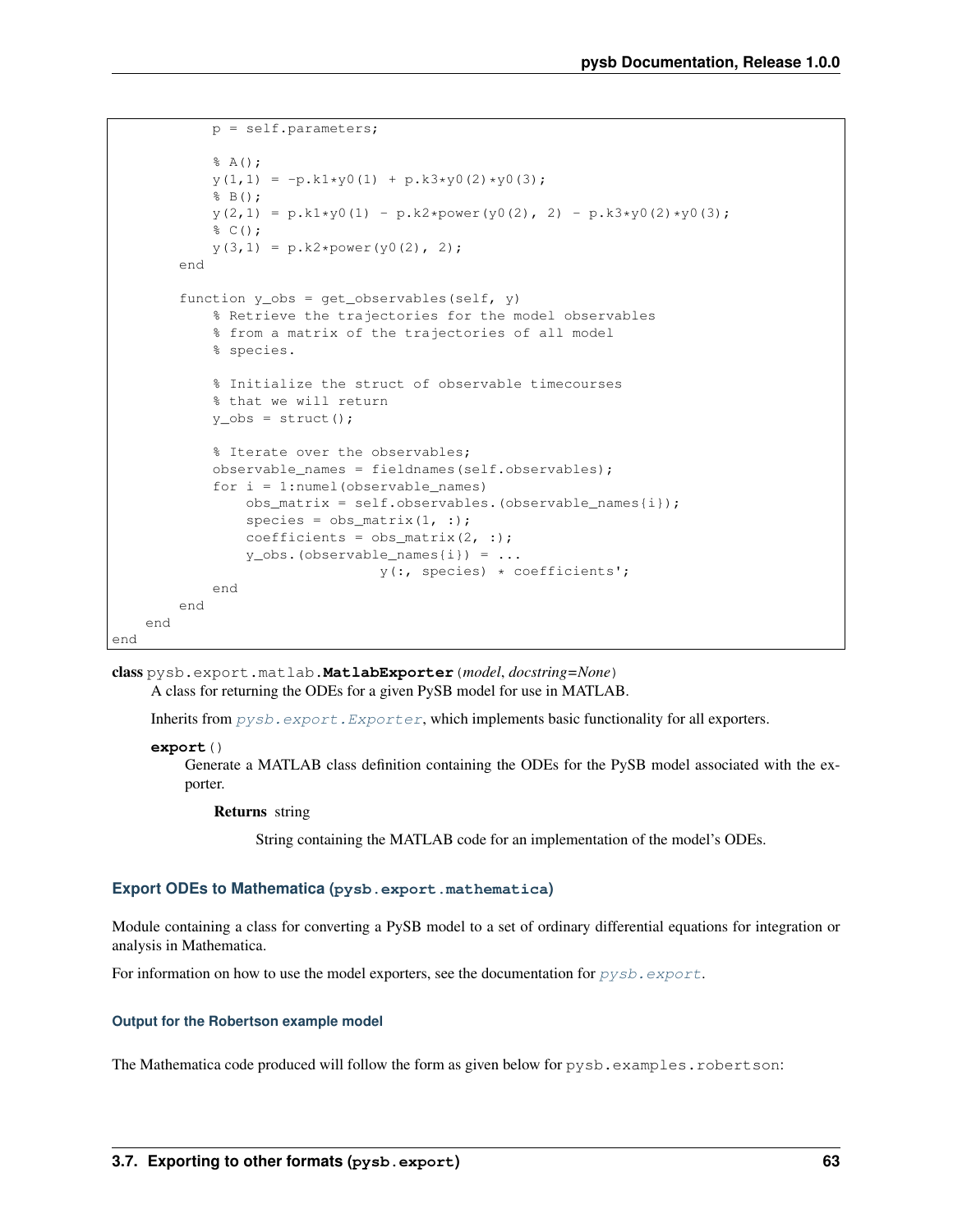```
            p = self.parameters;

            % A();
            y(1,1) = -p.k1*y0(1) + p.k3*y0(2)*y0(3);
            % B();
            y(2,1) = p.k1*y0(1) - p.k2*power(y0(2), 2) - p.k3*y0(2)*y0(3);
            % C();
            y(3,1) = p.k2*power(y0(2), 2);
        end

        function y_obs = get_observables(self, y)
            % Retrieve the trajectories for the model observables
            % from a matrix of the trajectories of all model
            % species.

            % Initialize the struct of observable timecourses
            % that we will return
            y_obs = struct();

            % Iterate over the observables;
            observable_names = fieldnames(self.observables);
            for i = 1:numel(observable_names)
                obs_matrix = self.observables.(observable_names{i});
                species = obs_matrix(1, :);
                coefficients = obs_matrix(2, :);
                y_obs.(observable_names{i}) = ...
                                y(:, species) * coefficients';
            end
        end
    end
end
```

**class** pysb.export.matlab.**MatlabExporter**(*model*, *docstring=None*)

A class for returning the ODEs for a given PySB model for use in MATLAB.

Inherits from `pysb.export.Exporter`, which implements basic functionality for all exporters.

**export**()

Generate a MATLAB class definition containing the ODEs for the PySB model associated with the exporter.

**Returns** string

String containing the MATLAB code for an implementation of the model's ODEs.

### Export ODEs to Mathematica (pysb.export.mathematica)

Module containing a class for converting a PySB model to a set of ordinary differential equations for integration or analysis in Mathematica.

For information on how to use the model exporters, see the documentation for `pysb.export`.

#### Output for the Robertson example model

The Mathematica code produced will follow the form as given below for `pysb.examples.robertson`: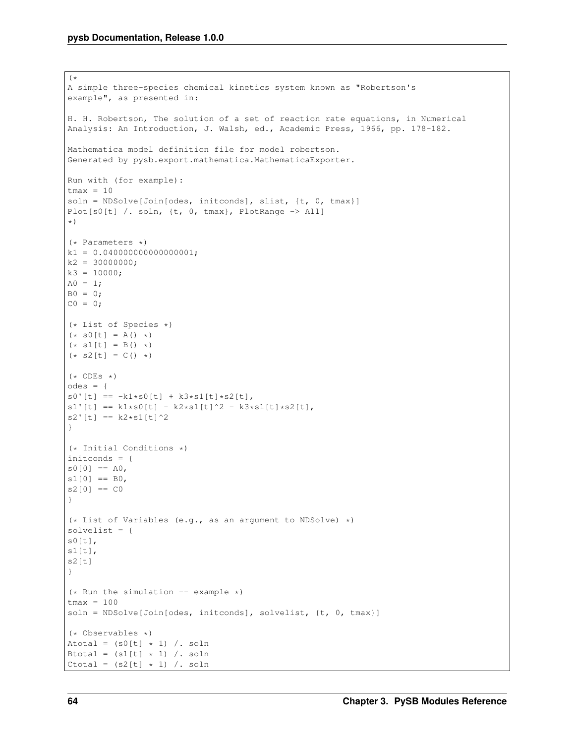```
(*
A simple three-species chemical kinetics system known as "Robertson's
example", as presented in:

H. H. Robertson, The solution of a set of reaction rate equations, in Numerical
Analysis: An Introduction, J. Walsh, ed., Academic Press, 1966, pp. 178-182.

Mathematica model definition file for model robertson.
Generated by pysb.export.mathematica.MathematicaExporter.

Run with (for example):
tmax = 10
soln = NDSolve[Join[odes, initconds], slist, {t, 0, tmax}]
Plot[s0[t] /. soln, {t, 0, tmax}, PlotRange -> All]
*)

(* Parameters *)
k1 = 0.040000000000000001;
k2 = 30000000;
k3 = 10000;
A0 = 1;
B0 = 0;
C0 = 0;

(* List of Species *)
(* s0[t] = A() *)
(* s1[t] = B() *)
(* s2[t] = C() *)

(* ODEs *)
odes = {
s0'[t] == -k1*s0[t] + k3*s1[t]*s2[t],
s1'[t] == k1*s0[t] - k2*s1[t]^2 - k3*s1[t]*s2[t],
s2'[t] == k2*s1[t]^2
}

(* Initial Conditions *)
initconds = {
s0[0] == A0,
s1[0] == B0,
s2[0] == C0
}

(* List of Variables (e.g., as an argument to NDSolve) *)
solvelist = {
s0[t],
s1[t],
s2[t]
}

(* Run the simulation -- example *)
tmax = 100
soln = NDSolve[Join[odes, initconds], solvelist, {t, 0, tmax}]

(* Observables *)
Atotal = (s0[t] * 1) /. soln
Btotal = (s1[t] * 1) /. soln
Ctotal = (s2[t] * 1) /. soln
```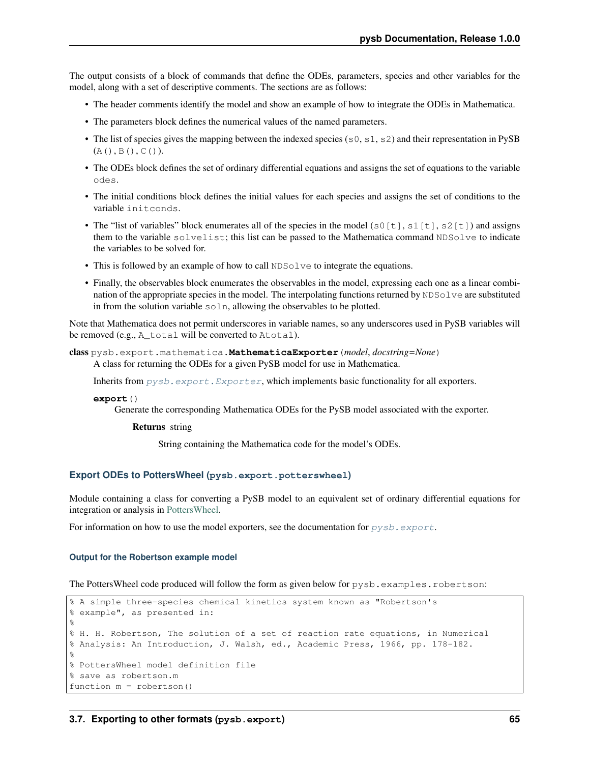The output consists of a block of commands that define the ODEs, parameters, species and other variables for the model, along with a set of descriptive comments. The sections are as follows:

- The header comments identify the model and show an example of how to integrate the ODEs in Mathematica.
- The parameters block defines the numerical values of the named parameters.
- The list of species gives the mapping between the indexed species (`s0`, `s1`, `s2`) and their representation in PySB (`A()`, `B()`, `C()`).
- The ODEs block defines the set of ordinary differential equations and assigns the set of equations to the variable `odes`.
- The initial conditions block defines the initial values for each species and assigns the set of conditions to the variable `initconds`.
- The "list of variables" block enumerates all of the species in the model (`s0[t]`, `s1[t]`, `s2[t]`) and assigns them to the variable `solvelist`; this list can be passed to the Mathematica command `NDSolve` to indicate the variables to be solved for.
- This is followed by an example of how to call `NDSolve` to integrate the equations.
- Finally, the observables block enumerates the observables in the model, expressing each one as a linear combination of the appropriate species in the model. The interpolating functions returned by `NDSolve` are substituted in from the solution variable `soln`, allowing the observables to be plotted.

Note that Mathematica does not permit underscores in variable names, so any underscores used in PySB variables will be removed (e.g., `A_total` will be converted to `Atotal`).

**class** `pysb.export.mathematica.`**`MathematicaExporter`**`(`*model*, *docstring=None*`)`

A class for returning the ODEs for a given PySB model for use in Mathematica.

Inherits from *`pysb.export.Exporter`*, which implements basic functionality for all exporters.

**`export`**`()`

Generate the corresponding Mathematica ODEs for the PySB model associated with the exporter.

**Returns** string

String containing the Mathematica code for the model's ODEs.

### Export ODEs to PottersWheel (`pysb.export.potterswheel`)

Module containing a class for converting a PySB model to an equivalent set of ordinary differential equations for integration or analysis in PottersWheel.

For information on how to use the model exporters, see the documentation for *`pysb.export`*.

#### Output for the Robertson example model

The PottersWheel code produced will follow the form as given below for `pysb.examples.robertson`:

```
% A simple three-species chemical kinetics system known as "Robertson's
% example", as presented in:
%
% H. H. Robertson, The solution of a set of reaction rate equations, in Numerical
% Analysis: An Introduction, J. Walsh, ed., Academic Press, 1966, pp. 178-182.
%
% PottersWheel model definition file
% save as robertson.m
function m = robertson()
```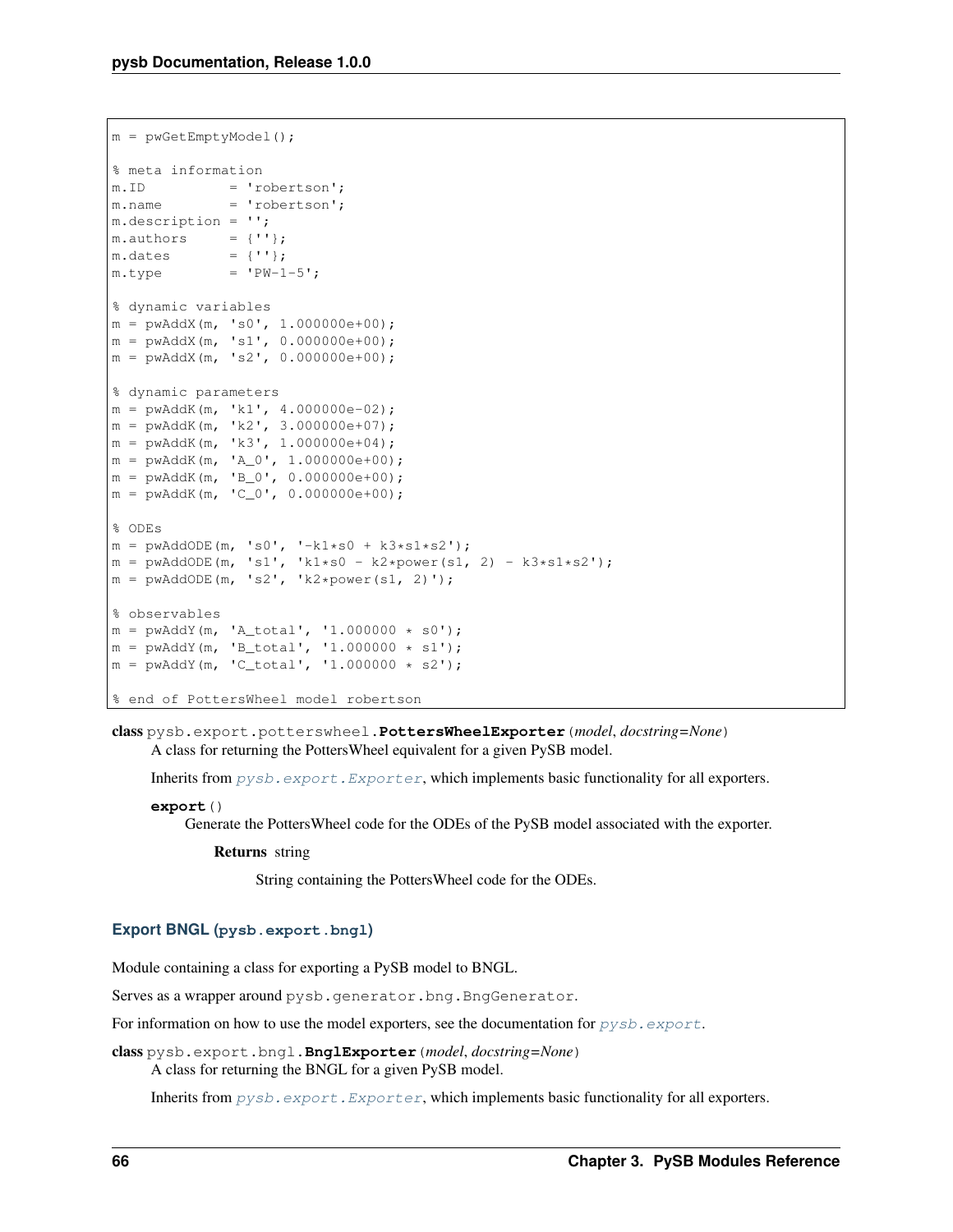```
m = pwGetEmptyModel();

% meta information
m.ID          = 'robertson';
m.name        = 'robertson';
m.description = '';
m.authors     = {''};
m.dates       = {''};
m.type        = 'PW-1-5';

% dynamic variables
m = pwAddX(m, 's0', 1.000000e+00);
m = pwAddX(m, 's1', 0.000000e+00);
m = pwAddX(m, 's2', 0.000000e+00);

% dynamic parameters
m = pwAddK(m, 'k1', 4.000000e-02);
m = pwAddK(m, 'k2', 3.000000e+07);
m = pwAddK(m, 'k3', 1.000000e+04);
m = pwAddK(m, 'A_0', 1.000000e+00);
m = pwAddK(m, 'B_0', 0.000000e+00);
m = pwAddK(m, 'C_0', 0.000000e+00);

% ODEs
m = pwAddODE(m, 's0', '-k1*s0 + k3*s1*s2');
m = pwAddODE(m, 's1', 'k1*s0 - k2*power(s1, 2) - k3*s1*s2');
m = pwAddODE(m, 's2', 'k2*power(s1, 2)');

% observables
m = pwAddY(m, 'A_total', '1.000000 * s0');
m = pwAddY(m, 'B_total', '1.000000 * s1');
m = pwAddY(m, 'C_total', '1.000000 * s2');

% end of PottersWheel model robertson
```

**class** pysb.export.potterswheel.**PottersWheelExporter**(*model*, *docstring=None*)

A class for returning the PottersWheel equivalent for a given PySB model.

Inherits from *pysb.export.Exporter*, which implements basic functionality for all exporters.

**export**()

Generate the PottersWheel code for the ODEs of the PySB model associated with the exporter.

**Returns** string

String containing the PottersWheel code for the ODEs.

### Export BNGL (pysb.export.bngl)

Module containing a class for exporting a PySB model to BNGL.

Serves as a wrapper around pysb.generator.bng.BngGenerator.

For information on how to use the model exporters, see the documentation for *pysb.export*.

**class** pysb.export.bngl.**BnglExporter**(*model*, *docstring=None*)

A class for returning the BNGL for a given PySB model.

Inherits from *pysb.export.Exporter*, which implements basic functionality for all exporters.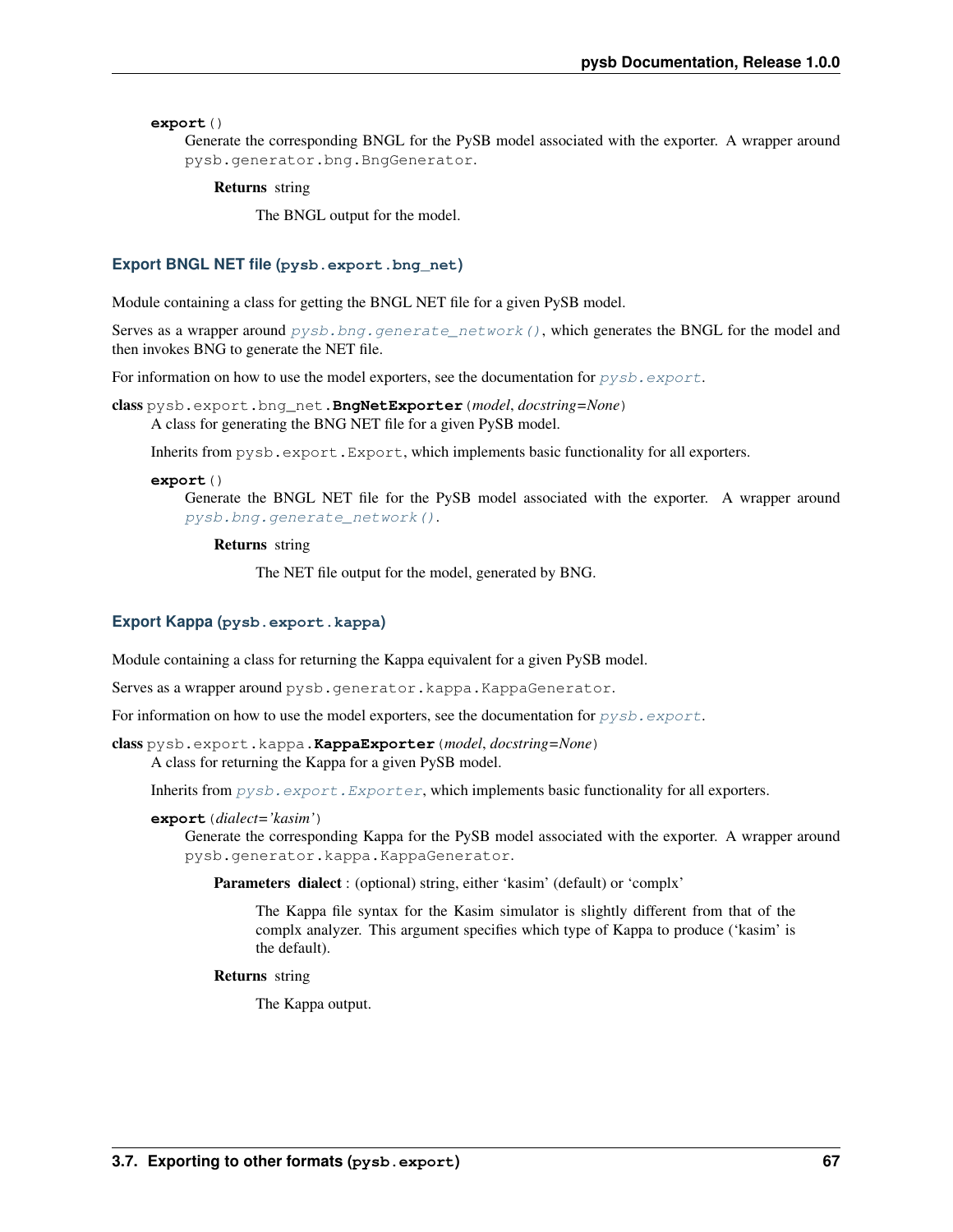**export**()

Generate the corresponding BNGL for the PySB model associated with the exporter. A wrapper around `pysb.generator.bng.BngGenerator`.

**Returns** string

The BNGL output for the model.

### Export BNGL NET file (`pysb.export.bng_net`)

Module containing a class for getting the BNGL NET file for a given PySB model.

Serves as a wrapper around `pysb.bng.generate_network()`, which generates the BNGL for the model and then invokes BNG to generate the NET file.

For information on how to use the model exporters, see the documentation for `pysb.export`.

**class** `pysb.export.bng_net.`**`BngNetExporter`**(*model*, *docstring=None*)

A class for generating the BNG NET file for a given PySB model.

Inherits from `pysb.export.Export`, which implements basic functionality for all exporters.

**export**()

Generate the BNGL NET file for the PySB model associated with the exporter. A wrapper around `pysb.bng.generate_network()`.

**Returns** string

The NET file output for the model, generated by BNG.

### Export Kappa (`pysb.export.kappa`)

Module containing a class for returning the Kappa equivalent for a given PySB model.

Serves as a wrapper around `pysb.generator.kappa.KappaGenerator`.

For information on how to use the model exporters, see the documentation for `pysb.export`.

**class** `pysb.export.kappa.`**`KappaExporter`**(*model*, *docstring=None*)

A class for returning the Kappa for a given PySB model.

Inherits from `pysb.export.Exporter`, which implements basic functionality for all exporters.

**export**(*dialect='kasim'*)

Generate the corresponding Kappa for the PySB model associated with the exporter. A wrapper around `pysb.generator.kappa.KappaGenerator`.

**Parameters** **dialect** : (optional) string, either 'kasim' (default) or 'complx'

The Kappa file syntax for the Kasim simulator is slightly different from that of the complx analyzer. This argument specifies which type of Kappa to produce ('kasim' is the default).

**Returns** string

The Kappa output.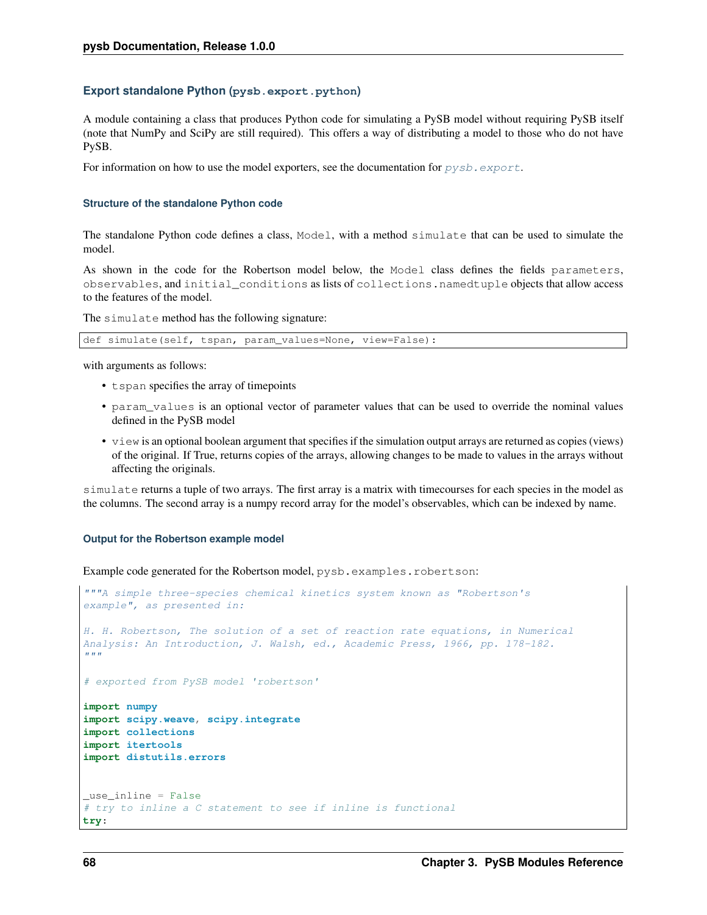### Export standalone Python (`pysb.export.python`)

A module containing a class that produces Python code for simulating a PySB model without requiring PySB itself (note that NumPy and SciPy are still required). This offers a way of distributing a model to those who do not have PySB.

For information on how to use the model exporters, see the documentation for *pysb.export*.

#### Structure of the standalone Python code

The standalone Python code defines a class, `Model`, with a method `simulate` that can be used to simulate the model.

As shown in the code for the Robertson model below, the `Model` class defines the fields `parameters`, `observables`, and `initial_conditions` as lists of `collections.namedtuple` objects that allow access to the features of the model.

The `simulate` method has the following signature:

```
def simulate(self, tspan, param_values=None, view=False):
```

with arguments as follows:

- `tspan` specifies the array of timepoints
- `param_values` is an optional vector of parameter values that can be used to override the nominal values defined in the PySB model
- `view` is an optional boolean argument that specifies if the simulation output arrays are returned as copies (views) of the original. If True, returns copies of the arrays, allowing changes to be made to values in the arrays without affecting the originals.

`simulate` returns a tuple of two arrays. The first array is a matrix with timecourses for each species in the model as the columns. The second array is a numpy record array for the model's observables, which can be indexed by name.

#### Output for the Robertson example model

Example code generated for the Robertson model, `pysb.examples.robertson`:

```
"""A simple three-species chemical kinetics system known as "Robertson's
example", as presented in:

H. H. Robertson, The solution of a set of reaction rate equations, in Numerical
Analysis: An Introduction, J. Walsh, ed., Academic Press, 1966, pp. 178-182.
"""

# exported from PySB model 'robertson'

import numpy
import scipy.weave, scipy.integrate
import collections
import itertools
import distutils.errors


_use_inline = False
# try to inline a C statement to see if inline is functional
try:
```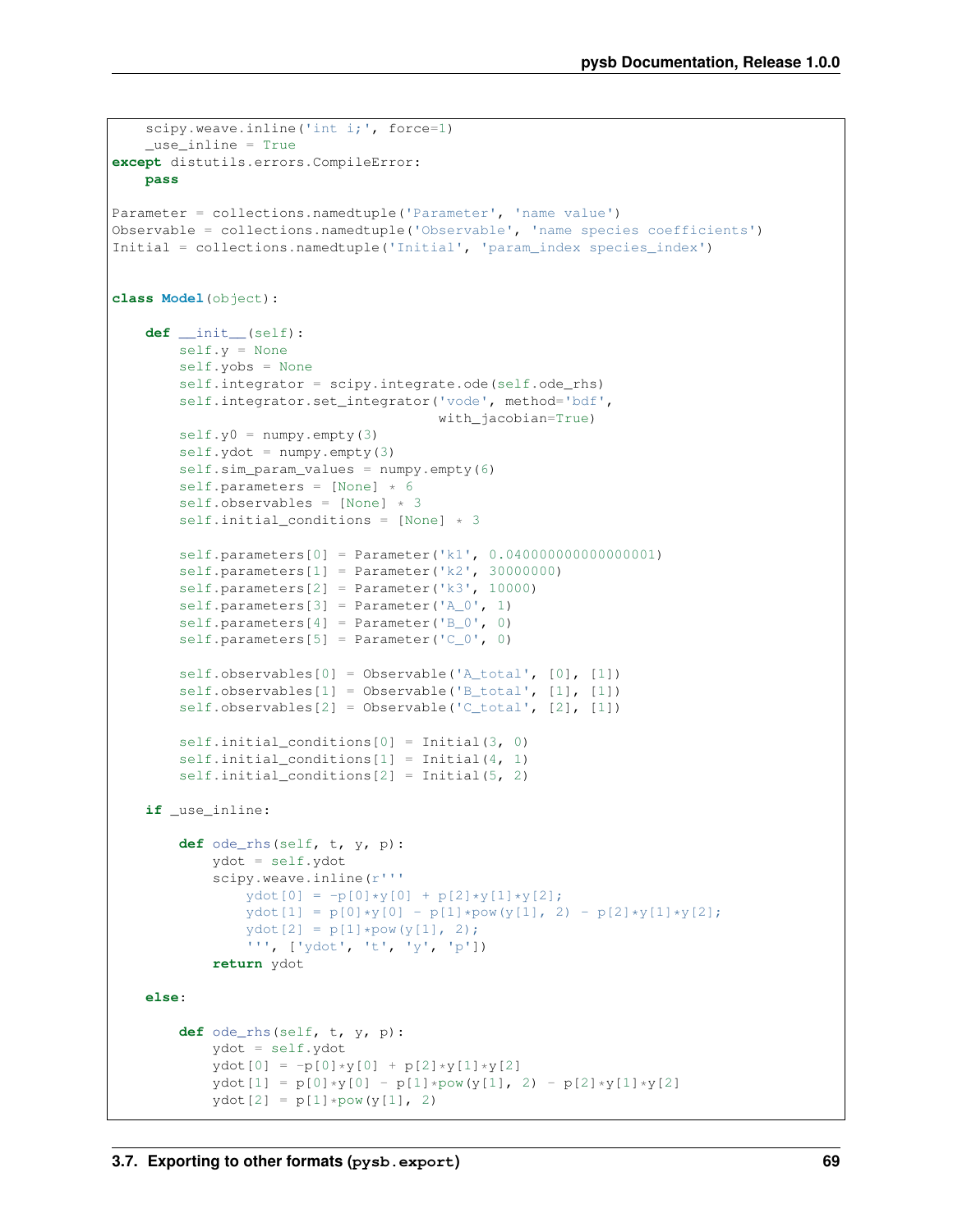```
    scipy.weave.inline('int i;', force=1)
    _use_inline = True
except distutils.errors.CompileError:
    pass

Parameter = collections.namedtuple('Parameter', 'name value')
Observable = collections.namedtuple('Observable', 'name species coefficients')
Initial = collections.namedtuple('Initial', 'param_index species_index')


class Model(object):

    def __init__(self):
        self.y = None
        self.yobs = None
        self.integrator = scipy.integrate.ode(self.ode_rhs)
        self.integrator.set_integrator('vode', method='bdf',
                                       with_jacobian=True)
        self.y0 = numpy.empty(3)
        self.ydot = numpy.empty(3)
        self.sim_param_values = numpy.empty(6)
        self.parameters = [None] * 6
        self.observables = [None] * 3
        self.initial_conditions = [None] * 3

        self.parameters[0] = Parameter('k1', 0.040000000000000001)
        self.parameters[1] = Parameter('k2', 30000000)
        self.parameters[2] = Parameter('k3', 10000)
        self.parameters[3] = Parameter('A_0', 1)
        self.parameters[4] = Parameter('B_0', 0)
        self.parameters[5] = Parameter('C_0', 0)

        self.observables[0] = Observable('A_total', [0], [1])
        self.observables[1] = Observable('B_total', [1], [1])
        self.observables[2] = Observable('C_total', [2], [1])

        self.initial_conditions[0] = Initial(3, 0)
        self.initial_conditions[1] = Initial(4, 1)
        self.initial_conditions[2] = Initial(5, 2)

    if _use_inline:

        def ode_rhs(self, t, y, p):
            ydot = self.ydot
            scipy.weave.inline(r'''
                ydot[0] = -p[0]*y[0] + p[2]*y[1]*y[2];
                ydot[1] = p[0]*y[0] - p[1]*pow(y[1], 2) - p[2]*y[1]*y[2];
                ydot[2] = p[1]*pow(y[1], 2);
                ''', ['ydot', 't', 'y', 'p'])
            return ydot

    else:

        def ode_rhs(self, t, y, p):
            ydot = self.ydot
            ydot[0] = -p[0]*y[0] + p[2]*y[1]*y[2]
            ydot[1] = p[0]*y[0] - p[1]*pow(y[1], 2) - p[2]*y[1]*y[2]
            ydot[2] = p[1]*pow(y[1], 2)
```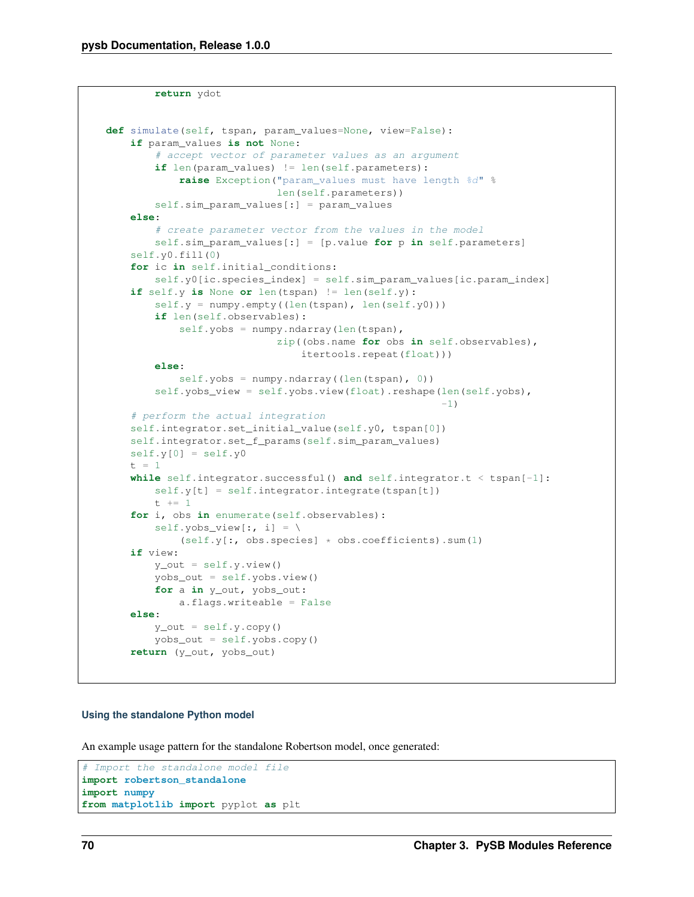```
        return ydot


    def simulate(self, tspan, param_values=None, view=False):
        if param_values is not None:
            # accept vector of parameter values as an argument
            if len(param_values) != len(self.parameters):
                raise Exception("param_values must have length %d" %
                                len(self.parameters))
            self.sim_param_values[:] = param_values
        else:
            # create parameter vector from the values in the model
            self.sim_param_values[:] = [p.value for p in self.parameters]
        self.y0.fill(0)
        for ic in self.initial_conditions:
            self.y0[ic.species_index] = self.sim_param_values[ic.param_index]
        if self.y is None or len(tspan) != len(self.y):
            self.y = numpy.empty((len(tspan), len(self.y0)))
            if len(self.observables):
                self.yobs = numpy.ndarray(len(tspan),
                                zip((obs.name for obs in self.observables),
                                    itertools.repeat(float)))
            else:
                self.yobs = numpy.ndarray((len(tspan), 0))
            self.yobs_view = self.yobs.view(float).reshape(len(self.yobs),
                                                           -1)
        # perform the actual integration
        self.integrator.set_initial_value(self.y0, tspan[0])
        self.integrator.set_f_params(self.sim_param_values)
        self.y[0] = self.y0
        t = 1
        while self.integrator.successful() and self.integrator.t < tspan[-1]:
            self.y[t] = self.integrator.integrate(tspan[t])
            t += 1
        for i, obs in enumerate(self.observables):
            self.yobs_view[:, i] = \
                (self.y[:, obs.species] * obs.coefficients).sum(1)
        if view:
            y_out = self.y.view()
            yobs_out = self.yobs.view()
            for a in y_out, yobs_out:
                a.flags.writeable = False
        else:
            y_out = self.y.copy()
            yobs_out = self.yobs.copy()
        return (y_out, yobs_out)
```

#### Using the standalone Python model

An example usage pattern for the standalone Robertson model, once generated:

```
# Import the standalone model file
import robertson_standalone
import numpy
from matplotlib import pyplot as plt
```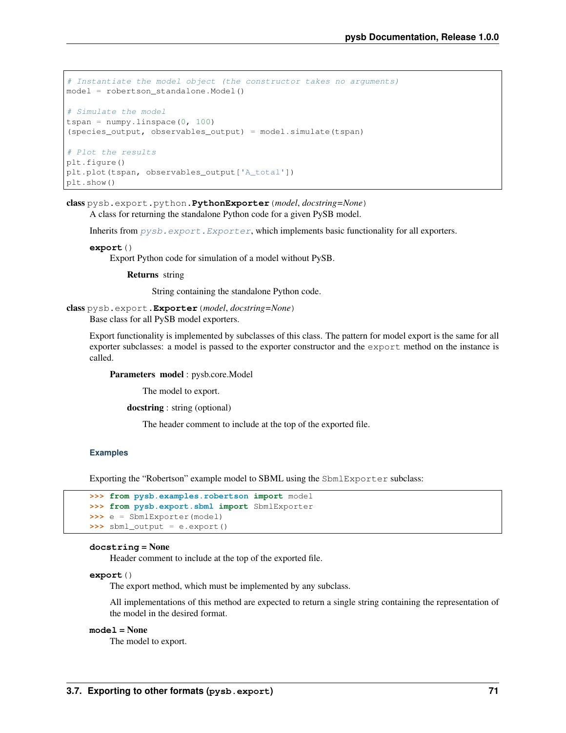```python
# Instantiate the model object (the constructor takes no arguments)
model = robertson_standalone.Model()

# Simulate the model
tspan = numpy.linspace(0, 100)
(species_output, observables_output) = model.simulate(tspan)

# Plot the results
plt.figure()
plt.plot(tspan, observables_output['A_total'])
plt.show()
```

**class** pysb.export.python.**PythonExporter**(*model*, *docstring=None*)

A class for returning the standalone Python code for a given PySB model.

Inherits from *pysb.export.Exporter*, which implements basic functionality for all exporters.

**export**()

Export Python code for simulation of a model without PySB.

**Returns** string

String containing the standalone Python code.

**class** pysb.export.**Exporter**(*model*, *docstring=None*)

Base class for all PySB model exporters.

Export functionality is implemented by subclasses of this class. The pattern for model export is the same for all exporter subclasses: a model is passed to the exporter constructor and the `export` method on the instance is called.

**Parameters** **model** : pysb.core.Model

The model to export.

**docstring** : string (optional)

The header comment to include at the top of the exported file.

### Examples

Exporting the "Robertson" example model to SBML using the `SbmlExporter` subclass:

```python
>>> from pysb.examples.robertson import model
>>> from pysb.export.sbml import SbmlExporter
>>> e = SbmlExporter(model)
>>> sbml_output = e.export()
```

**docstring = None**

Header comment to include at the top of the exported file.

**export**()

The export method, which must be implemented by any subclass.

All implementations of this method are expected to return a single string containing the representation of the model in the desired format.

**model = None**

The model to export.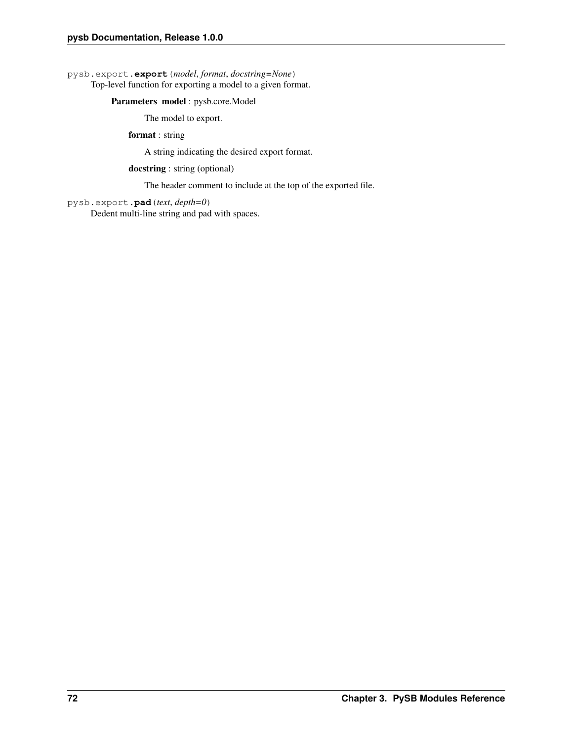`pysb.export.export(model, format, docstring=None)`

Top-level function for exporting a model to a given format.

**Parameters**

**model** : pysb.core.Model

The model to export.

**format** : string

A string indicating the desired export format.

**docstring** : string (optional)

The header comment to include at the top of the exported file.

`pysb.export.pad(text, depth=0)`

Dedent multi-line string and pad with spaces.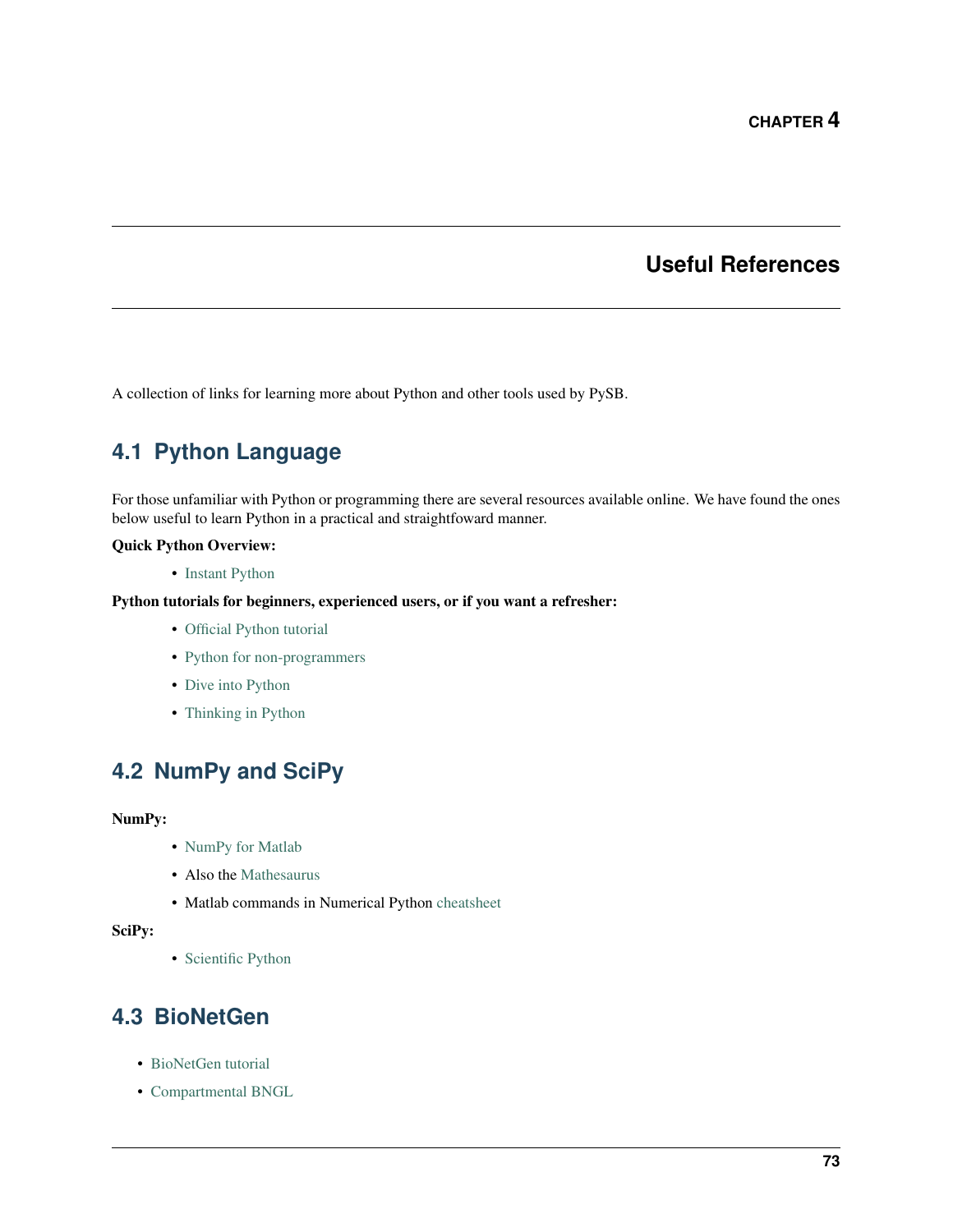# CHAPTER 4

# Useful References

A collection of links for learning more about Python and other tools used by PySB.

## 4.1 Python Language

For those unfamiliar with Python or programming there are several resources available online. We have found the ones below useful to learn Python in a practical and straightfoward manner.

**Quick Python Overview:**

- Instant Python

**Python tutorials for beginners, experienced users, or if you want a refresher:**

- Official Python tutorial
- Python for non-programmers
- Dive into Python
- Thinking in Python

## 4.2 NumPy and SciPy

**NumPy:**

- NumPy for Matlab
- Also the Mathesaurus
- Matlab commands in Numerical Python cheatsheet

**SciPy:**

- Scientific Python

## 4.3 BioNetGen

- BioNetGen tutorial
- Compartmental BNGL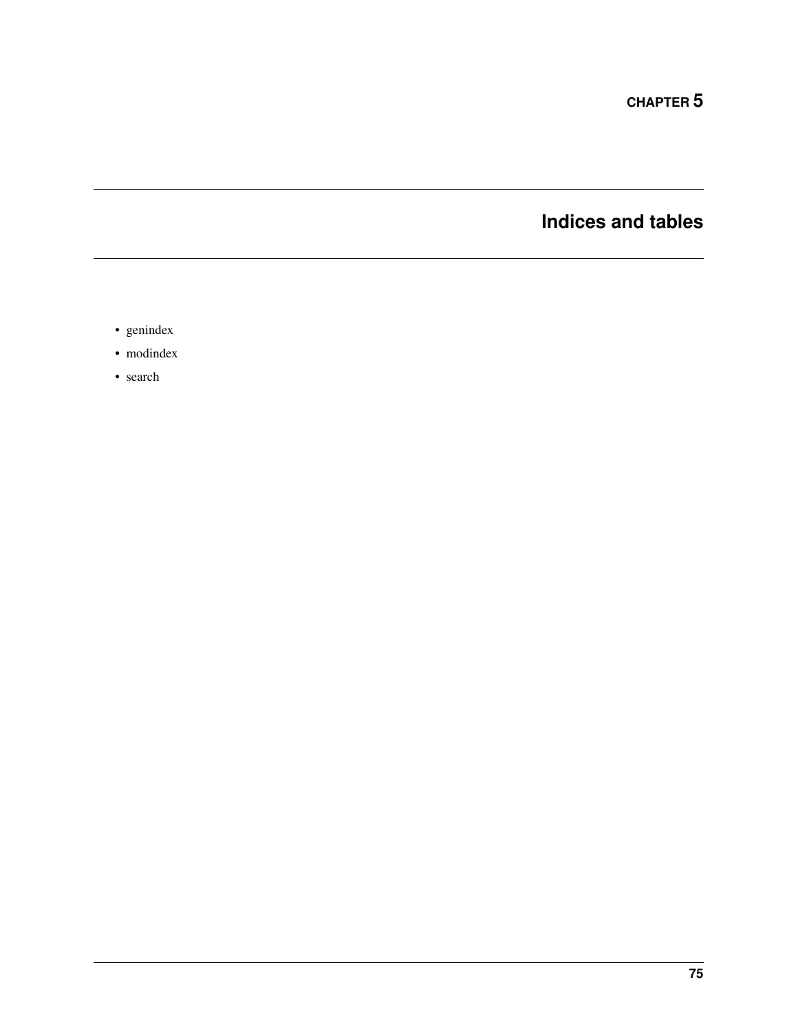# CHAPTER 5

# Indices and tables

- genindex
- modindex
- search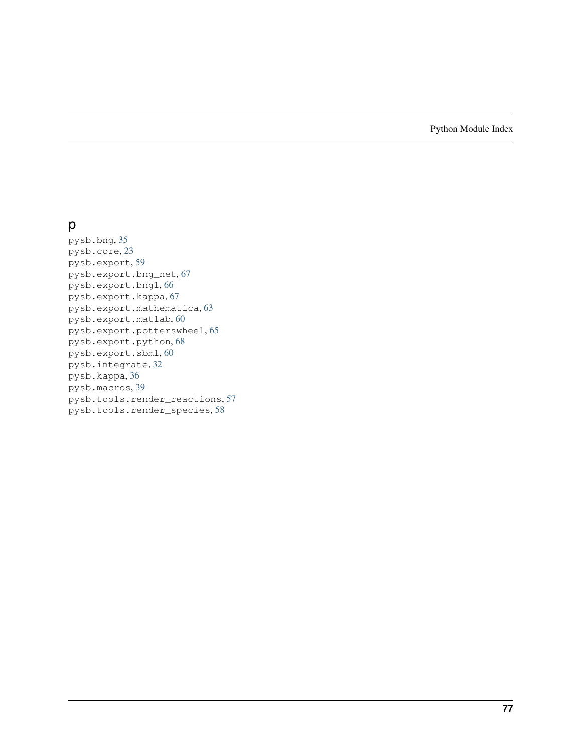# Python Module Index

## p

pysb.bng, 35
pysb.core, 23
pysb.export, 59
pysb.export.bng_net, 67
pysb.export.bngl, 66
pysb.export.kappa, 67
pysb.export.mathematica, 63
pysb.export.matlab, 60
pysb.export.potterswheel, 65
pysb.export.python, 68
pysb.export.sbml, 60
pysb.integrate, 32
pysb.kappa, 36
pysb.macros, 39
pysb.tools.render_reactions, 57
pysb.tools.render_species, 58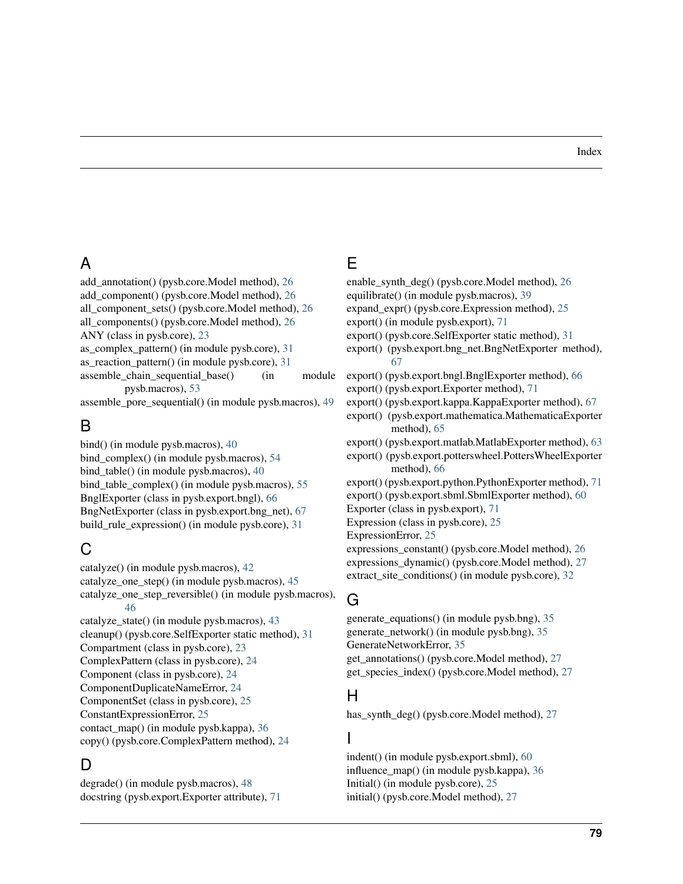# Index

## A

add_annotation() (pysb.core.Model method), 26
add_component() (pysb.core.Model method), 26
all_component_sets() (pysb.core.Model method), 26
all_components() (pysb.core.Model method), 26
ANY (class in pysb.core), 23
as_complex_pattern() (in module pysb.core), 31
as_reaction_pattern() (in module pysb.core), 31
assemble_chain_sequential_base() (in module pysb.macros), 53
assemble_pore_sequential() (in module pysb.macros), 49

## B

bind() (in module pysb.macros), 40
bind_complex() (in module pysb.macros), 54
bind_table() (in module pysb.macros), 40
bind_table_complex() (in module pysb.macros), 55
BnglExporter (class in pysb.export.bngl), 66
BngNetExporter (class in pysb.export.bng_net), 67
build_rule_expression() (in module pysb.core), 31

## C

catalyze() (in module pysb.macros), 42
catalyze_one_step() (in module pysb.macros), 45
catalyze_one_step_reversible() (in module pysb.macros), 46
catalyze_state() (in module pysb.macros), 43
cleanup() (pysb.core.SelfExporter static method), 31
Compartment (class in pysb.core), 23
ComplexPattern (class in pysb.core), 24
Component (class in pysb.core), 24
ComponentDuplicateNameError, 24
ComponentSet (class in pysb.core), 25
ConstantExpressionError, 25
contact_map() (in module pysb.kappa), 36
copy() (pysb.core.ComplexPattern method), 24

## D

degrade() (in module pysb.macros), 48
docstring (pysb.export.Exporter attribute), 71

## E

enable_synth_deg() (pysb.core.Model method), 26
equilibrate() (in module pysb.macros), 39
expand_expr() (pysb.core.Expression method), 25
export() (in module pysb.export), 71
export() (pysb.core.SelfExporter static method), 31
export() (pysb.export.bng_net.BngNetExporter method), 67
export() (pysb.export.bngl.BnglExporter method), 66
export() (pysb.export.Exporter method), 71
export() (pysb.export.kappa.KappaExporter method), 67
export() (pysb.export.mathematica.MathematicaExporter method), 65
export() (pysb.export.matlab.MatlabExporter method), 63
export() (pysb.export.potterswheel.PottersWheelExporter method), 66
export() (pysb.export.python.PythonExporter method), 71
export() (pysb.export.sbml.SbmlExporter method), 60
Exporter (class in pysb.export), 71
Expression (class in pysb.core), 25
ExpressionError, 25
expressions_constant() (pysb.core.Model method), 26
expressions_dynamic() (pysb.core.Model method), 27
extract_site_conditions() (in module pysb.core), 32

## G

generate_equations() (in module pysb.bng), 35
generate_network() (in module pysb.bng), 35
GenerateNetworkError, 35
get_annotations() (pysb.core.Model method), 27
get_species_index() (pysb.core.Model method), 27

## H

has_synth_deg() (pysb.core.Model method), 27

## I

indent() (in module pysb.export.sbml), 60
influence_map() (in module pysb.kappa), 36
Initial() (in module pysb.core), 25
initial() (pysb.core.Model method), 27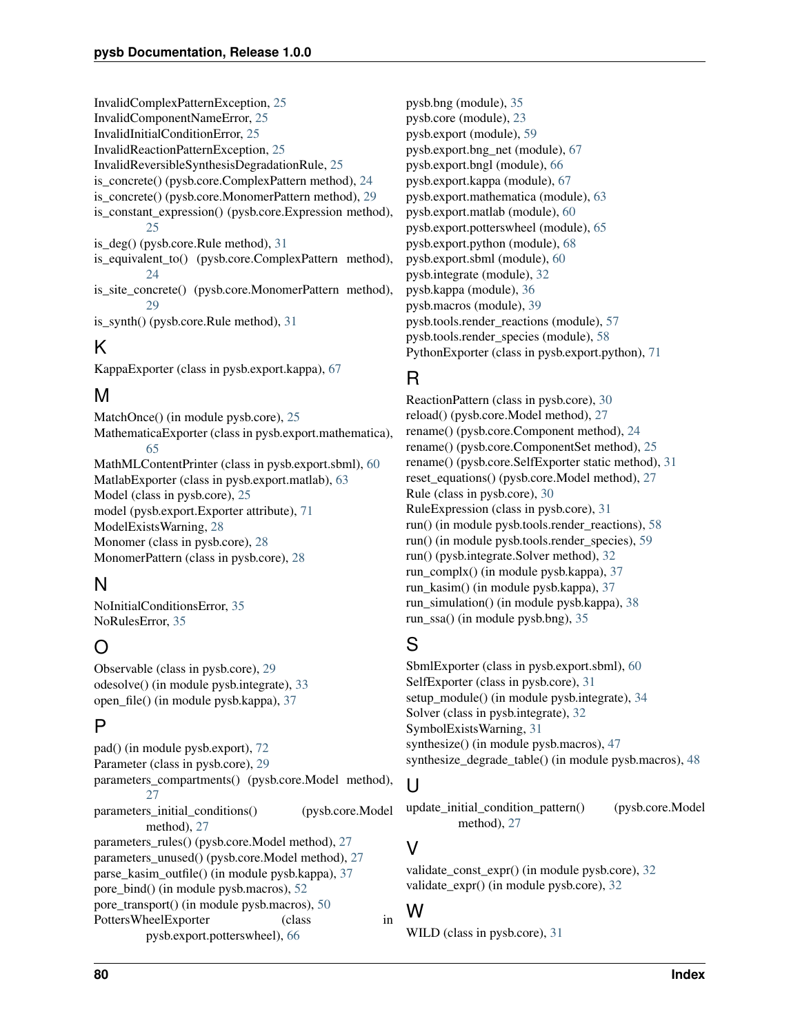InvalidComplexPatternException, 25
InvalidComponentNameError, 25
InvalidInitialConditionError, 25
InvalidReactionPatternException, 25
InvalidReversibleSynthesisDegradationRule, 25
is_concrete() (pysb.core.ComplexPattern method), 24
is_concrete() (pysb.core.MonomerPattern method), 29
is_constant_expression() (pysb.core.Expression method), 25
is_deg() (pysb.core.Rule method), 31
is_equivalent_to() (pysb.core.ComplexPattern method), 24
is_site_concrete() (pysb.core.MonomerPattern method), 29
is_synth() (pysb.core.Rule method), 31

## K

KappaExporter (class in pysb.export.kappa), 67

## M

MatchOnce() (in module pysb.core), 25
MathematicaExporter (class in pysb.export.mathematica), 65
MathMLContentPrinter (class in pysb.export.sbml), 60
MatlabExporter (class in pysb.export.matlab), 63
Model (class in pysb.core), 25
model (pysb.export.Exporter attribute), 71
ModelExistsWarning, 28
Monomer (class in pysb.core), 28
MonomerPattern (class in pysb.core), 28

## N

NoInitialConditionsError, 35
NoRulesError, 35

## O

Observable (class in pysb.core), 29
odesolve() (in module pysb.integrate), 33
open_file() (in module pysb.kappa), 37

## P

pad() (in module pysb.export), 72
Parameter (class in pysb.core), 29
parameters_compartments() (pysb.core.Model method), 27
parameters_initial_conditions() (pysb.core.Model method), 27
parameters_rules() (pysb.core.Model method), 27
parameters_unused() (pysb.core.Model method), 27
parse_kasim_outfile() (in module pysb.kappa), 37
pore_bind() (in module pysb.macros), 52
pore_transport() (in module pysb.macros), 50
PottersWheelExporter (class in pysb.export.potterswheel), 66
pysb.bng (module), 35
pysb.core (module), 23
pysb.export (module), 59
pysb.export.bng_net (module), 67
pysb.export.bngl (module), 66
pysb.export.kappa (module), 67
pysb.export.mathematica (module), 63
pysb.export.matlab (module), 60
pysb.export.potterswheel (module), 65
pysb.export.python (module), 68
pysb.export.sbml (module), 60
pysb.integrate (module), 32
pysb.kappa (module), 36
pysb.macros (module), 39
pysb.tools.render_reactions (module), 57
pysb.tools.render_species (module), 58
PythonExporter (class in pysb.export.python), 71

## R

ReactionPattern (class in pysb.core), 30
reload() (pysb.core.Model method), 27
rename() (pysb.core.Component method), 24
rename() (pysb.core.ComponentSet method), 25
rename() (pysb.core.SelfExporter static method), 31
reset_equations() (pysb.core.Model method), 27
Rule (class in pysb.core), 30
RuleExpression (class in pysb.core), 31
run() (in module pysb.tools.render_reactions), 58
run() (in module pysb.tools.render_species), 59
run() (pysb.integrate.Solver method), 32
run_complx() (in module pysb.kappa), 37
run_kasim() (in module pysb.kappa), 37
run_simulation() (in module pysb.kappa), 38
run_ssa() (in module pysb.bng), 35

## S

SbmlExporter (class in pysb.export.sbml), 60
SelfExporter (class in pysb.core), 31
setup_module() (in module pysb.integrate), 34
Solver (class in pysb.integrate), 32
SymbolExistsWarning, 31
synthesize() (in module pysb.macros), 47
synthesize_degrade_table() (in module pysb.macros), 48

## U

update_initial_condition_pattern() (pysb.core.Model method), 27

## V

validate_const_expr() (in module pysb.core), 32
validate_expr() (in module pysb.core), 32

## W

WILD (class in pysb.core), 31